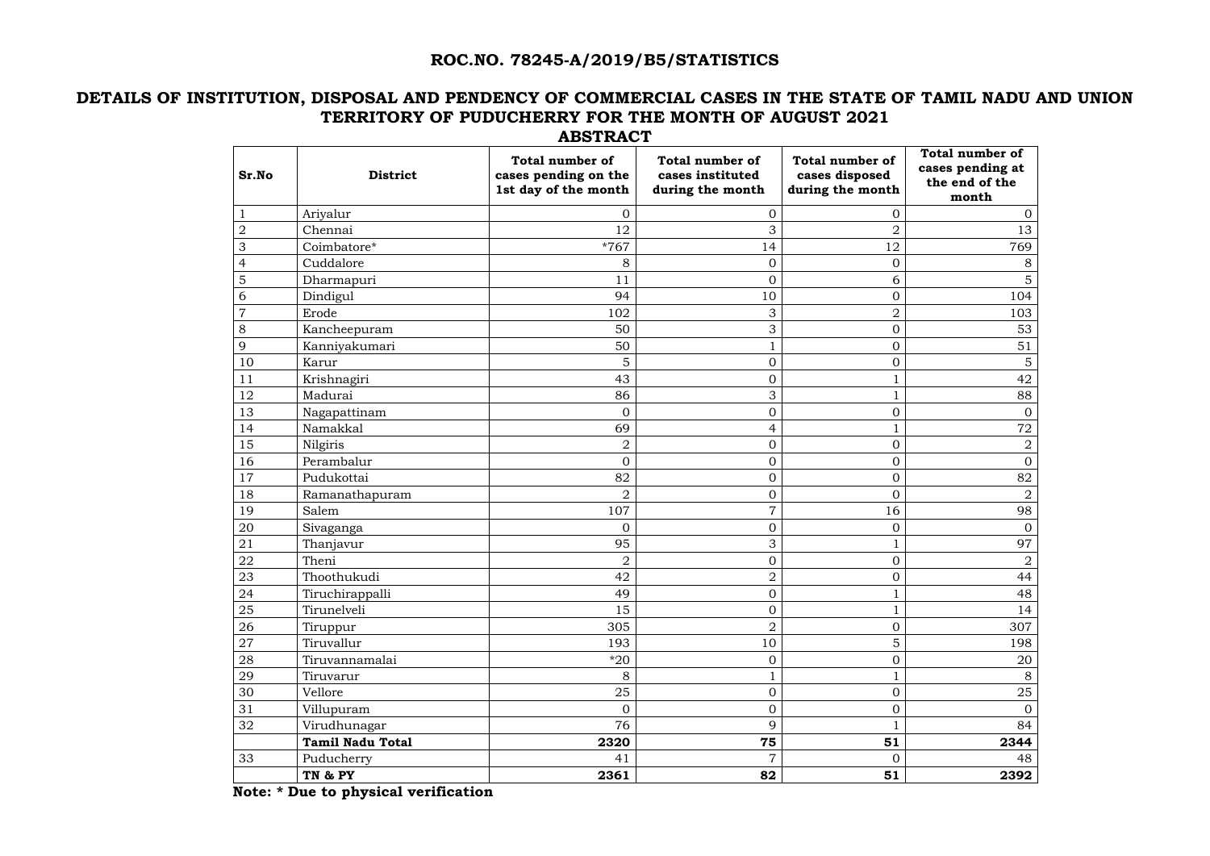## ROC.NO. 78245-A/2019/B5/STATISTICS

## DETAILS OF INSTITUTION, DISPOSAL AND PENDENCY OF COMMERCIAL CASES IN THE STATE OF TAMIL NADU AND UNION TERRITORY OF PUDUCHERRY FOR THE MONTH OF AUGUST 2021

### ABSTRACT

| Sr.No | District | Total number of cases pending on the 1st day of the month | Total number of cases instituted during the month | Total number of cases disposed during the month | Total number of cases pending at the end of the month |
|---|---|---|---|---|---|
| 1 | Ariyalur | 0 | 0 | 0 | 0 |
| 2 | Chennai | 12 | 3 | 2 | 13 |
| 3 | Coimbatore* | *767 | 14 | 12 | 769 |
| 4 | Cuddalore | 8 | 0 | 0 | 8 |
| 5 | Dharmapuri | 11 | 0 | 6 | 5 |
| 6 | Dindigul | 94 | 10 | 0 | 104 |
| 7 | Erode | 102 | 3 | 2 | 103 |
| 8 | Kancheepuram | 50 | 3 | 0 | 53 |
| 9 | Kanniyakumari | 50 | 1 | 0 | 51 |
| 10 | Karur | 5 | 0 | 0 | 5 |
| 11 | Krishnagiri | 43 | 0 | 1 | 42 |
| 12 | Madurai | 86 | 3 | 1 | 88 |
| 13 | Nagapattinam | 0 | 0 | 0 | 0 |
| 14 | Namakkal | 69 | 4 | 1 | 72 |
| 15 | Nilgiris | 2 | 0 | 0 | 2 |
| 16 | Perambalur | 0 | 0 | 0 | 0 |
| 17 | Pudukottai | 82 | 0 | 0 | 82 |
| 18 | Ramanathapuram | 2 | 0 | 0 | 2 |
| 19 | Salem | 107 | 7 | 16 | 98 |
| 20 | Sivaganga | 0 | 0 | 0 | 0 |
| 21 | Thanjavur | 95 | 3 | 1 | 97 |
| 22 | Theni | 2 | 0 | 0 | 2 |
| 23 | Thoothukudi | 42 | 2 | 0 | 44 |
| 24 | Tiruchirappalli | 49 | 0 | 1 | 48 |
| 25 | Tirunelveli | 15 | 0 | 1 | 14 |
| 26 | Tiruppur | 305 | 2 | 0 | 307 |
| 27 | Tiruvallur | 193 | 10 | 5 | 198 |
| 28 | Tiruvannamalai | *20 | 0 | 0 | 20 |
| 29 | Tiruvarur | 8 | 1 | 1 | 8 |
| 30 | Vellore | 25 | 0 | 0 | 25 |
| 31 | Villupuram | 0 | 0 | 0 | 0 |
| 32 | Virudhunagar | 76 | 9 | 1 | 84 |
| | **Tamil Nadu Total** | **2320** | **75** | **51** | **2344** |
| 33 | Puducherry | 41 | 7 | 0 | 48 |
| | **TN & PY** | **2361** | **82** | **51** | **2392** |

**Note: * Due to physical verification**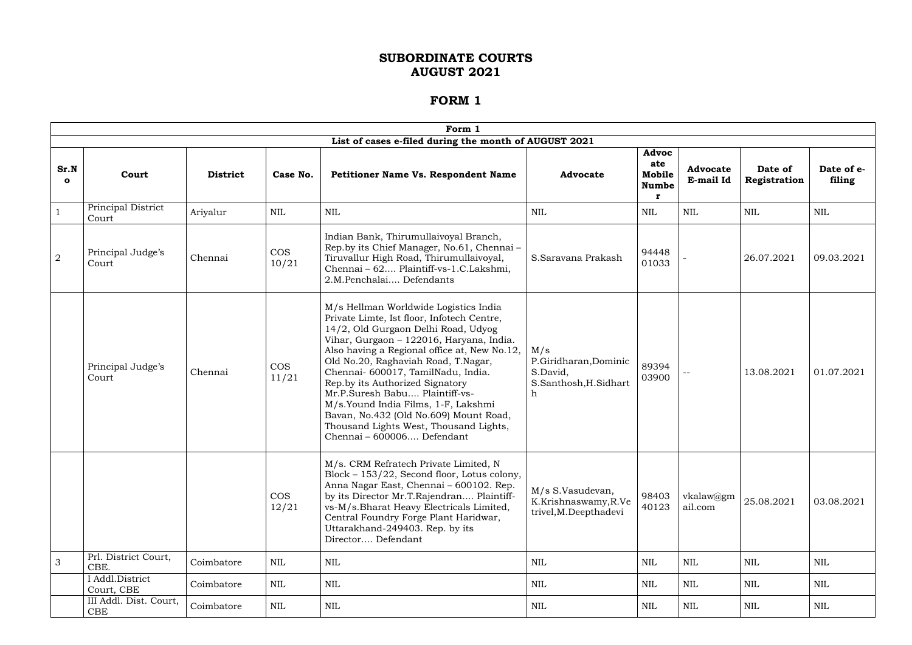# SUBORDINATE COURTS
# AUGUST 2021

# FORM 1

| Form 1 | | | | | | | | | |
|---|---|---|---|---|---|---|---|---|---|
| List of cases e-filed during the month of AUGUST 2021 | | | | | | | | | |
| Sr.No | Court | District | Case No. | Petitioner Name Vs. Respondent Name | Advocate | Advocate Mobile Number | Advocate E-mail Id | Date of Registration | Date of e-filing |
| 1 | Principal District Court | Ariyalur | NIL | NIL | NIL | NIL | NIL | NIL | NIL |
| 2 | Principal Judge's Court | Chennai | COS 10/21 | Indian Bank, Thirumullaivoyal Branch, Rep.by its Chief Manager, No.61, Chennai – Tiruvallur High Road, Thirumullaivoyal, Chennai – 62.... Plaintiff-vs-1.C.Lakshmi, 2.M.Penchalai.... Defendants | S.Saravana Prakash | 94448 01033 | - | 26.07.2021 | 09.03.2021 |
| | Principal Judge's Court | Chennai | COS 11/21 | M/s Hellman Worldwide Logistics India Private Limte, Ist floor, Infotech Centre, 14/2, Old Gurgaon Delhi Road, Udyog Vihar, Gurgaon – 122016, Haryana, India. Also having a Regional office at, New No.12, Old No.20, Raghaviah Road, T.Nagar, Chennai- 600017, TamilNadu, India. Rep.by its Authorized Signatory Mr.P.Suresh Babu.... Plaintiff-vs-M/s.Yound India Films, 1-F, Lakshmi Bavan, No.432 (Old No.609) Mount Road, Thousand Lights West, Thousand Lights, Chennai – 600006.... Defendant | M/s P.Giridharan,Dominic S.David, S.Santhosh,H.Sidharth | 89394 03900 | -- | 13.08.2021 | 01.07.2021 |
| | | | COS 12/21 | M/s. CRM Refratech Private Limited, N Block – 153/22, Second floor, Lotus colony, Anna Nagar East, Chennai – 600102. Rep. by its Director Mr.T.Rajendran.... Plaintiff-vs-M/s.Bharat Heavy Electricals Limited, Central Foundry Forge Plant Haridwar, Uttarakhand-249403. Rep. by its Director.... Defendant | M/s S.Vasudevan, K.Krishnaswamy,R.Vetrivel,M.Deepthadevi | 98403 40123 | vkalaw@gmail.com | 25.08.2021 | 03.08.2021 |
| 3 | Prl. District Court, CBE. | Coimbatore | NIL | NIL | NIL | NIL | NIL | NIL | NIL |
| | I Addl.District Court, CBE | Coimbatore | NIL | NIL | NIL | NIL | NIL | NIL | NIL |
| | III Addl. Dist. Court, CBE | Coimbatore | NIL | NIL | NIL | NIL | NIL | NIL | NIL |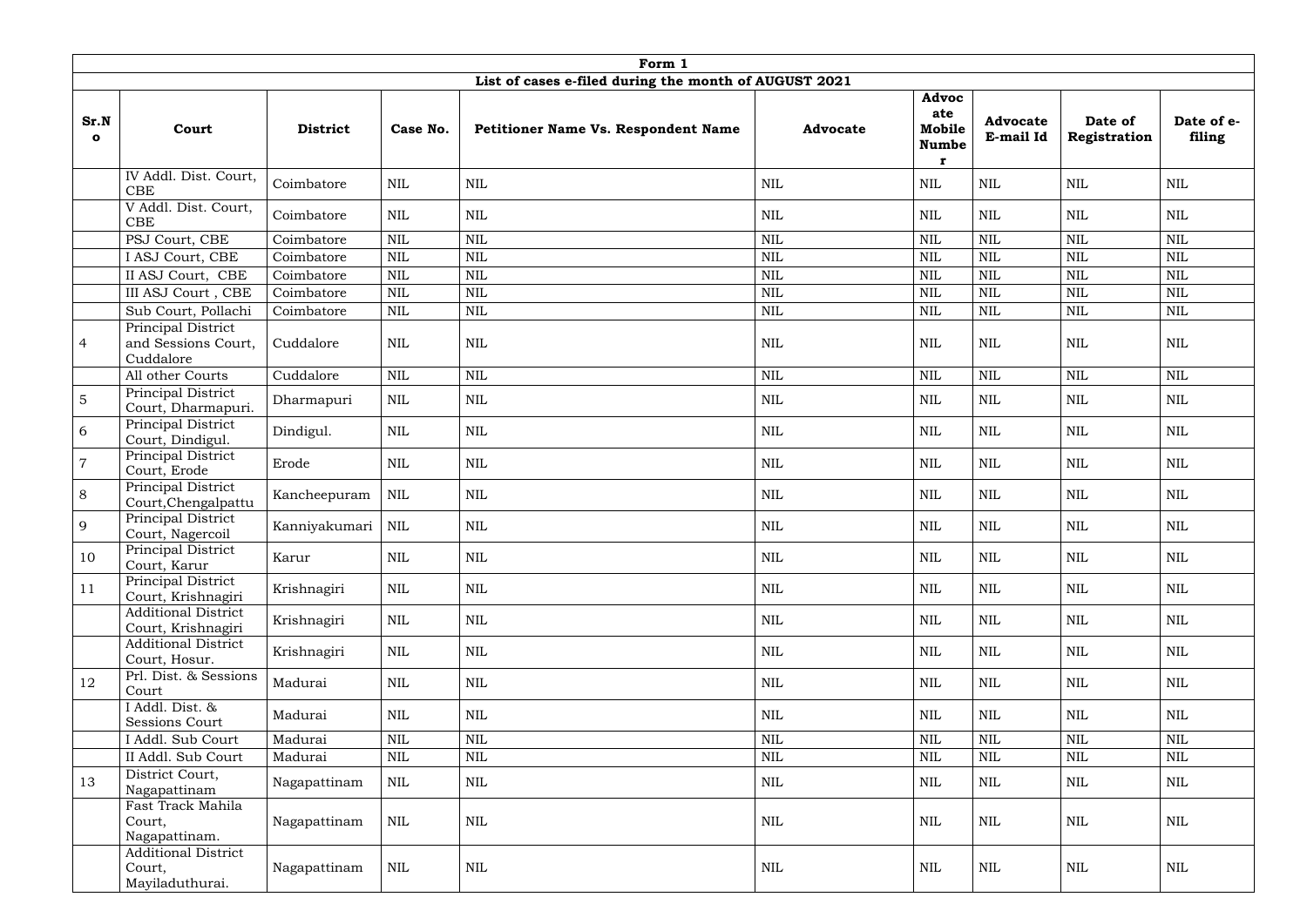| Form 1 | | | | | | | | | |
|---|---|---|---|---|---|---|---|---|---|
| List of cases e-filed during the month of AUGUST 2021 | | | | | | | | | |
| Sr.No | Court | District | Case No. | Petitioner Name Vs. Respondent Name | Advocate | Advocate Mobile Number | Advocate E-mail Id | Date of Registration | Date of e-filing |
| | IV Addl. Dist. Court, CBE | Coimbatore | NIL | NIL | NIL | NIL | NIL | NIL | NIL |
| | V Addl. Dist. Court, CBE | Coimbatore | NIL | NIL | NIL | NIL | NIL | NIL | NIL |
| | PSJ Court, CBE | Coimbatore | NIL | NIL | NIL | NIL | NIL | NIL | NIL |
| | I ASJ Court, CBE | Coimbatore | NIL | NIL | NIL | NIL | NIL | NIL | NIL |
| | II ASJ Court, CBE | Coimbatore | NIL | NIL | NIL | NIL | NIL | NIL | NIL |
| | III ASJ Court , CBE | Coimbatore | NIL | NIL | NIL | NIL | NIL | NIL | NIL |
| | Sub Court, Pollachi | Coimbatore | NIL | NIL | NIL | NIL | NIL | NIL | NIL |
| 4 | Principal District and Sessions Court, Cuddalore | Cuddalore | NIL | NIL | NIL | NIL | NIL | NIL | NIL |
| | All other Courts | Cuddalore | NIL | NIL | NIL | NIL | NIL | NIL | NIL |
| 5 | Principal District Court, Dharmapuri. | Dharmapuri | NIL | NIL | NIL | NIL | NIL | NIL | NIL |
| 6 | Principal District Court, Dindigul. | Dindigul. | NIL | NIL | NIL | NIL | NIL | NIL | NIL |
| 7 | Principal District Court, Erode | Erode | NIL | NIL | NIL | NIL | NIL | NIL | NIL |
| 8 | Principal District Court,Chengalpattu | Kancheepuram | NIL | NIL | NIL | NIL | NIL | NIL | NIL |
| 9 | Principal District Court, Nagercoil | Kanniyakumari | NIL | NIL | NIL | NIL | NIL | NIL | NIL |
| 10 | Principal District Court, Karur | Karur | NIL | NIL | NIL | NIL | NIL | NIL | NIL |
| 11 | Principal District Court, Krishnagiri | Krishnagiri | NIL | NIL | NIL | NIL | NIL | NIL | NIL |
| | Additional District Court, Krishnagiri | Krishnagiri | NIL | NIL | NIL | NIL | NIL | NIL | NIL |
| | Additional District Court, Hosur. | Krishnagiri | NIL | NIL | NIL | NIL | NIL | NIL | NIL |
| 12 | Prl. Dist. & Sessions Court | Madurai | NIL | NIL | NIL | NIL | NIL | NIL | NIL |
| | I Addl. Dist. & Sessions Court | Madurai | NIL | NIL | NIL | NIL | NIL | NIL | NIL |
| | I Addl. Sub Court | Madurai | NIL | NIL | NIL | NIL | NIL | NIL | NIL |
| | II Addl. Sub Court | Madurai | NIL | NIL | NIL | NIL | NIL | NIL | NIL |
| 13 | District Court, Nagapattinam | Nagapattinam | NIL | NIL | NIL | NIL | NIL | NIL | NIL |
| | Fast Track Mahila Court, Nagapattinam. | Nagapattinam | NIL | NIL | NIL | NIL | NIL | NIL | NIL |
| | Additional District Court, Mayiladuthurai. | Nagapattinam | NIL | NIL | NIL | NIL | NIL | NIL | NIL |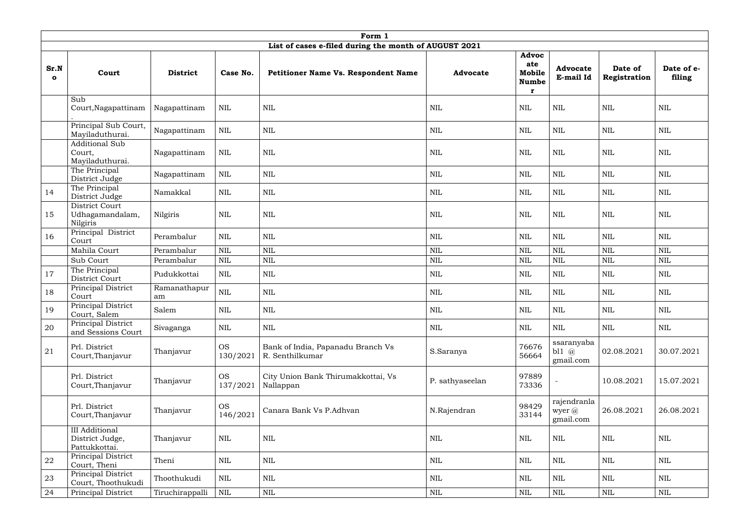| Form 1 | | | | | | | | | |
|---|---|---|---|---|---|---|---|---|---|
| List of cases e-filed during the month of AUGUST 2021 | | | | | | | | | |
| Sr.No | Court | District | Case No. | Petitioner Name Vs. Respondent Name | Advocate | Advocate Mobile Number | Advocate E-mail Id | Date of Registration | Date of e-filing |
| | Sub Court,Nagapattinam. | Nagapattinam | NIL | NIL | NIL | NIL | NIL | NIL | NIL |
| | Principal Sub Court, Mayiladuthurai. | Nagapattinam | NIL | NIL | NIL | NIL | NIL | NIL | NIL |
| | Additional Sub Court, Mayiladuthurai. | Nagapattinam | NIL | NIL | NIL | NIL | NIL | NIL | NIL |
| | The Principal District Judge | Nagapattinam | NIL | NIL | NIL | NIL | NIL | NIL | NIL |
| 14 | The Principal District Judge | Namakkal | NIL | NIL | NIL | NIL | NIL | NIL | NIL |
| 15 | District Court Udhagamandalam, Nilgiris | Nilgiris | NIL | NIL | NIL | NIL | NIL | NIL | NIL |
| 16 | Principal District Court | Perambalur | NIL | NIL | NIL | NIL | NIL | NIL | NIL |
| | Mahila Court | Perambalur | NIL | NIL | NIL | NIL | NIL | NIL | NIL |
| | Sub Court | Perambalur | NIL | NIL | NIL | NIL | NIL | NIL | NIL |
| 17 | The Principal District Court | Pudukkottai | NIL | NIL | NIL | NIL | NIL | NIL | NIL |
| 18 | Principal District Court | Ramanathapuram | NIL | NIL | NIL | NIL | NIL | NIL | NIL |
| 19 | Principal District Court, Salem | Salem | NIL | NIL | NIL | NIL | NIL | NIL | NIL |
| 20 | Principal District and Sessions Court | Sivaganga | NIL | NIL | NIL | NIL | NIL | NIL | NIL |
| 21 | Prl. District Court,Thanjavur | Thanjavur | OS 130/2021 | Bank of India, Papanadu Branch Vs R. Senthilkumar | S.Saranya | 7667656664 | ssaranyabal1 @ gmail.com | 02.08.2021 | 30.07.2021 |
| | Prl. District Court,Thanjavur | Thanjavur | OS 137/2021 | City Union Bank Thirumakkottai, Vs Nallappan | P. sathyaseelan | 9788973336 | - | 10.08.2021 | 15.07.2021 |
| | Prl. District Court,Thanjavur | Thanjavur | OS 146/2021 | Canara Bank Vs P.Adhvan | N.Rajendran | 9842933144 | rajendranlawyer @ gmail.com | 26.08.2021 | 26.08.2021 |
| | III Additional District Judge, Pattukkottai. | Thanjavur | NIL | NIL | NIL | NIL | NIL | NIL | NIL |
| 22 | Principal District Court, Theni | Theni | NIL | NIL | NIL | NIL | NIL | NIL | NIL |
| 23 | Principal District Court, Thoothukudi | Thoothukudi | NIL | NIL | NIL | NIL | NIL | NIL | NIL |
| 24 | Principal District | Tiruchirappalli | NIL | NIL | NIL | NIL | NIL | NIL | NIL |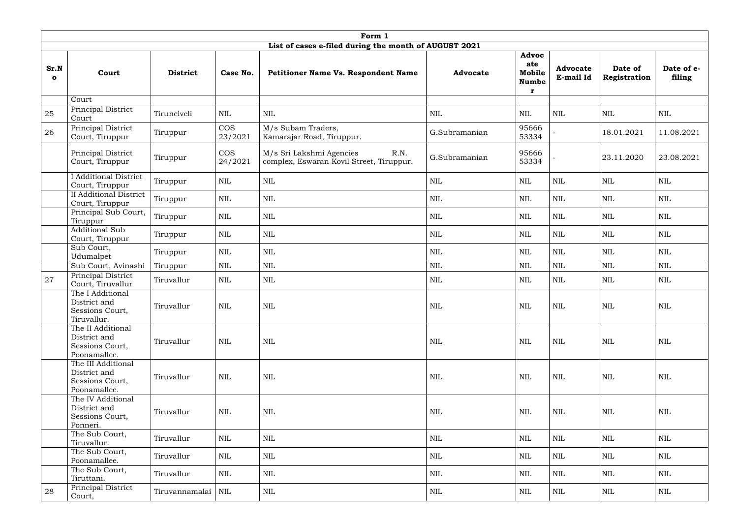| Form 1 | | | | | | | | | |
|---|---|---|---|---|---|---|---|---|---|
| List of cases e-filed during the month of AUGUST 2021 | | | | | | | | | |
| **Sr.No** | **Court** | **District** | **Case No.** | **Petitioner Name Vs. Respondent Name** | **Advocate** | **Advocate Mobile Number** | **Advocate E-mail Id** | **Date of Registration** | **Date of e-filing** |
| | Court | | | | | | | | |
| 25 | Principal District Court | Tirunelveli | NIL | NIL | NIL | NIL | NIL | NIL | NIL |
| 26 | Principal District Court, Tiruppur | Tiruppur | COS 23/2021 | M/s Subam Traders, Kamarajar Road, Tiruppur. | G.Subramanian | 95666 53334 | - | 18.01.2021 | 11.08.2021 |
| | Principal District Court, Tiruppur | Tiruppur | COS 24/2021 | M/s Sri Lakshmi Agencies R.N. complex, Eswaran Kovil Street, Tiruppur. | G.Subramanian | 95666 53334 | - | 23.11.2020 | 23.08.2021 |
| | I Additional District Court, Tiruppur | Tiruppur | NIL | NIL | NIL | NIL | NIL | NIL | NIL |
| | II Additional District Court, Tiruppur | Tiruppur | NIL | NIL | NIL | NIL | NIL | NIL | NIL |
| | Principal Sub Court, Tiruppur | Tiruppur | NIL | NIL | NIL | NIL | NIL | NIL | NIL |
| | Additional Sub Court, Tiruppur | Tiruppur | NIL | NIL | NIL | NIL | NIL | NIL | NIL |
| | Sub Court, Udumalpet | Tiruppur | NIL | NIL | NIL | NIL | NIL | NIL | NIL |
| | Sub Court, Avinashi | Tiruppur | NIL | NIL | NIL | NIL | NIL | NIL | NIL |
| 27 | Principal District Court, Tiruvallur | Tiruvallur | NIL | NIL | NIL | NIL | NIL | NIL | NIL |
| | The I Additional District and Sessions Court, Tiruvallur. | Tiruvallur | NIL | NIL | NIL | NIL | NIL | NIL | NIL |
| | The II Additional District and Sessions Court, Poonamallee. | Tiruvallur | NIL | NIL | NIL | NIL | NIL | NIL | NIL |
| | The III Additional District and Sessions Court, Poonamallee. | Tiruvallur | NIL | NIL | NIL | NIL | NIL | NIL | NIL |
| | The IV Additional District and Sessions Court, Ponneri. | Tiruvallur | NIL | NIL | NIL | NIL | NIL | NIL | NIL |
| | The Sub Court, Tiruvallur. | Tiruvallur | NIL | NIL | NIL | NIL | NIL | NIL | NIL |
| | The Sub Court, Poonamallee. | Tiruvallur | NIL | NIL | NIL | NIL | NIL | NIL | NIL |
| | The Sub Court, Tiruttani. | Tiruvallur | NIL | NIL | NIL | NIL | NIL | NIL | NIL |
| 28 | Principal District Court, | Tiruvannamalai | NIL | NIL | NIL | NIL | NIL | NIL | NIL |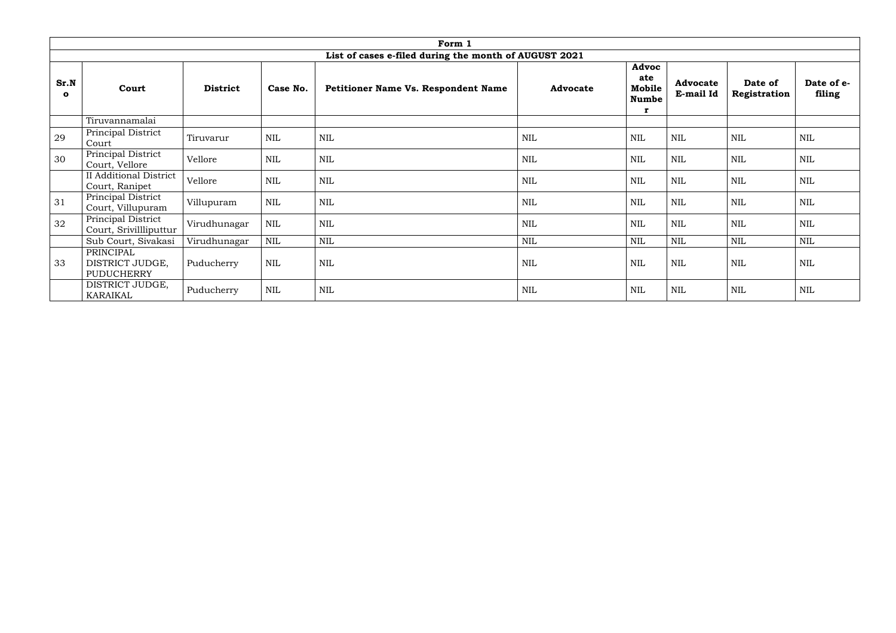| Form 1 | | | | | | | | | |
|---|---|---|---|---|---|---|---|---|---|
| List of cases e-filed during the month of AUGUST 2021 | | | | | | | | | |
| **Sr.No** | **Court** | **District** | **Case No.** | **Petitioner Name Vs. Respondent Name** | **Advocate** | **Advocate Mobile Number** | **Advocate E-mail Id** | **Date of Registration** | **Date of e-filing** |
| | Tiruvannamalai | | | | | | | | |
| 29 | Principal District Court | Tiruvarur | NIL | NIL | NIL | NIL | NIL | NIL | NIL |
| 30 | Principal District Court, Vellore | Vellore | NIL | NIL | NIL | NIL | NIL | NIL | NIL |
| | II Additional District Court, Ranipet | Vellore | NIL | NIL | NIL | NIL | NIL | NIL | NIL |
| 31 | Principal District Court, Villupuram | Villupuram | NIL | NIL | NIL | NIL | NIL | NIL | NIL |
| 32 | Principal District Court, Srivillliputtur | Virudhunagar | NIL | NIL | NIL | NIL | NIL | NIL | NIL |
| | Sub Court, Sivakasi | Virudhunagar | NIL | NIL | NIL | NIL | NIL | NIL | NIL |
| 33 | PRINCIPAL DISTRICT JUDGE, PUDUCHERRY | Puducherry | NIL | NIL | NIL | NIL | NIL | NIL | NIL |
| | DISTRICT JUDGE, KARAIKAL | Puducherry | NIL | NIL | NIL | NIL | NIL | NIL | NIL |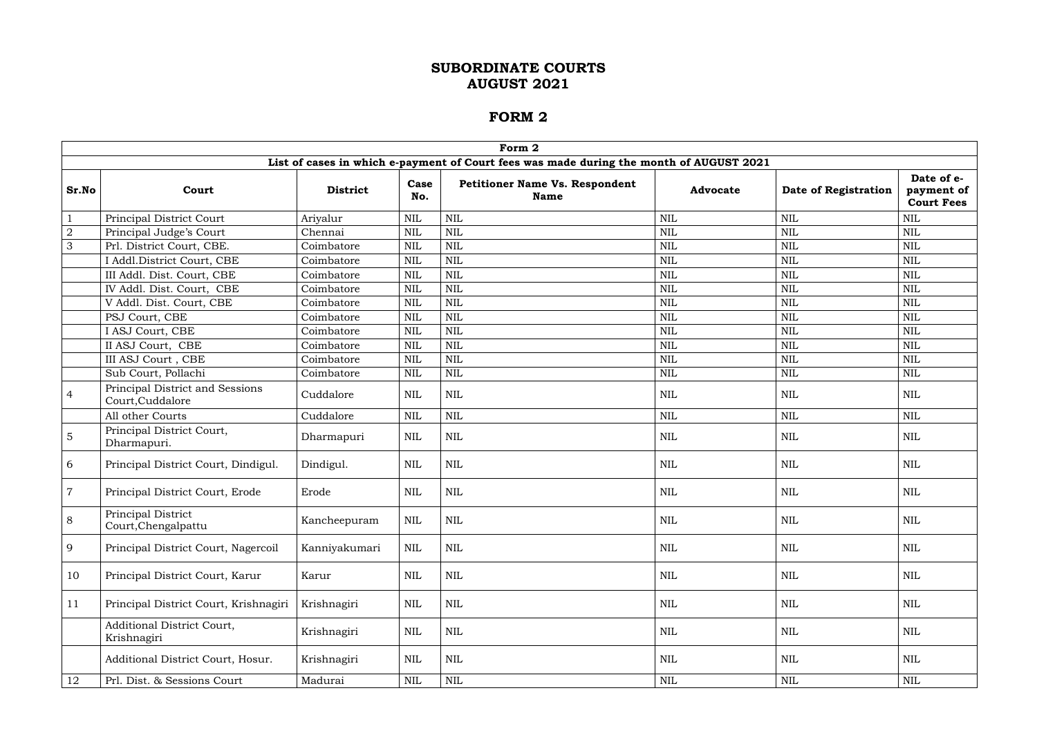# SUBORDINATE COURTS
# AUGUST 2021

# FORM 2

| Form 2 | | | | | | | |
|---|---|---|---|---|---|---|---|
| **List of cases in which e-payment of Court fees was made during the month of AUGUST 2021** | | | | | | | |
| **Sr.No** | **Court** | **District** | **Case No.** | **Petitioner Name Vs. Respondent Name** | **Advocate** | **Date of Registration** | **Date of e-payment of Court Fees** |
| 1 | Principal District Court | Ariyalur | NIL | NIL | NIL | NIL | NIL |
| 2 | Principal Judge's Court | Chennai | NIL | NIL | NIL | NIL | NIL |
| 3 | Prl. District Court, CBE. | Coimbatore | NIL | NIL | NIL | NIL | NIL |
| | I Addl.District Court, CBE | Coimbatore | NIL | NIL | NIL | NIL | NIL |
| | III Addl. Dist. Court, CBE | Coimbatore | NIL | NIL | NIL | NIL | NIL |
| | IV Addl. Dist. Court, CBE | Coimbatore | NIL | NIL | NIL | NIL | NIL |
| | V Addl. Dist. Court, CBE | Coimbatore | NIL | NIL | NIL | NIL | NIL |
| | PSJ Court, CBE | Coimbatore | NIL | NIL | NIL | NIL | NIL |
| | I ASJ Court, CBE | Coimbatore | NIL | NIL | NIL | NIL | NIL |
| | II ASJ Court, CBE | Coimbatore | NIL | NIL | NIL | NIL | NIL |
| | III ASJ Court , CBE | Coimbatore | NIL | NIL | NIL | NIL | NIL |
| | Sub Court, Pollachi | Coimbatore | NIL | NIL | NIL | NIL | NIL |
| 4 | Principal District and Sessions Court,Cuddalore | Cuddalore | NIL | NIL | NIL | NIL | NIL |
| | All other Courts | Cuddalore | NIL | NIL | NIL | NIL | NIL |
| 5 | Principal District Court, Dharmapuri. | Dharmapuri | NIL | NIL | NIL | NIL | NIL |
| 6 | Principal District Court, Dindigul. | Dindigul. | NIL | NIL | NIL | NIL | NIL |
| 7 | Principal District Court, Erode | Erode | NIL | NIL | NIL | NIL | NIL |
| 8 | Principal District Court,Chengalpattu | Kancheepuram | NIL | NIL | NIL | NIL | NIL |
| 9 | Principal District Court, Nagercoil | Kanniyakumari | NIL | NIL | NIL | NIL | NIL |
| 10 | Principal District Court, Karur | Karur | NIL | NIL | NIL | NIL | NIL |
| 11 | Principal District Court, Krishnagiri | Krishnagiri | NIL | NIL | NIL | NIL | NIL |
| | Additional District Court, Krishnagiri | Krishnagiri | NIL | NIL | NIL | NIL | NIL |
| | Additional District Court, Hosur. | Krishnagiri | NIL | NIL | NIL | NIL | NIL |
| 12 | Prl. Dist. & Sessions Court | Madurai | NIL | NIL | NIL | NIL | NIL |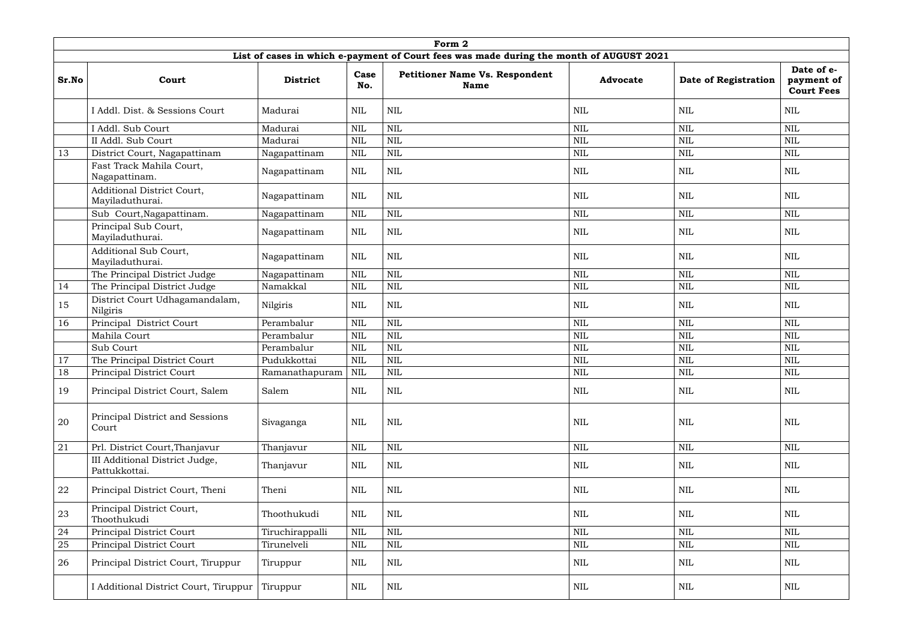| Form 2 | | | | | | | |
|---|---|---|---|---|---|---|---|
| List of cases in which e-payment of Court fees was made during the month of AUGUST 2021 | | | | | | | |
| **Sr.No** | **Court** | **District** | **Case No.** | **Petitioner Name Vs. Respondent Name** | **Advocate** | **Date of Registration** | **Date of e-payment of Court Fees** |
| | I Addl. Dist. & Sessions Court | Madurai | NIL | NIL | NIL | NIL | NIL |
| | I Addl. Sub Court | Madurai | NIL | NIL | NIL | NIL | NIL |
| | II Addl. Sub Court | Madurai | NIL | NIL | NIL | NIL | NIL |
| 13 | District Court, Nagapattinam | Nagapattinam | NIL | NIL | NIL | NIL | NIL |
| | Fast Track Mahila Court, Nagapattinam. | Nagapattinam | NIL | NIL | NIL | NIL | NIL |
| | Additional District Court, Mayiladuthurai. | Nagapattinam | NIL | NIL | NIL | NIL | NIL |
| | Sub Court,Nagapattinam. | Nagapattinam | NIL | NIL | NIL | NIL | NIL |
| | Principal Sub Court, Mayiladuthurai. | Nagapattinam | NIL | NIL | NIL | NIL | NIL |
| | Additional Sub Court, Mayiladuthurai. | Nagapattinam | NIL | NIL | NIL | NIL | NIL |
| | The Principal District Judge | Nagapattinam | NIL | NIL | NIL | NIL | NIL |
| 14 | The Principal District Judge | Namakkal | NIL | NIL | NIL | NIL | NIL |
| 15 | District Court Udhagamandalam, Nilgiris | Nilgiris | NIL | NIL | NIL | NIL | NIL |
| 16 | Principal District Court | Perambalur | NIL | NIL | NIL | NIL | NIL |
| | Mahila Court | Perambalur | NIL | NIL | NIL | NIL | NIL |
| | Sub Court | Perambalur | NIL | NIL | NIL | NIL | NIL |
| 17 | The Principal District Court | Pudukkottai | NIL | NIL | NIL | NIL | NIL |
| 18 | Principal District Court | Ramanathapuram | NIL | NIL | NIL | NIL | NIL |
| 19 | Principal District Court, Salem | Salem | NIL | NIL | NIL | NIL | NIL |
| 20 | Principal District and Sessions Court | Sivaganga | NIL | NIL | NIL | NIL | NIL |
| 21 | Prl. District Court,Thanjavur | Thanjavur | NIL | NIL | NIL | NIL | NIL |
| | III Additional District Judge, Pattukkottai. | Thanjavur | NIL | NIL | NIL | NIL | NIL |
| 22 | Principal District Court, Theni | Theni | NIL | NIL | NIL | NIL | NIL |
| 23 | Principal District Court, Thoothukudi | Thoothukudi | NIL | NIL | NIL | NIL | NIL |
| 24 | Principal District Court | Tiruchirappalli | NIL | NIL | NIL | NIL | NIL |
| 25 | Principal District Court | Tirunelveli | NIL | NIL | NIL | NIL | NIL |
| 26 | Principal District Court, Tiruppur | Tiruppur | NIL | NIL | NIL | NIL | NIL |
| | I Additional District Court, Tiruppur | Tiruppur | NIL | NIL | NIL | NIL | NIL |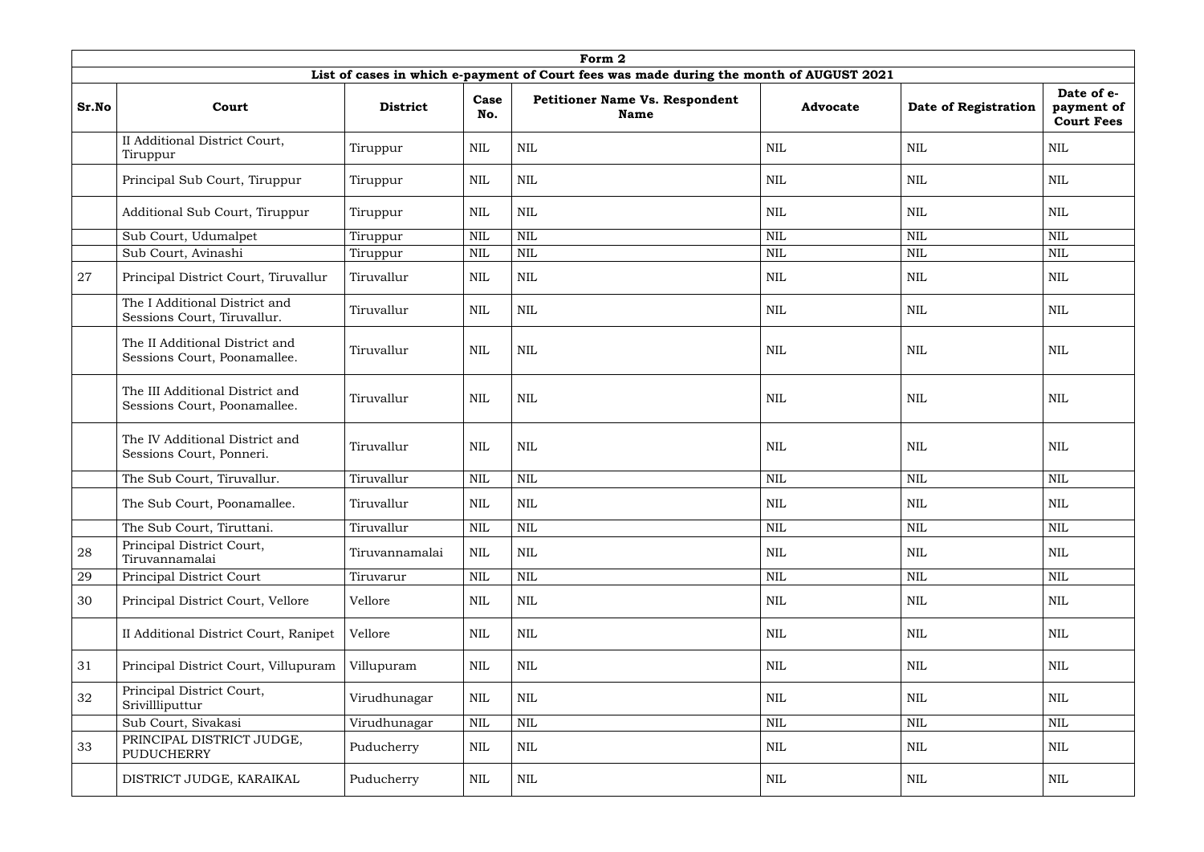| Form 2 | | | | | | | |
|---|---|---|---|---|---|---|---|
| **List of cases in which e-payment of Court fees was made during the month of AUGUST 2021** | | | | | | | |
| **Sr.No** | **Court** | **District** | **Case No.** | **Petitioner Name Vs. Respondent Name** | **Advocate** | **Date of Registration** | **Date of e-payment of Court Fees** |
| | II Additional District Court, Tiruppur | Tiruppur | NIL | NIL | NIL | NIL | NIL |
| | Principal Sub Court, Tiruppur | Tiruppur | NIL | NIL | NIL | NIL | NIL |
| | Additional Sub Court, Tiruppur | Tiruppur | NIL | NIL | NIL | NIL | NIL |
| | Sub Court, Udumalpet | Tiruppur | NIL | NIL | NIL | NIL | NIL |
| | Sub Court, Avinashi | Tiruppur | NIL | NIL | NIL | NIL | NIL |
| 27 | Principal District Court, Tiruvallur | Tiruvallur | NIL | NIL | NIL | NIL | NIL |
| | The I Additional District and Sessions Court, Tiruvallur. | Tiruvallur | NIL | NIL | NIL | NIL | NIL |
| | The II Additional District and Sessions Court, Poonamallee. | Tiruvallur | NIL | NIL | NIL | NIL | NIL |
| | The III Additional District and Sessions Court, Poonamallee. | Tiruvallur | NIL | NIL | NIL | NIL | NIL |
| | The IV Additional District and Sessions Court, Ponneri. | Tiruvallur | NIL | NIL | NIL | NIL | NIL |
| | The Sub Court, Tiruvallur. | Tiruvallur | NIL | NIL | NIL | NIL | NIL |
| | The Sub Court, Poonamallee. | Tiruvallur | NIL | NIL | NIL | NIL | NIL |
| | The Sub Court, Tiruttani. | Tiruvallur | NIL | NIL | NIL | NIL | NIL |
| 28 | Principal District Court, Tiruvannamalai | Tiruvannamalai | NIL | NIL | NIL | NIL | NIL |
| 29 | Principal District Court | Tiruvarur | NIL | NIL | NIL | NIL | NIL |
| 30 | Principal District Court, Vellore | Vellore | NIL | NIL | NIL | NIL | NIL |
| | II Additional District Court, Ranipet | Vellore | NIL | NIL | NIL | NIL | NIL |
| 31 | Principal District Court, Villupuram | Villupuram | NIL | NIL | NIL | NIL | NIL |
| 32 | Principal District Court, Srivillliputtur | Virudhunagar | NIL | NIL | NIL | NIL | NIL |
| | Sub Court, Sivakasi | Virudhunagar | NIL | NIL | NIL | NIL | NIL |
| 33 | PRINCIPAL DISTRICT JUDGE, PUDUCHERRY | Puducherry | NIL | NIL | NIL | NIL | NIL |
| | DISTRICT JUDGE, KARAIKAL | Puducherry | NIL | NIL | NIL | NIL | NIL |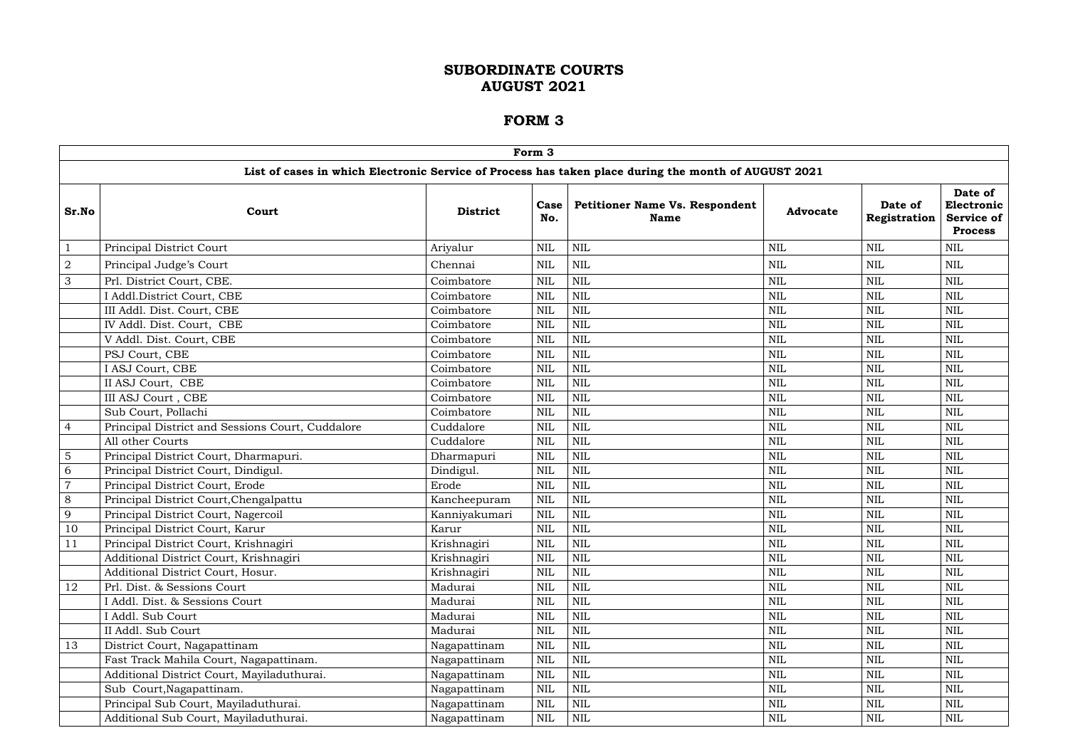# SUBORDINATE COURTS
# AUGUST 2021

# FORM 3

| Form 3 | | | | | | | |
|---|---|---|---|---|---|---|---|
| **List of cases in which Electronic Service of Process has taken place during the month of AUGUST 2021** | | | | | | | |
| **Sr.No** | **Court** | **District** | **Case No.** | **Petitioner Name Vs. Respondent Name** | **Advocate** | **Date of Registration** | **Date of Electronic Service of Process** |
| 1 | Principal District Court | Ariyalur | NIL | NIL | NIL | NIL | NIL |
| 2 | Principal Judge's Court | Chennai | NIL | NIL | NIL | NIL | NIL |
| 3 | Prl. District Court, CBE. | Coimbatore | NIL | NIL | NIL | NIL | NIL |
| | I Addl.District Court, CBE | Coimbatore | NIL | NIL | NIL | NIL | NIL |
| | III Addl. Dist. Court, CBE | Coimbatore | NIL | NIL | NIL | NIL | NIL |
| | IV Addl. Dist. Court, CBE | Coimbatore | NIL | NIL | NIL | NIL | NIL |
| | V Addl. Dist. Court, CBE | Coimbatore | NIL | NIL | NIL | NIL | NIL |
| | PSJ Court, CBE | Coimbatore | NIL | NIL | NIL | NIL | NIL |
| | I ASJ Court, CBE | Coimbatore | NIL | NIL | NIL | NIL | NIL |
| | II ASJ Court, CBE | Coimbatore | NIL | NIL | NIL | NIL | NIL |
| | III ASJ Court , CBE | Coimbatore | NIL | NIL | NIL | NIL | NIL |
| | Sub Court, Pollachi | Coimbatore | NIL | NIL | NIL | NIL | NIL |
| 4 | Principal District and Sessions Court, Cuddalore | Cuddalore | NIL | NIL | NIL | NIL | NIL |
| | All other Courts | Cuddalore | NIL | NIL | NIL | NIL | NIL |
| 5 | Principal District Court, Dharmapuri. | Dharmapuri | NIL | NIL | NIL | NIL | NIL |
| 6 | Principal District Court, Dindigul. | Dindigul. | NIL | NIL | NIL | NIL | NIL |
| 7 | Principal District Court, Erode | Erode | NIL | NIL | NIL | NIL | NIL |
| 8 | Principal District Court,Chengalpattu | Kancheepuram | NIL | NIL | NIL | NIL | NIL |
| 9 | Principal District Court, Nagercoil | Kanniyakumari | NIL | NIL | NIL | NIL | NIL |
| 10 | Principal District Court, Karur | Karur | NIL | NIL | NIL | NIL | NIL |
| 11 | Principal District Court, Krishnagiri | Krishnagiri | NIL | NIL | NIL | NIL | NIL |
| | Additional District Court, Krishnagiri | Krishnagiri | NIL | NIL | NIL | NIL | NIL |
| | Additional District Court, Hosur. | Krishnagiri | NIL | NIL | NIL | NIL | NIL |
| 12 | Prl. Dist. & Sessions Court | Madurai | NIL | NIL | NIL | NIL | NIL |
| | I Addl. Dist. & Sessions Court | Madurai | NIL | NIL | NIL | NIL | NIL |
| | I Addl. Sub Court | Madurai | NIL | NIL | NIL | NIL | NIL |
| | II Addl. Sub Court | Madurai | NIL | NIL | NIL | NIL | NIL |
| 13 | District Court, Nagapattinam | Nagapattinam | NIL | NIL | NIL | NIL | NIL |
| | Fast Track Mahila Court, Nagapattinam. | Nagapattinam | NIL | NIL | NIL | NIL | NIL |
| | Additional District Court, Mayiladuthurai. | Nagapattinam | NIL | NIL | NIL | NIL | NIL |
| | Sub Court,Nagapattinam. | Nagapattinam | NIL | NIL | NIL | NIL | NIL |
| | Principal Sub Court, Mayiladuthurai. | Nagapattinam | NIL | NIL | NIL | NIL | NIL |
| | Additional Sub Court, Mayiladuthurai. | Nagapattinam | NIL | NIL | NIL | NIL | NIL |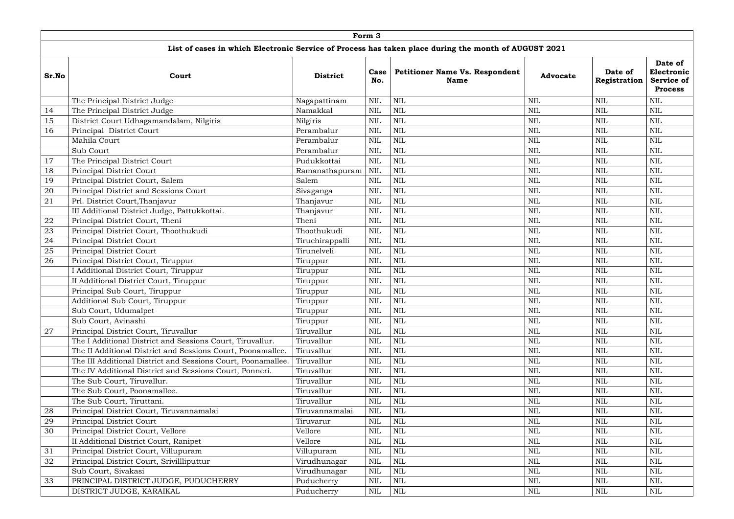| Form 3 | | | | | | | |
|---|---|---|---|---|---|---|---|
| **List of cases in which Electronic Service of Process has taken place during the month of AUGUST 2021** | | | | | | | |
| **Sr.No** | **Court** | **District** | **Case No.** | **Petitioner Name Vs. Respondent Name** | **Advocate** | **Date of Registration** | **Date of Electronic Service of Process** |
| | The Principal District Judge | Nagapattinam | NIL | NIL | NIL | NIL | NIL |
| 14 | The Principal District Judge | Namakkal | NIL | NIL | NIL | NIL | NIL |
| 15 | District Court Udhagamandalam, Nilgiris | Nilgiris | NIL | NIL | NIL | NIL | NIL |
| 16 | Principal District Court | Perambalur | NIL | NIL | NIL | NIL | NIL |
| | Mahila Court | Perambalur | NIL | NIL | NIL | NIL | NIL |
| | Sub Court | Perambalur | NIL | NIL | NIL | NIL | NIL |
| 17 | The Principal District Court | Pudukkottai | NIL | NIL | NIL | NIL | NIL |
| 18 | Principal District Court | Ramanathapuram | NIL | NIL | NIL | NIL | NIL |
| 19 | Principal District Court, Salem | Salem | NIL | NIL | NIL | NIL | NIL |
| 20 | Principal District and Sessions Court | Sivaganga | NIL | NIL | NIL | NIL | NIL |
| 21 | Prl. District Court,Thanjavur | Thanjavur | NIL | NIL | NIL | NIL | NIL |
| | III Additional District Judge, Pattukkottai. | Thanjavur | NIL | NIL | NIL | NIL | NIL |
| 22 | Principal District Court, Theni | Theni | NIL | NIL | NIL | NIL | NIL |
| 23 | Principal District Court, Thoothukudi | Thoothukudi | NIL | NIL | NIL | NIL | NIL |
| 24 | Principal District Court | Tiruchirappalli | NIL | NIL | NIL | NIL | NIL |
| 25 | Principal District Court | Tirunelveli | NIL | NIL | NIL | NIL | NIL |
| 26 | Principal District Court, Tiruppur | Tiruppur | NIL | NIL | NIL | NIL | NIL |
| | I Additional District Court, Tiruppur | Tiruppur | NIL | NIL | NIL | NIL | NIL |
| | II Additional District Court, Tiruppur | Tiruppur | NIL | NIL | NIL | NIL | NIL |
| | Principal Sub Court, Tiruppur | Tiruppur | NIL | NIL | NIL | NIL | NIL |
| | Additional Sub Court, Tiruppur | Tiruppur | NIL | NIL | NIL | NIL | NIL |
| | Sub Court, Udumalpet | Tiruppur | NIL | NIL | NIL | NIL | NIL |
| | Sub Court, Avinashi | Tiruppur | NIL | NIL | NIL | NIL | NIL |
| 27 | Principal District Court, Tiruvallur | Tiruvallur | NIL | NIL | NIL | NIL | NIL |
| | The I Additional District and Sessions Court, Tiruvallur. | Tiruvallur | NIL | NIL | NIL | NIL | NIL |
| | The II Additional District and Sessions Court, Poonamallee. | Tiruvallur | NIL | NIL | NIL | NIL | NIL |
| | The III Additional District and Sessions Court, Poonamallee. | Tiruvallur | NIL | NIL | NIL | NIL | NIL |
| | The IV Additional District and Sessions Court, Ponneri. | Tiruvallur | NIL | NIL | NIL | NIL | NIL |
| | The Sub Court, Tiruvallur. | Tiruvallur | NIL | NIL | NIL | NIL | NIL |
| | The Sub Court, Poonamallee. | Tiruvallur | NIL | NIL | NIL | NIL | NIL |
| | The Sub Court, Tiruttani. | Tiruvallur | NIL | NIL | NIL | NIL | NIL |
| 28 | Principal District Court, Tiruvannamalai | Tiruvannamalai | NIL | NIL | NIL | NIL | NIL |
| 29 | Principal District Court | Tiruvarur | NIL | NIL | NIL | NIL | NIL |
| 30 | Principal District Court, Vellore | Vellore | NIL | NIL | NIL | NIL | NIL |
| | II Additional District Court, Ranipet | Vellore | NIL | NIL | NIL | NIL | NIL |
| 31 | Principal District Court, Villupuram | Villupuram | NIL | NIL | NIL | NIL | NIL |
| 32 | Principal District Court, Srivillliputtur | Virudhunagar | NIL | NIL | NIL | NIL | NIL |
| | Sub Court, Sivakasi | Virudhunagar | NIL | NIL | NIL | NIL | NIL |
| 33 | PRINCIPAL DISTRICT JUDGE, PUDUCHERRY | Puducherry | NIL | NIL | NIL | NIL | NIL |
| | DISTRICT JUDGE, KARAIKAL | Puducherry | NIL | NIL | NIL | NIL | NIL |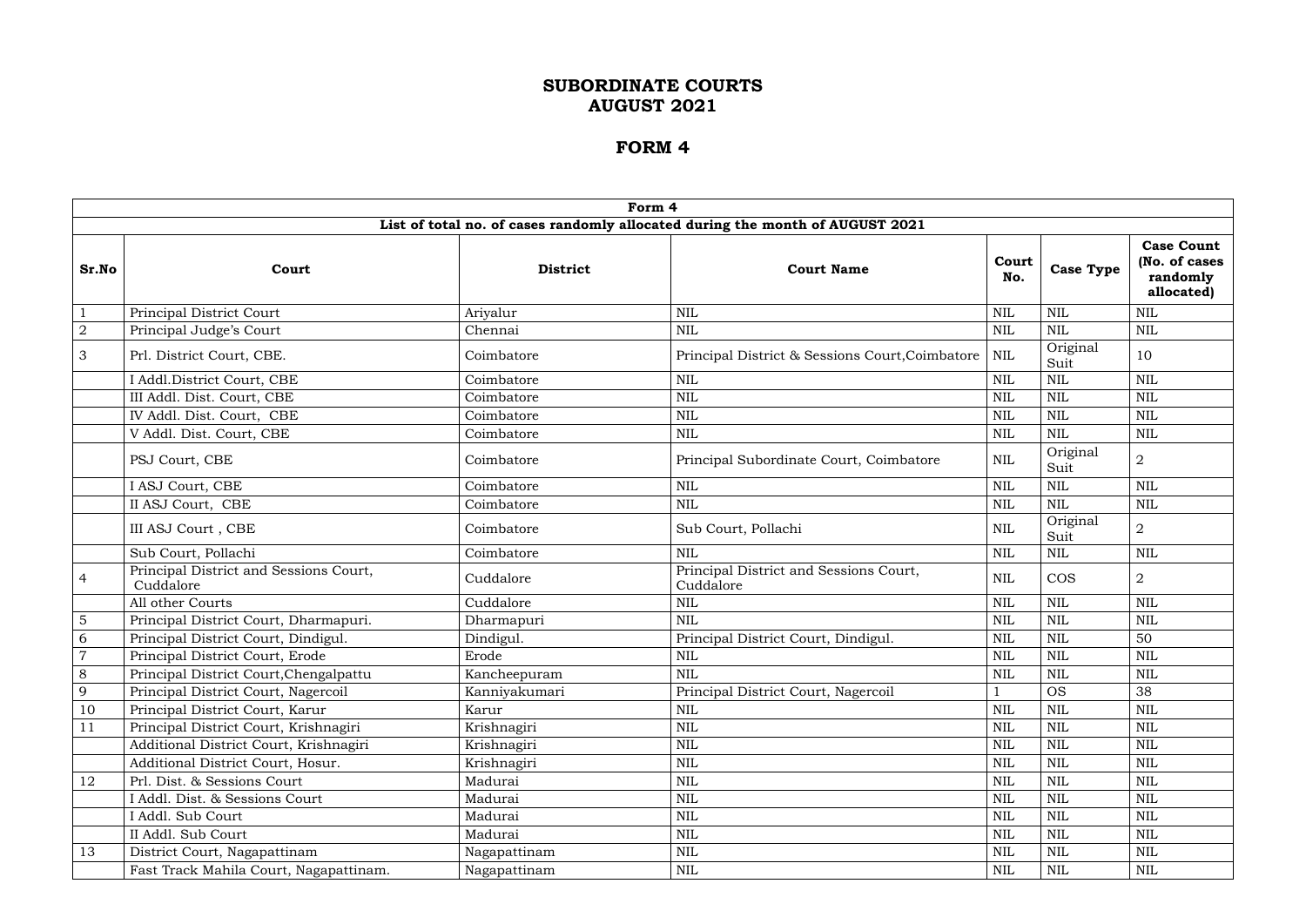# SUBORDINATE COURTS
# AUGUST 2021

# FORM 4

| Form 4 | | | | | | |
|---|---|---|---|---|---|---|
| **List of total no. of cases randomly allocated during the month of AUGUST 2021** | | | | | | |
| **Sr.No** | **Court** | **District** | **Court Name** | **Court No.** | **Case Type** | **Case Count (No. of cases randomly allocated)** |
| 1 | Principal District Court | Ariyalur | NIL | NIL | NIL | NIL |
| 2 | Principal Judge's Court | Chennai | NIL | NIL | NIL | NIL |
| 3 | Prl. District Court, CBE. | Coimbatore | Principal District & Sessions Court,Coimbatore | NIL | Original Suit | 10 |
| | I Addl.District Court, CBE | Coimbatore | NIL | NIL | NIL | NIL |
| | III Addl. Dist. Court, CBE | Coimbatore | NIL | NIL | NIL | NIL |
| | IV Addl. Dist. Court, CBE | Coimbatore | NIL | NIL | NIL | NIL |
| | V Addl. Dist. Court, CBE | Coimbatore | NIL | NIL | NIL | NIL |
| | PSJ Court, CBE | Coimbatore | Principal Subordinate Court, Coimbatore | NIL | Original Suit | 2 |
| | I ASJ Court, CBE | Coimbatore | NIL | NIL | NIL | NIL |
| | II ASJ Court, CBE | Coimbatore | NIL | NIL | NIL | NIL |
| | III ASJ Court , CBE | Coimbatore | Sub Court, Pollachi | NIL | Original Suit | 2 |
| | Sub Court, Pollachi | Coimbatore | NIL | NIL | NIL | NIL |
| 4 | Principal District and Sessions Court, Cuddalore | Cuddalore | Principal District and Sessions Court, Cuddalore | NIL | COS | 2 |
| | All other Courts | Cuddalore | NIL | NIL | NIL | NIL |
| 5 | Principal District Court, Dharmapuri. | Dharmapuri | NIL | NIL | NIL | NIL |
| 6 | Principal District Court, Dindigul. | Dindigul. | Principal District Court, Dindigul. | NIL | NIL | 50 |
| 7 | Principal District Court, Erode | Erode | NIL | NIL | NIL | NIL |
| 8 | Principal District Court,Chengalpattu | Kancheepuram | NIL | NIL | NIL | NIL |
| 9 | Principal District Court, Nagercoil | Kanniyakumari | Principal District Court, Nagercoil | 1 | OS | 38 |
| 10 | Principal District Court, Karur | Karur | NIL | NIL | NIL | NIL |
| 11 | Principal District Court, Krishnagiri | Krishnagiri | NIL | NIL | NIL | NIL |
| | Additional District Court, Krishnagiri | Krishnagiri | NIL | NIL | NIL | NIL |
| | Additional District Court, Hosur. | Krishnagiri | NIL | NIL | NIL | NIL |
| 12 | Prl. Dist. & Sessions Court | Madurai | NIL | NIL | NIL | NIL |
| | I Addl. Dist. & Sessions Court | Madurai | NIL | NIL | NIL | NIL |
| | I Addl. Sub Court | Madurai | NIL | NIL | NIL | NIL |
| | II Addl. Sub Court | Madurai | NIL | NIL | NIL | NIL |
| 13 | District Court, Nagapattinam | Nagapattinam | NIL | NIL | NIL | NIL |
| | Fast Track Mahila Court, Nagapattinam. | Nagapattinam | NIL | NIL | NIL | NIL |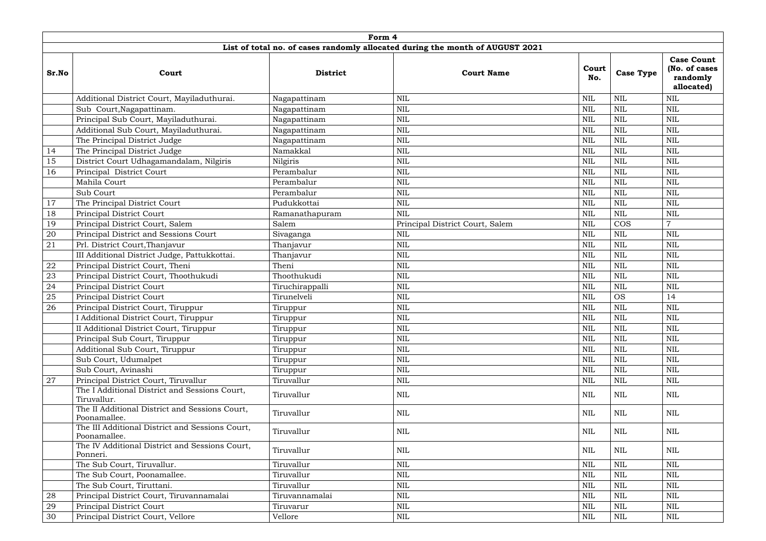| Form 4 | | | | | | |
|---|---|---|---|---|---|---|
| **List of total no. of cases randomly allocated during the month of AUGUST 2021** | | | | | | |
| **Sr.No** | **Court** | **District** | **Court Name** | **Court No.** | **Case Type** | **Case Count (No. of cases randomly allocated)** |
| | Additional District Court, Mayiladuthurai. | Nagapattinam | NIL | NIL | NIL | NIL |
| | Sub Court,Nagapattinam. | Nagapattinam | NIL | NIL | NIL | NIL |
| | Principal Sub Court, Mayiladuthurai. | Nagapattinam | NIL | NIL | NIL | NIL |
| | Additional Sub Court, Mayiladuthurai. | Nagapattinam | NIL | NIL | NIL | NIL |
| | The Principal District Judge | Nagapattinam | NIL | NIL | NIL | NIL |
| 14 | The Principal District Judge | Namakkal | NIL | NIL | NIL | NIL |
| 15 | District Court Udhagamandalam, Nilgiris | Nilgiris | NIL | NIL | NIL | NIL |
| 16 | Principal District Court | Perambalur | NIL | NIL | NIL | NIL |
| | Mahila Court | Perambalur | NIL | NIL | NIL | NIL |
| | Sub Court | Perambalur | NIL | NIL | NIL | NIL |
| 17 | The Principal District Court | Pudukkottai | NIL | NIL | NIL | NIL |
| 18 | Principal District Court | Ramanathapuram | NIL | NIL | NIL | NIL |
| 19 | Principal District Court, Salem | Salem | Principal District Court, Salem | NIL | COS | 7 |
| 20 | Principal District and Sessions Court | Sivaganga | NIL | NIL | NIL | NIL |
| 21 | Prl. District Court,Thanjavur | Thanjavur | NIL | NIL | NIL | NIL |
| | III Additional District Judge, Pattukkottai. | Thanjavur | NIL | NIL | NIL | NIL |
| 22 | Principal District Court, Theni | Theni | NIL | NIL | NIL | NIL |
| 23 | Principal District Court, Thoothukudi | Thoothukudi | NIL | NIL | NIL | NIL |
| 24 | Principal District Court | Tiruchirappalli | NIL | NIL | NIL | NIL |
| 25 | Principal District Court | Tirunelveli | NIL | NIL | OS | 14 |
| 26 | Principal District Court, Tiruppur | Tiruppur | NIL | NIL | NIL | NIL |
| | I Additional District Court, Tiruppur | Tiruppur | NIL | NIL | NIL | NIL |
| | II Additional District Court, Tiruppur | Tiruppur | NIL | NIL | NIL | NIL |
| | Principal Sub Court, Tiruppur | Tiruppur | NIL | NIL | NIL | NIL |
| | Additional Sub Court, Tiruppur | Tiruppur | NIL | NIL | NIL | NIL |
| | Sub Court, Udumalpet | Tiruppur | NIL | NIL | NIL | NIL |
| | Sub Court, Avinashi | Tiruppur | NIL | NIL | NIL | NIL |
| 27 | Principal District Court, Tiruvallur | Tiruvallur | NIL | NIL | NIL | NIL |
| | The I Additional District and Sessions Court, Tiruvallur. | Tiruvallur | NIL | NIL | NIL | NIL |
| | The II Additional District and Sessions Court, Poonamallee. | Tiruvallur | NIL | NIL | NIL | NIL |
| | The III Additional District and Sessions Court, Poonamallee. | Tiruvallur | NIL | NIL | NIL | NIL |
| | The IV Additional District and Sessions Court, Ponneri. | Tiruvallur | NIL | NIL | NIL | NIL |
| | The Sub Court, Tiruvallur. | Tiruvallur | NIL | NIL | NIL | NIL |
| | The Sub Court, Poonamallee. | Tiruvallur | NIL | NIL | NIL | NIL |
| | The Sub Court, Tiruttani. | Tiruvallur | NIL | NIL | NIL | NIL |
| 28 | Principal District Court, Tiruvannamalai | Tiruvannamalai | NIL | NIL | NIL | NIL |
| 29 | Principal District Court | Tiruvarur | NIL | NIL | NIL | NIL |
| 30 | Principal District Court, Vellore | Vellore | NIL | NIL | NIL | NIL |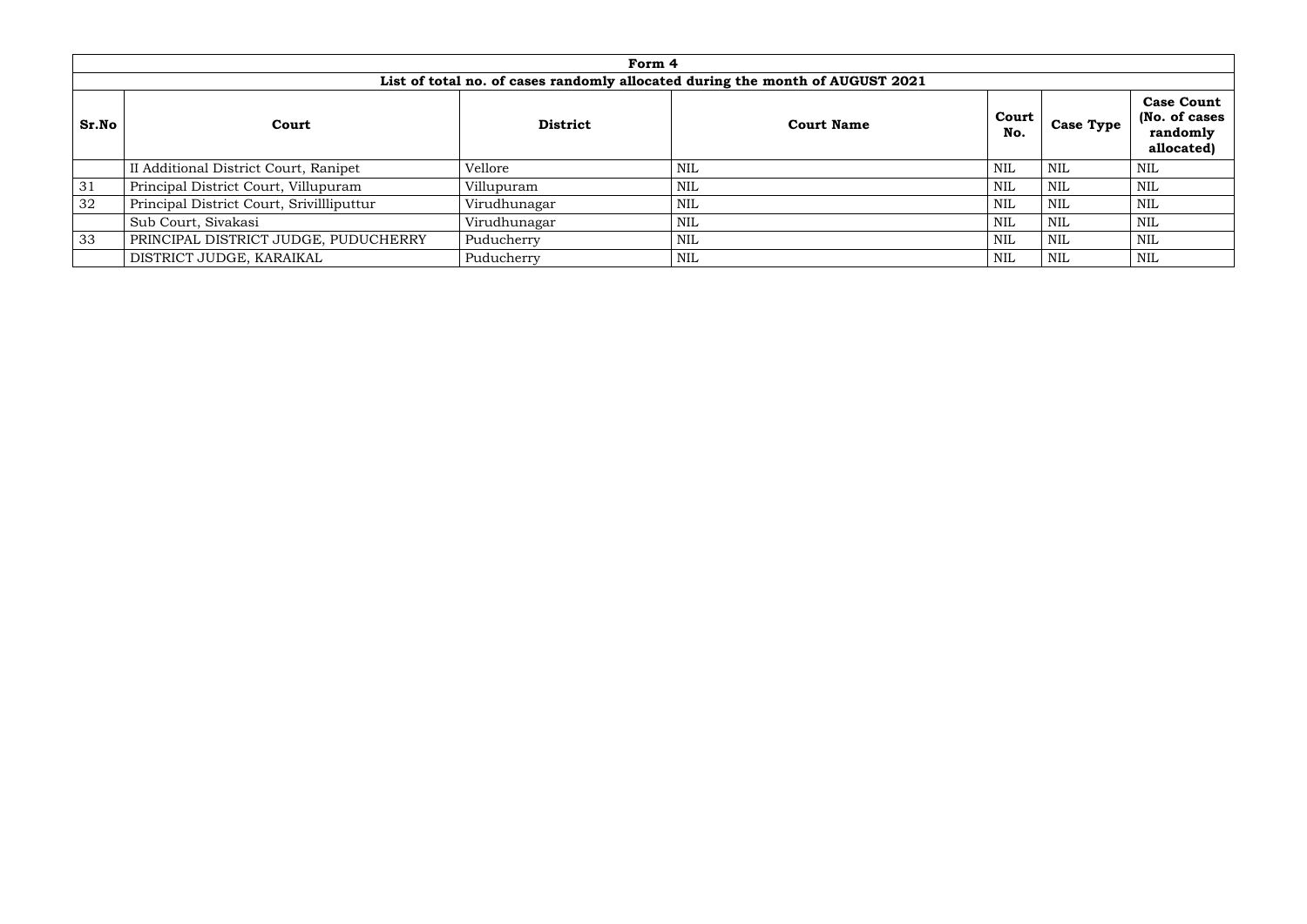| Form 4 | | | | | | |
|---|---|---|---|---|---|---|
| List of total no. of cases randomly allocated during the month of AUGUST 2021 | | | | | | |
| **Sr.No** | **Court** | **District** | **Court Name** | **Court No.** | **Case Type** | **Case Count (No. of cases randomly allocated)** |
| | II Additional District Court, Ranipet | Vellore | NIL | NIL | NIL | NIL |
| 31 | Principal District Court, Villupuram | Villupuram | NIL | NIL | NIL | NIL |
| 32 | Principal District Court, Srivillliputtur | Virudhunagar | NIL | NIL | NIL | NIL |
| | Sub Court, Sivakasi | Virudhunagar | NIL | NIL | NIL | NIL |
| 33 | PRINCIPAL DISTRICT JUDGE, PUDUCHERRY | Puducherry | NIL | NIL | NIL | NIL |
| | DISTRICT JUDGE, KARAIKAL | Puducherry | NIL | NIL | NIL | NIL |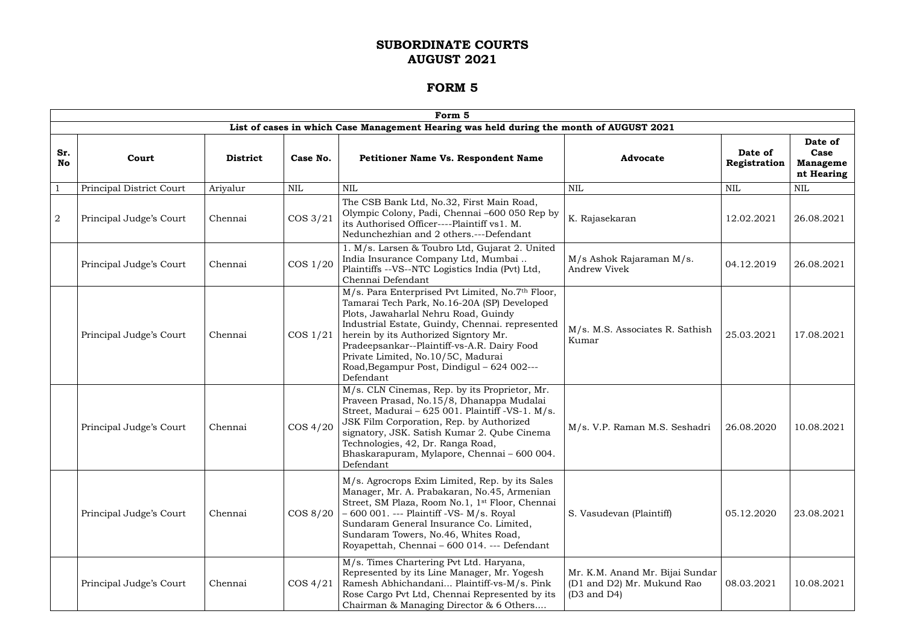# SUBORDINATE COURTS
# AUGUST 2021

# FORM 5

| Form 5 | | | | | | | |
|---|---|---|---|---|---|---|---|
| **List of cases in which Case Management Hearing was held during the month of AUGUST 2021** | | | | | | | |
| **Sr. No** | **Court** | **District** | **Case No.** | **Petitioner Name Vs. Respondent Name** | **Advocate** | **Date of Registration** | **Date of Case Management Hearing** |
| 1 | Principal District Court | Ariyalur | NIL | NIL | NIL | NIL | NIL |
| 2 | Principal Judge's Court | Chennai | COS 3/21 | The CSB Bank Ltd, No.32, First Main Road, Olympic Colony, Padi, Chennai –600 050 Rep by its Authorised Officer----Plaintiff vs1. M. Nedunchezhian and 2 others.---Defendant | K. Rajasekaran | 12.02.2021 | 26.08.2021 |
| | Principal Judge's Court | Chennai | COS 1/20 | 1. M/s. Larsen & Toubro Ltd, Gujarat 2. United India Insurance Company Ltd, Mumbai .. Plaintiffs --VS--NTC Logistics India (Pvt) Ltd, Chennai Defendant | M/s Ashok Rajaraman M/s. Andrew Vivek | 04.12.2019 | 26.08.2021 |
| | Principal Judge's Court | Chennai | COS 1/21 | M/s. Para Enterprised Pvt Limited, No.7th Floor, Tamarai Tech Park, No.16-20A (SP) Developed Plots, Jawaharlal Nehru Road, Guindy Industrial Estate, Guindy, Chennai. represented herein by its Authorized Signtory Mr. Pradeepsankar--Plaintiff-vs-A.R. Dairy Food Private Limited, No.10/5C, Madurai Road,Begampur Post, Dindigul – 624 002---Defendant | M/s. M.S. Associates R. Sathish Kumar | 25.03.2021 | 17.08.2021 |
| | Principal Judge's Court | Chennai | COS 4/20 | M/s. CLN Cinemas, Rep. by its Proprietor, Mr. Praveen Prasad, No.15/8, Dhanappa Mudalai Street, Madurai – 625 001. Plaintiff -VS-1. M/s. JSK Film Corporation, Rep. by Authorized signatory, JSK. Satish Kumar 2. Qube Cinema Technologies, 42, Dr. Ranga Road, Bhaskarapuram, Mylapore, Chennai – 600 004. Defendant | M/s. V.P. Raman M.S. Seshadri | 26.08.2020 | 10.08.2021 |
| | Principal Judge's Court | Chennai | COS 8/20 | M/s. Agrocrops Exim Limited, Rep. by its Sales Manager, Mr. A. Prabakaran, No.45, Armenian Street, SM Plaza, Room No.1, 1st Floor, Chennai – 600 001. --- Plaintiff -VS- M/s. Royal Sundaram General Insurance Co. Limited, Sundaram Towers, No.46, Whites Road, Royapettah, Chennai – 600 014. --- Defendant | S. Vasudevan (Plaintiff) | 05.12.2020 | 23.08.2021 |
| | Principal Judge's Court | Chennai | COS 4/21 | M/s. Times Chartering Pvt Ltd. Haryana, Represented by its Line Manager, Mr. Yogesh Ramesh Abhichandani... Plaintiff-vs-M/s. Pink Rose Cargo Pvt Ltd, Chennai Represented by its Chairman & Managing Director & 6 Others.... | Mr. K.M. Anand Mr. Bijai Sundar (D1 and D2) Mr. Mukund Rao (D3 and D4) | 08.03.2021 | 10.08.2021 |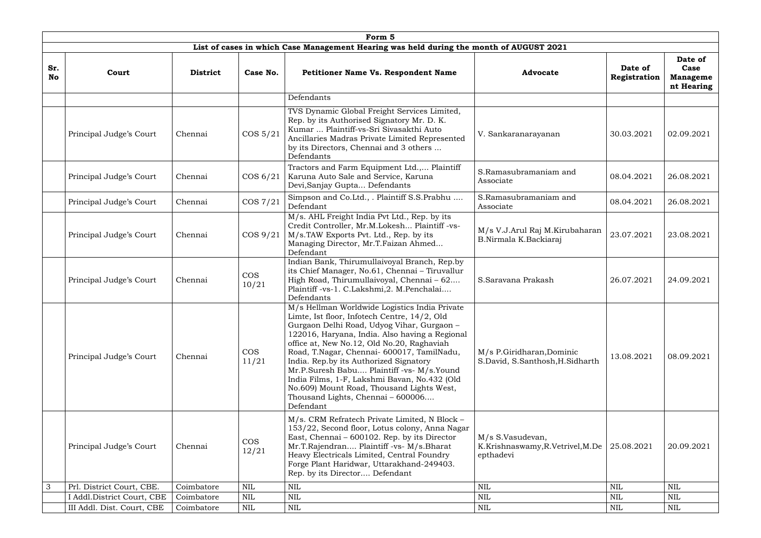| Form 5 | | | | | | | |
|---|---|---|---|---|---|---|---|
| List of cases in which Case Management Hearing was held during the month of AUGUST 2021 | | | | | | | |
| **Sr. No** | **Court** | **District** | **Case No.** | **Petitioner Name Vs. Respondent Name** | **Advocate** | **Date of Registration** | **Date of Case Management Hearing** |
| | | | | Defendants | | | |
| | Principal Judge's Court | Chennai | COS 5/21 | TVS Dynamic Global Freight Services Limited, Rep. by its Authorised Signatory Mr. D. K. Kumar ... Plaintiff-vs-Sri Sivasakthi Auto Ancillaries Madras Private Limited Represented by its Directors, Chennai and 3 others ... Defendants | V. Sankaranarayanan | 30.03.2021 | 02.09.2021 |
| | Principal Judge's Court | Chennai | COS 6/21 | Tractors and Farm Equipment Ltd.,... Plaintiff Karuna Auto Sale and Service, Karuna Devi,Sanjay Gupta... Defendants | S.Ramasubramaniam and Associate | 08.04.2021 | 26.08.2021 |
| | Principal Judge's Court | Chennai | COS 7/21 | Simpson and Co.Ltd., . Plaintiff S.S.Prabhu .... Defendant | S.Ramasubramaniam and Associate | 08.04.2021 | 26.08.2021 |
| | Principal Judge's Court | Chennai | COS 9/21 | M/s. AHL Freight India Pvt Ltd., Rep. by its Credit Controller, Mr.M.Lokesh... Plaintiff -vs- M/s.TAW Exports Pvt. Ltd., Rep. by its Managing Director, Mr.T.Faizan Ahmed... Defendant | M/s V.J.Arul Raj M.Kirubaharan B.Nirmala K.Backiaraj | 23.07.2021 | 23.08.2021 |
| | Principal Judge's Court | Chennai | COS 10/21 | Indian Bank, Thirumullaivoyal Branch, Rep.by its Chief Manager, No.61, Chennai – Tiruvallur High Road, Thirumullaivoyal, Chennai – 62.... Plaintiff -vs-1. C.Lakshmi,2. M.Penchalai.... Defendants | S.Saravana Prakash | 26.07.2021 | 24.09.2021 |
| | Principal Judge's Court | Chennai | COS 11/21 | M/s Hellman Worldwide Logistics India Private Limte, Ist floor, Infotech Centre, 14/2, Old Gurgaon Delhi Road, Udyog Vihar, Gurgaon – 122016, Haryana, India. Also having a Regional office at, New No.12, Old No.20, Raghaviah Road, T.Nagar, Chennai- 600017, TamilNadu, India. Rep.by its Authorized Signatory Mr.P.Suresh Babu.... Plaintiff -vs- M/s.Yound India Films, 1-F, Lakshmi Bavan, No.432 (Old No.609) Mount Road, Thousand Lights West, Thousand Lights, Chennai – 600006.... Defendant | M/s P.Giridharan,Dominic S.David, S.Santhosh,H.Sidharth | 13.08.2021 | 08.09.2021 |
| | Principal Judge's Court | Chennai | COS 12/21 | M/s. CRM Refratech Private Limited, N Block – 153/22, Second floor, Lotus colony, Anna Nagar East, Chennai – 600102. Rep. by its Director Mr.T.Rajendran.... Plaintiff -vs- M/s.Bharat Heavy Electricals Limited, Central Foundry Forge Plant Haridwar, Uttarakhand-249403. Rep. by its Director.... Defendant | M/s S.Vasudevan, K.Krishnaswamy,R.Vetrivel,M.Depthadevi | 25.08.2021 | 20.09.2021 |
| 3 | Prl. District Court, CBE. | Coimbatore | NIL | NIL | NIL | NIL | NIL |
| | I Addl.District Court, CBE | Coimbatore | NIL | NIL | NIL | NIL | NIL |
| | III Addl. Dist. Court, CBE | Coimbatore | NIL | NIL | NIL | NIL | NIL |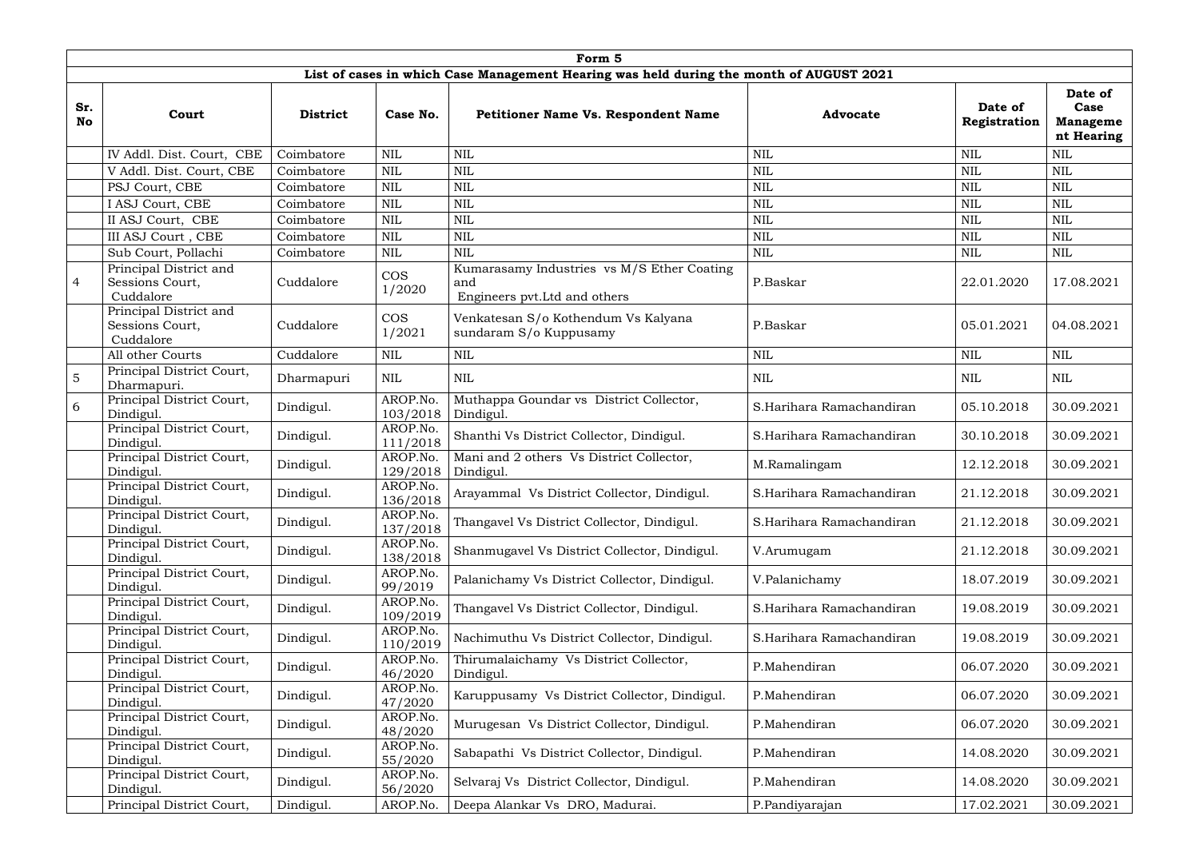| Form 5 | | | | | | | |
|---|---|---|---|---|---|---|---|
| List of cases in which Case Management Hearing was held during the month of AUGUST 2021 | | | | | | | |
| **Sr. No** | **Court** | **District** | **Case No.** | **Petitioner Name Vs. Respondent Name** | **Advocate** | **Date of Registration** | **Date of Case Management Hearing** |
| | IV Addl. Dist. Court, CBE | Coimbatore | NIL | NIL | NIL | NIL | NIL |
| | V Addl. Dist. Court, CBE | Coimbatore | NIL | NIL | NIL | NIL | NIL |
| | PSJ Court, CBE | Coimbatore | NIL | NIL | NIL | NIL | NIL |
| | I ASJ Court, CBE | Coimbatore | NIL | NIL | NIL | NIL | NIL |
| | II ASJ Court, CBE | Coimbatore | NIL | NIL | NIL | NIL | NIL |
| | III ASJ Court , CBE | Coimbatore | NIL | NIL | NIL | NIL | NIL |
| | Sub Court, Pollachi | Coimbatore | NIL | NIL | NIL | NIL | NIL |
| 4 | Principal District and Sessions Court, Cuddalore | Cuddalore | COS 1/2020 | Kumarasamy Industries vs M/S Ether Coating and Engineers pvt.Ltd and others | P.Baskar | 22.01.2020 | 17.08.2021 |
| | Principal District and Sessions Court, Cuddalore | Cuddalore | COS 1/2021 | Venkatesan S/o Kothendum Vs Kalyana sundaram S/o Kuppusamy | P.Baskar | 05.01.2021 | 04.08.2021 |
| | All other Courts | Cuddalore | NIL | NIL | NIL | NIL | NIL |
| 5 | Principal District Court, Dharmapuri. | Dharmapuri | NIL | NIL | NIL | NIL | NIL |
| 6 | Principal District Court, Dindigul. | Dindigul. | AROP.No. 103/2018 | Muthappa Goundar vs District Collector, Dindigul. | S.Harihara Ramachandiran | 05.10.2018 | 30.09.2021 |
| | Principal District Court, Dindigul. | Dindigul. | AROP.No. 111/2018 | Shanthi Vs District Collector, Dindigul. | S.Harihara Ramachandiran | 30.10.2018 | 30.09.2021 |
| | Principal District Court, Dindigul. | Dindigul. | AROP.No. 129/2018 | Mani and 2 others Vs District Collector, Dindigul. | M.Ramalingam | 12.12.2018 | 30.09.2021 |
| | Principal District Court, Dindigul. | Dindigul. | AROP.No. 136/2018 | Arayammal Vs District Collector, Dindigul. | S.Harihara Ramachandiran | 21.12.2018 | 30.09.2021 |
| | Principal District Court, Dindigul. | Dindigul. | AROP.No. 137/2018 | Thangavel Vs District Collector, Dindigul. | S.Harihara Ramachandiran | 21.12.2018 | 30.09.2021 |
| | Principal District Court, Dindigul. | Dindigul. | AROP.No. 138/2018 | Shanmugavel Vs District Collector, Dindigul. | V.Arumugam | 21.12.2018 | 30.09.2021 |
| | Principal District Court, Dindigul. | Dindigul. | AROP.No. 99/2019 | Palanichamy Vs District Collector, Dindigul. | V.Palanichamy | 18.07.2019 | 30.09.2021 |
| | Principal District Court, Dindigul. | Dindigul. | AROP.No. 109/2019 | Thangavel Vs District Collector, Dindigul. | S.Harihara Ramachandiran | 19.08.2019 | 30.09.2021 |
| | Principal District Court, Dindigul. | Dindigul. | AROP.No. 110/2019 | Nachimuthu Vs District Collector, Dindigul. | S.Harihara Ramachandiran | 19.08.2019 | 30.09.2021 |
| | Principal District Court, Dindigul. | Dindigul. | AROP.No. 46/2020 | Thirumalaichamy Vs District Collector, Dindigul. | P.Mahendiran | 06.07.2020 | 30.09.2021 |
| | Principal District Court, Dindigul. | Dindigul. | AROP.No. 47/2020 | Karuppusamy Vs District Collector, Dindigul. | P.Mahendiran | 06.07.2020 | 30.09.2021 |
| | Principal District Court, Dindigul. | Dindigul. | AROP.No. 48/2020 | Murugesan Vs District Collector, Dindigul. | P.Mahendiran | 06.07.2020 | 30.09.2021 |
| | Principal District Court, Dindigul. | Dindigul. | AROP.No. 55/2020 | Sabapathi Vs District Collector, Dindigul. | P.Mahendiran | 14.08.2020 | 30.09.2021 |
| | Principal District Court, Dindigul. | Dindigul. | AROP.No. 56/2020 | Selvaraj Vs District Collector, Dindigul. | P.Mahendiran | 14.08.2020 | 30.09.2021 |
| | Principal District Court, | Dindigul. | AROP.No. | Deepa Alankar Vs DRO, Madurai. | P.Pandiyarajan | 17.02.2021 | 30.09.2021 |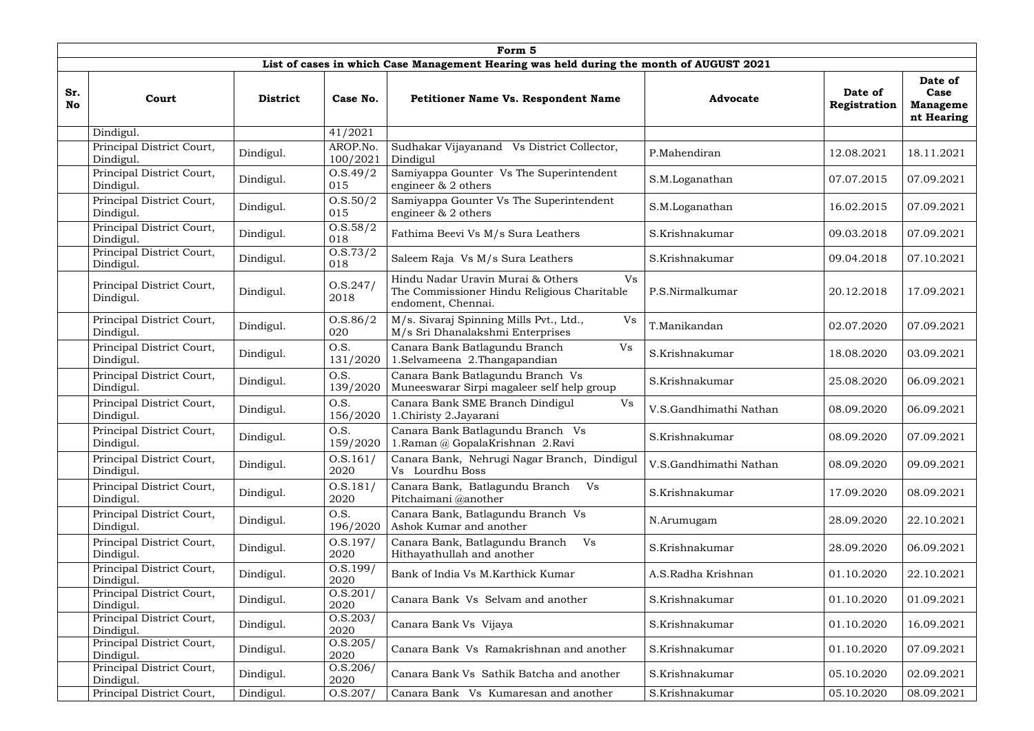| Form 5 | | | | | | | |
|---|---|---|---|---|---|---|---|
| List of cases in which Case Management Hearing was held during the month of AUGUST 2021 | | | | | | | |
| Sr. No | Court | District | Case No. | Petitioner Name Vs. Respondent Name | Advocate | Date of Registration | Date of Case Management Hearing |
| | Dindigul. | | 41/2021 | | | | |
| | Principal District Court, Dindigul. | Dindigul. | AROP.No. 100/2021 | Sudhakar Vijayanand Vs District Collector, Dindigul | P.Mahendiran | 12.08.2021 | 18.11.2021 |
| | Principal District Court, Dindigul. | Dindigul. | O.S.49/2015 | Samiyappa Gounter Vs The Superintendent engineer & 2 others | S.M.Loganathan | 07.07.2015 | 07.09.2021 |
| | Principal District Court, Dindigul. | Dindigul. | O.S.50/2015 | Samiyappa Gounter Vs The Superintendent engineer & 2 others | S.M.Loganathan | 16.02.2015 | 07.09.2021 |
| | Principal District Court, Dindigul. | Dindigul. | O.S.58/2018 | Fathima Beevi Vs M/s Sura Leathers | S.Krishnakumar | 09.03.2018 | 07.09.2021 |
| | Principal District Court, Dindigul. | Dindigul. | O.S.73/2018 | Saleem Raja Vs M/s Sura Leathers | S.Krishnakumar | 09.04.2018 | 07.10.2021 |
| | Principal District Court, Dindigul. | Dindigul. | O.S.247/2018 | Hindu Nadar Uravin Murai & Others Vs The Commissioner Hindu Religious Charitable endoment, Chennai. | P.S.Nirmalkumar | 20.12.2018 | 17.09.2021 |
| | Principal District Court, Dindigul. | Dindigul. | O.S.86/2020 | M/s. Sivaraj Spinning Mills Pvt., Ltd., Vs M/s Sri Dhanalakshmi Enterprises | T.Manikandan | 02.07.2020 | 07.09.2021 |
| | Principal District Court, Dindigul. | Dindigul. | O.S. 131/2020 | Canara Bank Batlagundu Branch Vs 1.Selvameena 2.Thangapandian | S.Krishnakumar | 18.08.2020 | 03.09.2021 |
| | Principal District Court, Dindigul. | Dindigul. | O.S. 139/2020 | Canara Bank Batlagundu Branch Vs Muneeswarar Sirpi magaleer self help group | S.Krishnakumar | 25.08.2020 | 06.09.2021 |
| | Principal District Court, Dindigul. | Dindigul. | O.S. 156/2020 | Canara Bank SME Branch Dindigul Vs 1.Chiristy 2.Jayarani | V.S.Gandhimathi Nathan | 08.09.2020 | 06.09.2021 |
| | Principal District Court, Dindigul. | Dindigul. | O.S. 159/2020 | Canara Bank Batlagundu Branch Vs 1.Raman @ GopalaKrishnan 2.Ravi | S.Krishnakumar | 08.09.2020 | 07.09.2021 |
| | Principal District Court, Dindigul. | Dindigul. | O.S.161/2020 | Canara Bank, Nehrugi Nagar Branch, Dindigul Vs Lourdhu Boss | V.S.Gandhimathi Nathan | 08.09.2020 | 09.09.2021 |
| | Principal District Court, Dindigul. | Dindigul. | O.S.181/2020 | Canara Bank, Batlagundu Branch Vs Pitchaimani @another | S.Krishnakumar | 17.09.2020 | 08.09.2021 |
| | Principal District Court, Dindigul. | Dindigul. | O.S. 196/2020 | Canara Bank, Batlagundu Branch Vs Ashok Kumar and another | N.Arumugam | 28.09.2020 | 22.10.2021 |
| | Principal District Court, Dindigul. | Dindigul. | O.S.197/2020 | Canara Bank, Batlagundu Branch Vs Hithayathullah and another | S.Krishnakumar | 28.09.2020 | 06.09.2021 |
| | Principal District Court, Dindigul. | Dindigul. | O.S.199/2020 | Bank of India Vs M.Karthick Kumar | A.S.Radha Krishnan | 01.10.2020 | 22.10.2021 |
| | Principal District Court, Dindigul. | Dindigul. | O.S.201/2020 | Canara Bank Vs Selvam and another | S.Krishnakumar | 01.10.2020 | 01.09.2021 |
| | Principal District Court, Dindigul. | Dindigul. | O.S.203/2020 | Canara Bank Vs Vijaya | S.Krishnakumar | 01.10.2020 | 16.09.2021 |
| | Principal District Court, Dindigul. | Dindigul. | O.S.205/2020 | Canara Bank Vs Ramakrishnan and another | S.Krishnakumar | 01.10.2020 | 07.09.2021 |
| | Principal District Court, Dindigul. | Dindigul. | O.S.206/2020 | Canara Bank Vs Sathik Batcha and another | S.Krishnakumar | 05.10.2020 | 02.09.2021 |
| | Principal District Court, | Dindigul. | O.S.207/ | Canara Bank Vs Kumaresan and another | S.Krishnakumar | 05.10.2020 | 08.09.2021 |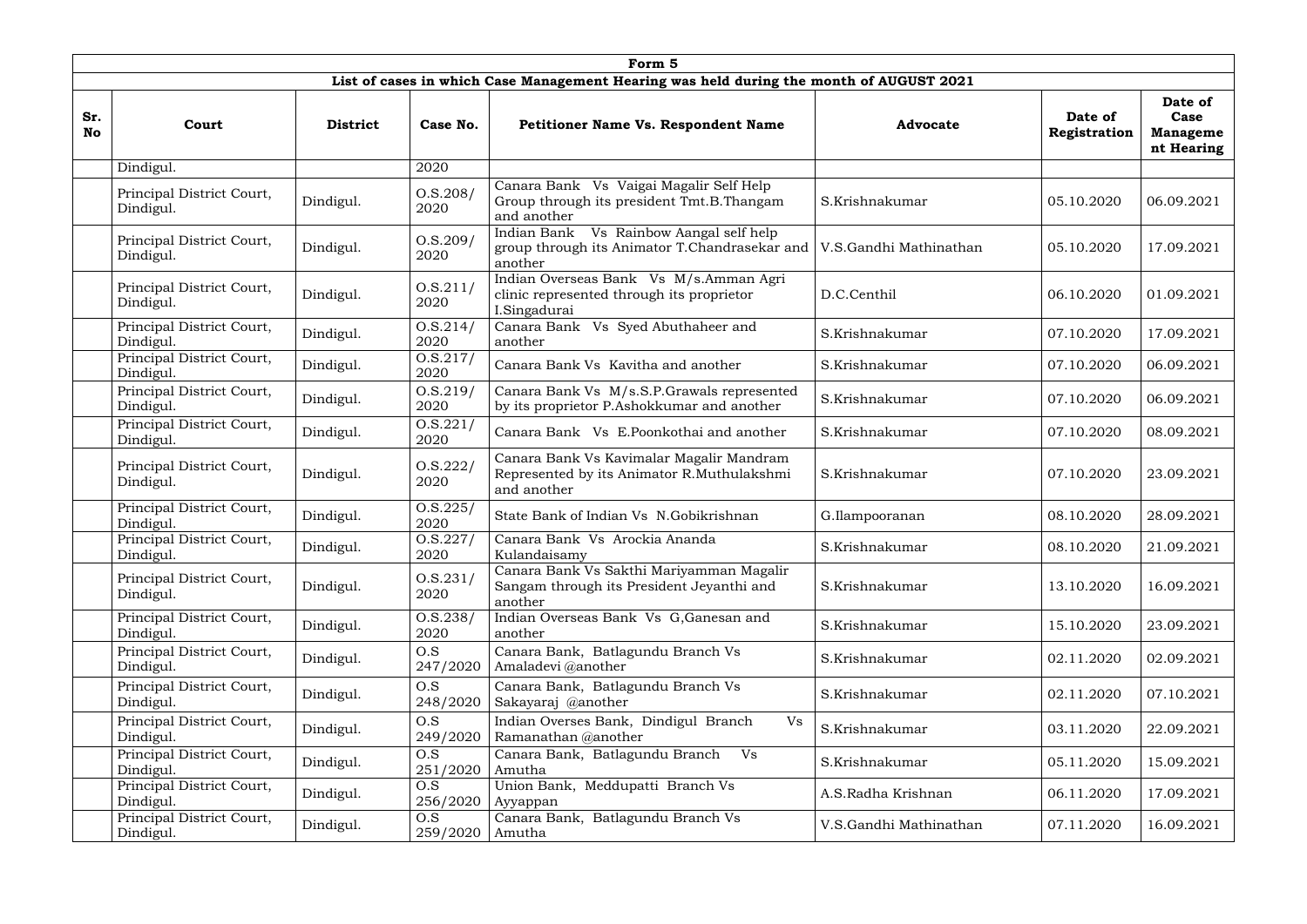| Form 5 | | | | | | | |
|---|---|---|---|---|---|---|---|
| **List of cases in which Case Management Hearing was held during the month of AUGUST 2021** | | | | | | | |
| **Sr. No** | **Court** | **District** | **Case No.** | **Petitioner Name Vs. Respondent Name** | **Advocate** | **Date of Registration** | **Date of Case Manageme nt Hearing** |
| | Dindigul. | | 2020 | | | | |
| | Principal District Court, Dindigul. | Dindigul. | O.S.208/ 2020 | Canara Bank Vs Vaigai Magalir Self Help Group through its president Tmt.B.Thangam and another | S.Krishnakumar | 05.10.2020 | 06.09.2021 |
| | Principal District Court, Dindigul. | Dindigul. | O.S.209/ 2020 | Indian Bank Vs Rainbow Aangal self help group through its Animator T.Chandrasekar and another | V.S.Gandhi Mathinathan | 05.10.2020 | 17.09.2021 |
| | Principal District Court, Dindigul. | Dindigul. | O.S.211/ 2020 | Indian Overseas Bank Vs M/s.Amman Agri clinic represented through its proprietor I.Singadurai | D.C.Centhil | 06.10.2020 | 01.09.2021 |
| | Principal District Court, Dindigul. | Dindigul. | O.S.214/ 2020 | Canara Bank Vs Syed Abuthaheer and another | S.Krishnakumar | 07.10.2020 | 17.09.2021 |
| | Principal District Court, Dindigul. | Dindigul. | O.S.217/ 2020 | Canara Bank Vs Kavitha and another | S.Krishnakumar | 07.10.2020 | 06.09.2021 |
| | Principal District Court, Dindigul. | Dindigul. | O.S.219/ 2020 | Canara Bank Vs M/s.S.P.Grawals represented by its proprietor P.Ashokkumar and another | S.Krishnakumar | 07.10.2020 | 06.09.2021 |
| | Principal District Court, Dindigul. | Dindigul. | O.S.221/ 2020 | Canara Bank Vs E.Poonkothai and another | S.Krishnakumar | 07.10.2020 | 08.09.2021 |
| | Principal District Court, Dindigul. | Dindigul. | O.S.222/ 2020 | Canara Bank Vs Kavimalar Magalir Mandram Represented by its Animator R.Muthulakshmi and another | S.Krishnakumar | 07.10.2020 | 23.09.2021 |
| | Principal District Court, Dindigul. | Dindigul. | O.S.225/ 2020 | State Bank of Indian Vs N.Gobikrishnan | G.Ilampooranan | 08.10.2020 | 28.09.2021 |
| | Principal District Court, Dindigul. | Dindigul. | O.S.227/ 2020 | Canara Bank Vs Arockia Ananda Kulandaisamy | S.Krishnakumar | 08.10.2020 | 21.09.2021 |
| | Principal District Court, Dindigul. | Dindigul. | O.S.231/ 2020 | Canara Bank Vs Sakthi Mariyamman Magalir Sangam through its President Jeyanthi and another | S.Krishnakumar | 13.10.2020 | 16.09.2021 |
| | Principal District Court, Dindigul. | Dindigul. | O.S.238/ 2020 | Indian Overseas Bank Vs G,Ganesan and another | S.Krishnakumar | 15.10.2020 | 23.09.2021 |
| | Principal District Court, Dindigul. | Dindigul. | O.S 247/2020 | Canara Bank, Batlagundu Branch Vs Amaladevi @another | S.Krishnakumar | 02.11.2020 | 02.09.2021 |
| | Principal District Court, Dindigul. | Dindigul. | O.S 248/2020 | Canara Bank, Batlagundu Branch Vs Sakayaraj @another | S.Krishnakumar | 02.11.2020 | 07.10.2021 |
| | Principal District Court, Dindigul. | Dindigul. | O.S 249/2020 | Indian Overses Bank, Dindigul Branch Vs Ramanathan @another | S.Krishnakumar | 03.11.2020 | 22.09.2021 |
| | Principal District Court, Dindigul. | Dindigul. | O.S 251/2020 | Canara Bank, Batlagundu Branch Vs Amutha | S.Krishnakumar | 05.11.2020 | 15.09.2021 |
| | Principal District Court, Dindigul. | Dindigul. | O.S 256/2020 | Union Bank, Meddupatti Branch Vs Ayyappan | A.S.Radha Krishnan | 06.11.2020 | 17.09.2021 |
| | Principal District Court, Dindigul. | Dindigul. | O.S 259/2020 | Canara Bank, Batlagundu Branch Vs Amutha | V.S.Gandhi Mathinathan | 07.11.2020 | 16.09.2021 |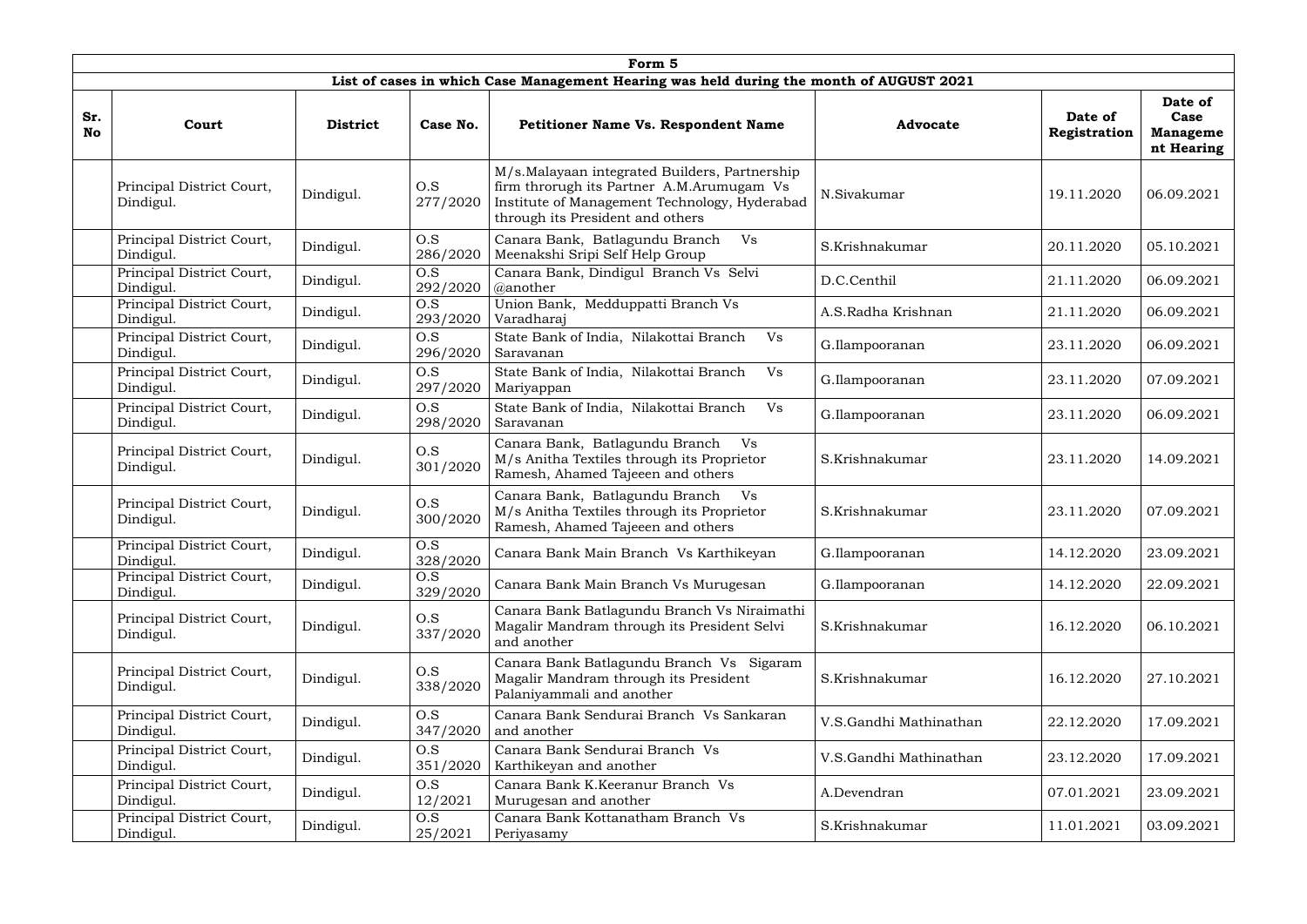| Form 5 | | | | | | | |
|---|---|---|---|---|---|---|---|
| **List of cases in which Case Management Hearing was held during the month of AUGUST 2021** | | | | | | | |
| **Sr. No** | **Court** | **District** | **Case No.** | **Petitioner Name Vs. Respondent Name** | **Advocate** | **Date of Registration** | **Date of Case Manageme nt Hearing** |
| | Principal District Court, Dindigul. | Dindigul. | O.S 277/2020 | M/s.Malayaan integrated Builders, Partnership firm throrugh its Partner A.M.Arumugam Vs Institute of Management Technology, Hyderabad through its President and others | N.Sivakumar | 19.11.2020 | 06.09.2021 |
| | Principal District Court, Dindigul. | Dindigul. | O.S 286/2020 | Canara Bank, Batlagundu Branch Vs Meenakshi Sripi Self Help Group | S.Krishnakumar | 20.11.2020 | 05.10.2021 |
| | Principal District Court, Dindigul. | Dindigul. | O.S 292/2020 | Canara Bank, Dindigul Branch Vs Selvi @another | D.C.Centhil | 21.11.2020 | 06.09.2021 |
| | Principal District Court, Dindigul. | Dindigul. | O.S 293/2020 | Union Bank, Medduppatti Branch Vs Varadharaj | A.S.Radha Krishnan | 21.11.2020 | 06.09.2021 |
| | Principal District Court, Dindigul. | Dindigul. | O.S 296/2020 | State Bank of India, Nilakottai Branch Vs Saravanan | G.Ilampooranan | 23.11.2020 | 06.09.2021 |
| | Principal District Court, Dindigul. | Dindigul. | O.S 297/2020 | State Bank of India, Nilakottai Branch Vs Mariyappan | G.Ilampooranan | 23.11.2020 | 07.09.2021 |
| | Principal District Court, Dindigul. | Dindigul. | O.S 298/2020 | State Bank of India, Nilakottai Branch Vs Saravanan | G.Ilampooranan | 23.11.2020 | 06.09.2021 |
| | Principal District Court, Dindigul. | Dindigul. | O.S 301/2020 | Canara Bank, Batlagundu Branch Vs M/s Anitha Textiles through its Proprietor Ramesh, Ahamed Tajeeen and others | S.Krishnakumar | 23.11.2020 | 14.09.2021 |
| | Principal District Court, Dindigul. | Dindigul. | O.S 300/2020 | Canara Bank, Batlagundu Branch Vs M/s Anitha Textiles through its Proprietor Ramesh, Ahamed Tajeeen and others | S.Krishnakumar | 23.11.2020 | 07.09.2021 |
| | Principal District Court, Dindigul. | Dindigul. | O.S 328/2020 | Canara Bank Main Branch Vs Karthikeyan | G.Ilampooranan | 14.12.2020 | 23.09.2021 |
| | Principal District Court, Dindigul. | Dindigul. | O.S 329/2020 | Canara Bank Main Branch Vs Murugesan | G.Ilampooranan | 14.12.2020 | 22.09.2021 |
| | Principal District Court, Dindigul. | Dindigul. | O.S 337/2020 | Canara Bank Batlagundu Branch Vs Niraimathi Magalir Mandram through its President Selvi and another | S.Krishnakumar | 16.12.2020 | 06.10.2021 |
| | Principal District Court, Dindigul. | Dindigul. | O.S 338/2020 | Canara Bank Batlagundu Branch Vs Sigaram Magalir Mandram through its President Palaniyammali and another | S.Krishnakumar | 16.12.2020 | 27.10.2021 |
| | Principal District Court, Dindigul. | Dindigul. | O.S 347/2020 | Canara Bank Sendurai Branch Vs Sankaran and another | V.S.Gandhi Mathinathan | 22.12.2020 | 17.09.2021 |
| | Principal District Court, Dindigul. | Dindigul. | O.S 351/2020 | Canara Bank Sendurai Branch Vs Karthikeyan and another | V.S.Gandhi Mathinathan | 23.12.2020 | 17.09.2021 |
| | Principal District Court, Dindigul. | Dindigul. | O.S 12/2021 | Canara Bank K.Keeranur Branch Vs Murugesan and another | A.Devendran | 07.01.2021 | 23.09.2021 |
| | Principal District Court, Dindigul. | Dindigul. | O.S 25/2021 | Canara Bank Kottanatham Branch Vs Periyasamy | S.Krishnakumar | 11.01.2021 | 03.09.2021 |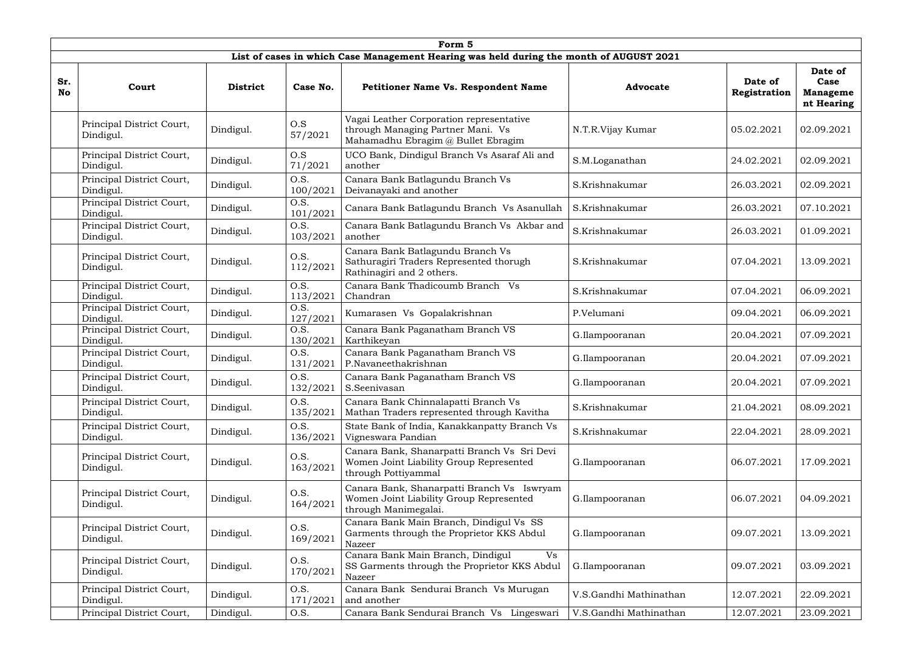| Form 5 | | | | | | | |
|---|---|---|---|---|---|---|---|
| List of cases in which Case Management Hearing was held during the month of AUGUST 2021 | | | | | | | |
| **Sr. No** | **Court** | **District** | **Case No.** | **Petitioner Name Vs. Respondent Name** | **Advocate** | **Date of Registration** | **Date of Case Management Hearing** |
| | Principal District Court, Dindigul. | Dindigul. | O.S 57/2021 | Vagai Leather Corporation representative through Managing Partner Mani. Vs Mahamadhu Ebragim @ Bullet Ebragim | N.T.R.Vijay Kumar | 05.02.2021 | 02.09.2021 |
| | Principal District Court, Dindigul. | Dindigul. | O.S 71/2021 | UCO Bank, Dindigul Branch Vs Asaraf Ali and another | S.M.Loganathan | 24.02.2021 | 02.09.2021 |
| | Principal District Court, Dindigul. | Dindigul. | O.S. 100/2021 | Canara Bank Batlagundu Branch Vs Deivanayaki and another | S.Krishnakumar | 26.03.2021 | 02.09.2021 |
| | Principal District Court, Dindigul. | Dindigul. | O.S. 101/2021 | Canara Bank Batlagundu Branch Vs Asanullah | S.Krishnakumar | 26.03.2021 | 07.10.2021 |
| | Principal District Court, Dindigul. | Dindigul. | O.S. 103/2021 | Canara Bank Batlagundu Branch Vs Akbar and another | S.Krishnakumar | 26.03.2021 | 01.09.2021 |
| | Principal District Court, Dindigul. | Dindigul. | O.S. 112/2021 | Canara Bank Batlagundu Branch Vs Sathuragiri Traders Represented thorugh Rathinagiri and 2 others. | S.Krishnakumar | 07.04.2021 | 13.09.2021 |
| | Principal District Court, Dindigul. | Dindigul. | O.S. 113/2021 | Canara Bank Thadicoumb Branch Vs Chandran | S.Krishnakumar | 07.04.2021 | 06.09.2021 |
| | Principal District Court, Dindigul. | Dindigul. | O.S. 127/2021 | Kumarasen Vs Gopalakrishnan | P.Velumani | 09.04.2021 | 06.09.2021 |
| | Principal District Court, Dindigul. | Dindigul. | O.S. 130/2021 | Canara Bank Paganatham Branch VS Karthikeyan | G.Ilampooranan | 20.04.2021 | 07.09.2021 |
| | Principal District Court, Dindigul. | Dindigul. | O.S. 131/2021 | Canara Bank Paganatham Branch VS P.Navaneethakrishnan | G.Ilampooranan | 20.04.2021 | 07.09.2021 |
| | Principal District Court, Dindigul. | Dindigul. | O.S. 132/2021 | Canara Bank Paganatham Branch VS S.Seenivasan | G.Ilampooranan | 20.04.2021 | 07.09.2021 |
| | Principal District Court, Dindigul. | Dindigul. | O.S. 135/2021 | Canara Bank Chinnalapatti Branch Vs Mathan Traders represented through Kavitha | S.Krishnakumar | 21.04.2021 | 08.09.2021 |
| | Principal District Court, Dindigul. | Dindigul. | O.S. 136/2021 | State Bank of India, Kanakkanpatty Branch Vs Vigneswara Pandian | S.Krishnakumar | 22.04.2021 | 28.09.2021 |
| | Principal District Court, Dindigul. | Dindigul. | O.S. 163/2021 | Canara Bank, Shanarpatti Branch Vs Sri Devi Women Joint Liability Group Represented through Pottiyammal | G.Ilampooranan | 06.07.2021 | 17.09.2021 |
| | Principal District Court, Dindigul. | Dindigul. | O.S. 164/2021 | Canara Bank, Shanarpatti Branch Vs Iswryam Women Joint Liability Group Represented through Manimegalai. | G.Ilampooranan | 06.07.2021 | 04.09.2021 |
| | Principal District Court, Dindigul. | Dindigul. | O.S. 169/2021 | Canara Bank Main Branch, Dindigul Vs SS Garments through the Proprietor KKS Abdul Nazeer | G.Ilampooranan | 09.07.2021 | 13.09.2021 |
| | Principal District Court, Dindigul. | Dindigul. | O.S. 170/2021 | Canara Bank Main Branch, Dindigul Vs SS Garments through the Proprietor KKS Abdul Nazeer | G.Ilampooranan | 09.07.2021 | 03.09.2021 |
| | Principal District Court, Dindigul. | Dindigul. | O.S. 171/2021 | Canara Bank Sendurai Branch Vs Murugan and another | V.S.Gandhi Mathinathan | 12.07.2021 | 22.09.2021 |
| | Principal District Court, | Dindigul. | O.S. | Canara Bank Sendurai Branch Vs Lingeswari | V.S.Gandhi Mathinathan | 12.07.2021 | 23.09.2021 |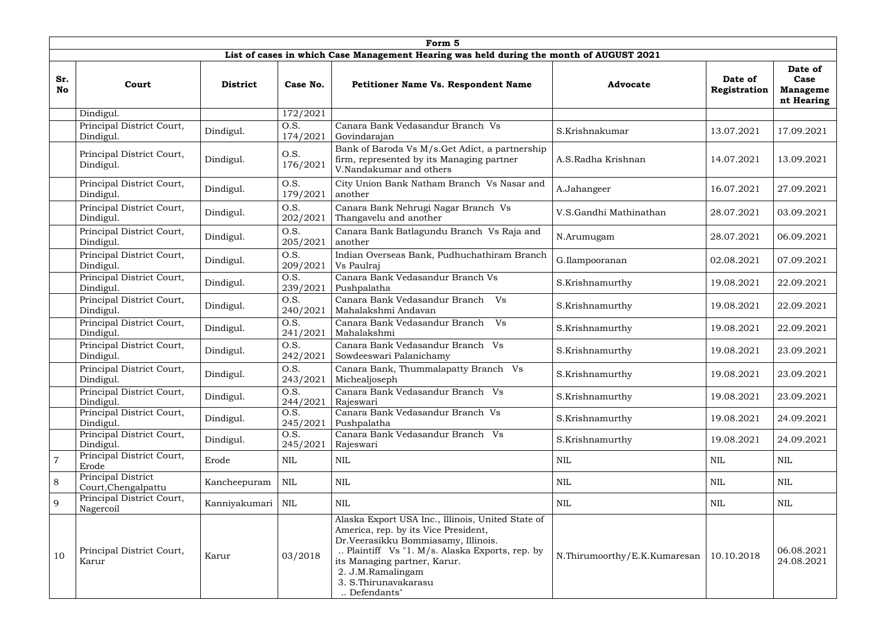| Form 5 | | | | | | | |
|---|---|---|---|---|---|---|---|
| List of cases in which Case Management Hearing was held during the month of AUGUST 2021 | | | | | | | |
| Sr. No | Court | District | Case No. | Petitioner Name Vs. Respondent Name | Advocate | Date of Registration | Date of Case Management Hearing |
| | Dindigul. | | 172/2021 | | | | |
| | Principal District Court, Dindigul. | Dindigul. | O.S. 174/2021 | Canara Bank Vedasandur Branch Vs Govindarajan | S.Krishnakumar | 13.07.2021 | 17.09.2021 |
| | Principal District Court, Dindigul. | Dindigul. | O.S. 176/2021 | Bank of Baroda Vs M/s.Get Adict, a partnership firm, represented by its Managing partner V.Nandakumar and others | A.S.Radha Krishnan | 14.07.2021 | 13.09.2021 |
| | Principal District Court, Dindigul. | Dindigul. | O.S. 179/2021 | City Union Bank Natham Branch Vs Nasar and another | A.Jahangeer | 16.07.2021 | 27.09.2021 |
| | Principal District Court, Dindigul. | Dindigul. | O.S. 202/2021 | Canara Bank Nehrugi Nagar Branch Vs Thangavelu and another | V.S.Gandhi Mathinathan | 28.07.2021 | 03.09.2021 |
| | Principal District Court, Dindigul. | Dindigul. | O.S. 205/2021 | Canara Bank Batlagundu Branch Vs Raja and another | N.Arumugam | 28.07.2021 | 06.09.2021 |
| | Principal District Court, Dindigul. | Dindigul. | O.S. 209/2021 | Indian Overseas Bank, Pudhuchathiram Branch Vs Paulraj | G.Ilampooranan | 02.08.2021 | 07.09.2021 |
| | Principal District Court, Dindigul. | Dindigul. | O.S. 239/2021 | Canara Bank Vedasandur Branch Vs Pushpalatha | S.Krishnamurthy | 19.08.2021 | 22.09.2021 |
| | Principal District Court, Dindigul. | Dindigul. | O.S. 240/2021 | Canara Bank Vedasandur Branch Vs Mahalakshmi Andavan | S.Krishnamurthy | 19.08.2021 | 22.09.2021 |
| | Principal District Court, Dindigul. | Dindigul. | O.S. 241/2021 | Canara Bank Vedasandur Branch Vs Mahalakshmi | S.Krishnamurthy | 19.08.2021 | 22.09.2021 |
| | Principal District Court, Dindigul. | Dindigul. | O.S. 242/2021 | Canara Bank Vedasandur Branch Vs Sowdeeswari Palanichamy | S.Krishnamurthy | 19.08.2021 | 23.09.2021 |
| | Principal District Court, Dindigul. | Dindigul. | O.S. 243/2021 | Canara Bank, Thummalapatty Branch Vs Michealjoseph | S.Krishnamurthy | 19.08.2021 | 23.09.2021 |
| | Principal District Court, Dindigul. | Dindigul. | O.S. 244/2021 | Canara Bank Vedasandur Branch Vs Rajeswari | S.Krishnamurthy | 19.08.2021 | 23.09.2021 |
| | Principal District Court, Dindigul. | Dindigul. | O.S. 245/2021 | Canara Bank Vedasandur Branch Vs Pushpalatha | S.Krishnamurthy | 19.08.2021 | 24.09.2021 |
| | Principal District Court, Dindigul. | Dindigul. | O.S. 245/2021 | Canara Bank Vedasandur Branch Vs Rajeswari | S.Krishnamurthy | 19.08.2021 | 24.09.2021 |
| 7 | Principal District Court, Erode | Erode | NIL | NIL | NIL | NIL | NIL |
| 8 | Principal District Court,Chengalpattu | Kancheepuram | NIL | NIL | NIL | NIL | NIL |
| 9 | Principal District Court, Nagercoil | Kanniyakumari | NIL | NIL | NIL | NIL | NIL |
| 10 | Principal District Court, Karur | Karur | 03/2018 | Alaska Export USA Inc., Illinois, United State of America, rep. by its Vice President, Dr.Veerasikku Bommiasamy, Illinois. .. Plaintiff Vs "1. M/s. Alaska Exports, rep. by its Managing partner, Karur. 2. J.M.Ramalingam 3. S.Thirunavakarasu .. Defendants" | N.Thirumoorthy/E.K.Kumaresan | 10.10.2018 | 06.08.2021 24.08.2021 |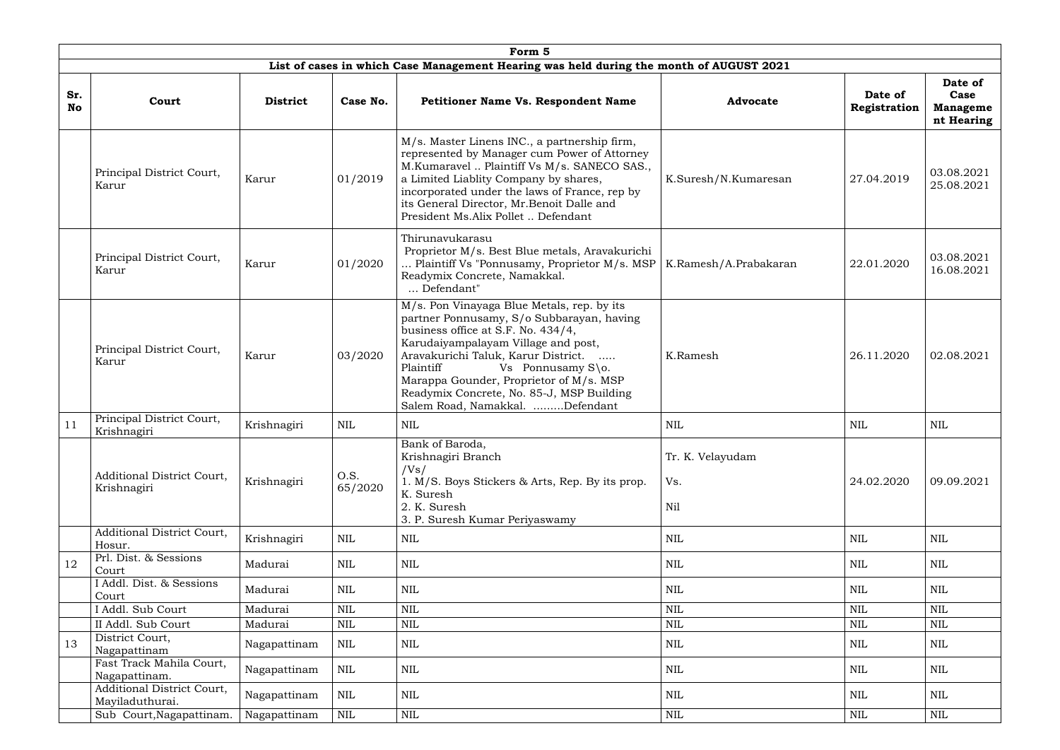| Form 5 | | | | | | | |
|---|---|---|---|---|---|---|---|
| **List of cases in which Case Management Hearing was held during the month of AUGUST 2021** | | | | | | | |
| **Sr. No** | **Court** | **District** | **Case No.** | **Petitioner Name Vs. Respondent Name** | **Advocate** | **Date of Registration** | **Date of Case Management Hearing** |
| | Principal District Court, Karur | Karur | 01/2019 | M/s. Master Linens INC., a partnership firm, represented by Manager cum Power of Attorney M.Kumaravel .. Plaintiff Vs M/s. SANECO SAS., a Limited Liablity Company by shares, incorporated under the laws of France, rep by its General Director, Mr.Benoit Dalle and President Ms.Alix Pollet .. Defendant | K.Suresh/N.Kumaresan | 27.04.2019 | 03.08.2021 25.08.2021 |
| | Principal District Court, Karur | Karur | 01/2020 | Thirunavukarasu Proprietor M/s. Best Blue metals, Aravakurichi ... Plaintiff Vs "Ponnusamy, Proprietor M/s. MSP Readymix Concrete, Namakkal. ... Defendant" | K.Ramesh/A.Prabakaran | 22.01.2020 | 03.08.2021 16.08.2021 |
| | Principal District Court, Karur | Karur | 03/2020 | M/s. Pon Vinayaga Blue Metals, rep. by its partner Ponnusamy, S/o Subbarayan, having business office at S.F. No. 434/4, Karudaiyampalayam Village and post, Aravakurichi Taluk, Karur District. ..... Plaintiff Vs Ponnusamy S\o. Marappa Gounder, Proprietor of M/s. MSP Readymix Concrete, No. 85-J, MSP Building Salem Road, Namakkal. .........Defendant | K.Ramesh | 26.11.2020 | 02.08.2021 |
| 11 | Principal District Court, Krishnagiri | Krishnagiri | NIL | NIL | NIL | NIL | NIL |
| | Additional District Court, Krishnagiri | Krishnagiri | O.S. 65/2020 | Bank of Baroda, Krishnagiri Branch /Vs/ 1. M/S. Boys Stickers & Arts, Rep. By its prop. K. Suresh 2. K. Suresh 3. P. Suresh Kumar Periyaswamy | Tr. K. Velayudam Vs. Nil | 24.02.2020 | 09.09.2021 |
| | Additional District Court, Hosur. | Krishnagiri | NIL | NIL | NIL | NIL | NIL |
| 12 | Prl. Dist. & Sessions Court | Madurai | NIL | NIL | NIL | NIL | NIL |
| | I Addl. Dist. & Sessions Court | Madurai | NIL | NIL | NIL | NIL | NIL |
| | I Addl. Sub Court | Madurai | NIL | NIL | NIL | NIL | NIL |
| | II Addl. Sub Court | Madurai | NIL | NIL | NIL | NIL | NIL |
| 13 | District Court, Nagapattinam | Nagapattinam | NIL | NIL | NIL | NIL | NIL |
| | Fast Track Mahila Court, Nagapattinam. | Nagapattinam | NIL | NIL | NIL | NIL | NIL |
| | Additional District Court, Mayiladuthurai. | Nagapattinam | NIL | NIL | NIL | NIL | NIL |
| | Sub Court,Nagapattinam. | Nagapattinam | NIL | NIL | NIL | NIL | NIL |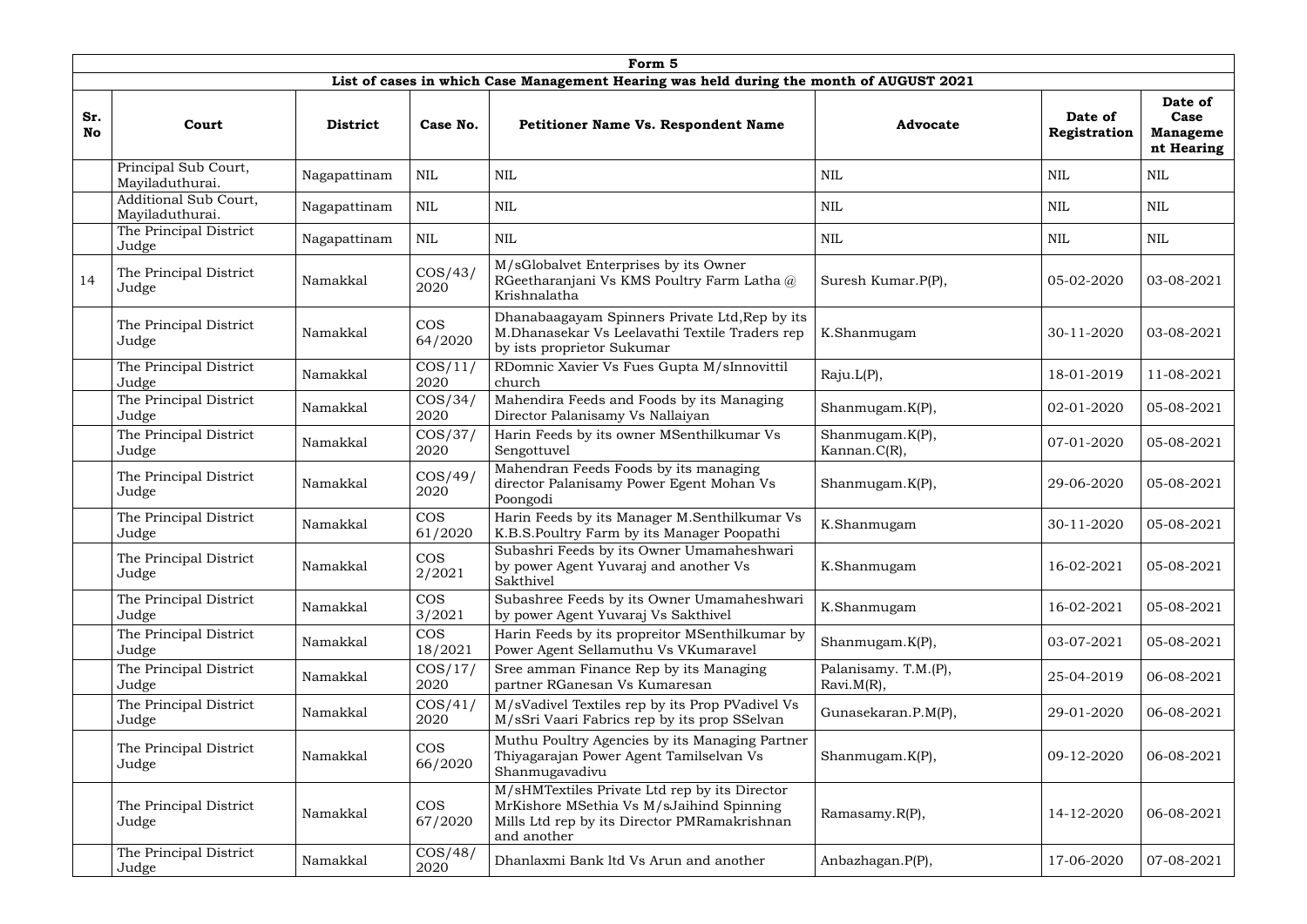| Form 5 | | | | | | | |
|---|---|---|---|---|---|---|---|
| **List of cases in which Case Management Hearing was held during the month of AUGUST 2021** | | | | | | | |
| **Sr. No** | **Court** | **District** | **Case No.** | **Petitioner Name Vs. Respondent Name** | **Advocate** | **Date of Registration** | **Date of Case Management Hearing** |
| | Principal Sub Court, Mayiladuthurai. | Nagapattinam | NIL | NIL | NIL | NIL | NIL |
| | Additional Sub Court, Mayiladuthurai. | Nagapattinam | NIL | NIL | NIL | NIL | NIL |
| | The Principal District Judge | Nagapattinam | NIL | NIL | NIL | NIL | NIL |
| 14 | The Principal District Judge | Namakkal | COS/43/2020 | M/sGlobalvet Enterprises by its Owner RGeetharanjani Vs KMS Poultry Farm Latha @ Krishnalatha | Suresh Kumar.P(P), | 05-02-2020 | 03-08-2021 |
| | The Principal District Judge | Namakkal | COS 64/2020 | Dhanabaagayam Spinners Private Ltd,Rep by its M.Dhanasekar Vs Leelavathi Textile Traders rep by ists proprietor Sukumar | K.Shanmugam | 30-11-2020 | 03-08-2021 |
| | The Principal District Judge | Namakkal | COS/11/2020 | RDomnic Xavier Vs Fues Gupta M/sInnovittil church | Raju.L(P), | 18-01-2019 | 11-08-2021 |
| | The Principal District Judge | Namakkal | COS/34/2020 | Mahendira Feeds and Foods by its Managing Director Palanisamy Vs Nallaiyan | Shanmugam.K(P), | 02-01-2020 | 05-08-2021 |
| | The Principal District Judge | Namakkal | COS/37/2020 | Harin Feeds by its owner MSenthilkumar Vs Sengottuvel | Shanmugam.K(P), Kannan.C(R), | 07-01-2020 | 05-08-2021 |
| | The Principal District Judge | Namakkal | COS/49/2020 | Mahendran Feeds Foods by its managing director Palanisamy Power Egent Mohan Vs Poongodi | Shanmugam.K(P), | 29-06-2020 | 05-08-2021 |
| | The Principal District Judge | Namakkal | COS 61/2020 | Harin Feeds by its Manager M.Senthilkumar Vs K.B.S.Poultry Farm by its Manager Poopathi | K.Shanmugam | 30-11-2020 | 05-08-2021 |
| | The Principal District Judge | Namakkal | COS 2/2021 | Subashri Feeds by its Owner Umamaheshwari by power Agent Yuvaraj and another Vs Sakthivel | K.Shanmugam | 16-02-2021 | 05-08-2021 |
| | The Principal District Judge | Namakkal | COS 3/2021 | Subashree Feeds by its Owner Umamaheshwari by power Agent Yuvaraj Vs Sakthivel | K.Shanmugam | 16-02-2021 | 05-08-2021 |
| | The Principal District Judge | Namakkal | COS 18/2021 | Harin Feeds by its propreitor MSenthilkumar by Power Agent Sellamuthu Vs VKumaravel | Shanmugam.K(P), | 03-07-2021 | 05-08-2021 |
| | The Principal District Judge | Namakkal | COS/17/2020 | Sree amman Finance Rep by its Managing partner RGanesan Vs Kumaresan | Palanisamy. T.M.(P), Ravi.M(R), | 25-04-2019 | 06-08-2021 |
| | The Principal District Judge | Namakkal | COS/41/2020 | M/sVadivel Textiles rep by its Prop PVadivel Vs M/sSri Vaari Fabrics rep by its prop SSelvan | Gunasekaran.P.M(P), | 29-01-2020 | 06-08-2021 |
| | The Principal District Judge | Namakkal | COS 66/2020 | Muthu Poultry Agencies by its Managing Partner Thiyagarajan Power Agent Tamilselvan Vs Shanmugavadivu | Shanmugam.K(P), | 09-12-2020 | 06-08-2021 |
| | The Principal District Judge | Namakkal | COS 67/2020 | M/sHMTextiles Private Ltd rep by its Director MrKishore MSethia Vs M/sJaihind Spinning Mills Ltd rep by its Director PMRamakrishnan and another | Ramasamy.R(P), | 14-12-2020 | 06-08-2021 |
| | The Principal District Judge | Namakkal | COS/48/2020 | Dhanlaxmi Bank ltd Vs Arun and another | Anbazhagan.P(P), | 17-06-2020 | 07-08-2021 |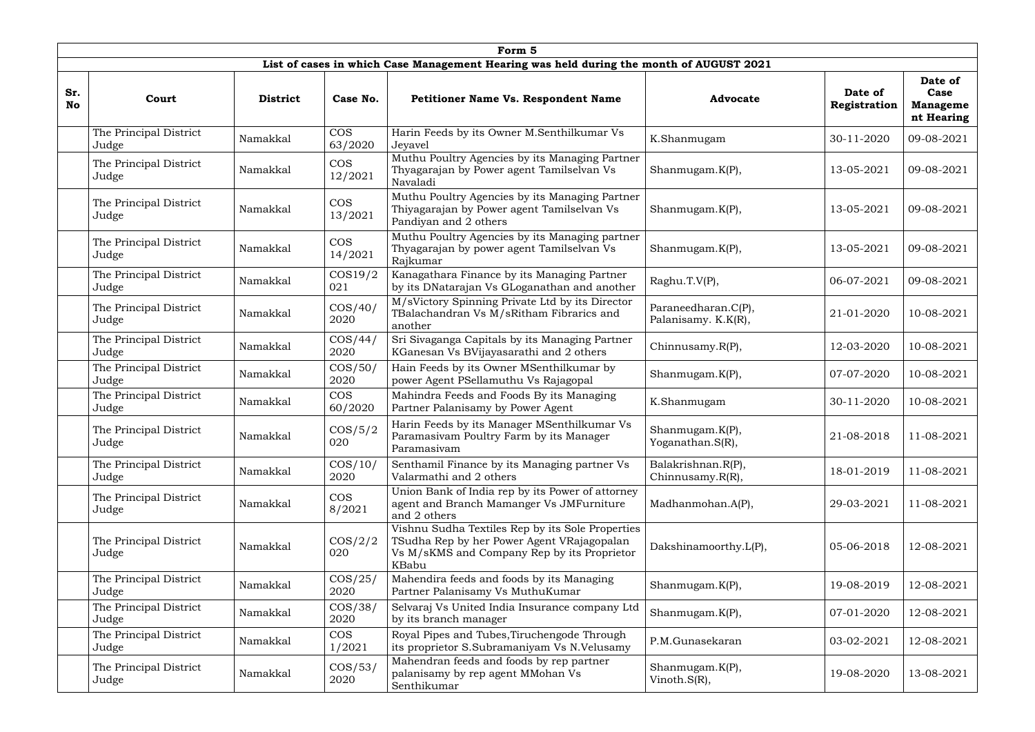| Form 5 | | | | | | | |
|---|---|---|---|---|---|---|---|
| List of cases in which Case Management Hearing was held during the month of AUGUST 2021 | | | | | | | |
| **Sr. No** | **Court** | **District** | **Case No.** | **Petitioner Name Vs. Respondent Name** | **Advocate** | **Date of Registration** | **Date of Case Management Hearing** |
| | The Principal District Judge | Namakkal | COS 63/2020 | Harin Feeds by its Owner M.Senthilkumar Vs Jeyavel | K.Shanmugam | 30-11-2020 | 09-08-2021 |
| | The Principal District Judge | Namakkal | COS 12/2021 | Muthu Poultry Agencies by its Managing Partner Thyagarajan by Power agent Tamilselvan Vs Navaladi | Shanmugam.K(P), | 13-05-2021 | 09-08-2021 |
| | The Principal District Judge | Namakkal | COS 13/2021 | Muthu Poultry Agencies by its Managing Partner Thiyagarajan by Power agent Tamilselvan Vs Pandiyan and 2 others | Shanmugam.K(P), | 13-05-2021 | 09-08-2021 |
| | The Principal District Judge | Namakkal | COS 14/2021 | Muthu Poultry Agencies by its Managing partner Thyagarajan by power agent Tamilselvan Vs Rajkumar | Shanmugam.K(P), | 13-05-2021 | 09-08-2021 |
| | The Principal District Judge | Namakkal | COS19/2021 | Kanagathara Finance by its Managing Partner by its DNatarajan Vs GLoganathan and another | Raghu.T.V(P), | 06-07-2021 | 09-08-2021 |
| | The Principal District Judge | Namakkal | COS/40/2020 | M/sVictory Spinning Private Ltd by its Director TBalachandran Vs M/sRitham Fibrarics and another | Paraneedharan.C(P), Palanisamy. K.K(R), | 21-01-2020 | 10-08-2021 |
| | The Principal District Judge | Namakkal | COS/44/2020 | Sri Sivaganga Capitals by its Managing Partner KGanesan Vs BVijayasarathi and 2 others | Chinnusamy.R(P), | 12-03-2020 | 10-08-2021 |
| | The Principal District Judge | Namakkal | COS/50/2020 | Hain Feeds by its Owner MSenthilkumar by power Agent PSellamuthu Vs Rajagopal | Shanmugam.K(P), | 07-07-2020 | 10-08-2021 |
| | The Principal District Judge | Namakkal | COS 60/2020 | Mahindra Feeds and Foods By its Managing Partner Palanisamy by Power Agent | K.Shanmugam | 30-11-2020 | 10-08-2021 |
| | The Principal District Judge | Namakkal | COS/5/2020 | Harin Feeds by its Manager MSenthilkumar Vs Paramasivam Poultry Farm by its Manager Paramasivam | Shanmugam.K(P), Yoganathan.S(R), | 21-08-2018 | 11-08-2021 |
| | The Principal District Judge | Namakkal | COS/10/2020 | Senthamil Finance by its Managing partner Vs Valarmathi and 2 others | Balakrishnan.R(P), Chinnusamy.R(R), | 18-01-2019 | 11-08-2021 |
| | The Principal District Judge | Namakkal | COS 8/2021 | Union Bank of India rep by its Power of attorney agent and Branch Mamanger Vs JMFurniture and 2 others | Madhanmohan.A(P), | 29-03-2021 | 11-08-2021 |
| | The Principal District Judge | Namakkal | COS/2/2020 | Vishnu Sudha Textiles Rep by its Sole Properties TSudha Rep by her Power Agent VRajagopalan Vs M/sKMS and Company Rep by its Proprietor KBabu | Dakshinamoorthy.L(P), | 05-06-2018 | 12-08-2021 |
| | The Principal District Judge | Namakkal | COS/25/2020 | Mahendira feeds and foods by its Managing Partner Palanisamy Vs MuthuKumar | Shanmugam.K(P), | 19-08-2019 | 12-08-2021 |
| | The Principal District Judge | Namakkal | COS/38/2020 | Selvaraj Vs United India Insurance company Ltd by its branch manager | Shanmugam.K(P), | 07-01-2020 | 12-08-2021 |
| | The Principal District Judge | Namakkal | COS 1/2021 | Royal Pipes and Tubes,Tiruchengode Through its proprietor S.Subramaniyam Vs N.Velusamy | P.M.Gunasekaran | 03-02-2021 | 12-08-2021 |
| | The Principal District Judge | Namakkal | COS/53/2020 | Mahendran feeds and foods by rep partner palanisamy by rep agent MMohan Vs Senthikumar | Shanmugam.K(P), Vinoth.S(R), | 19-08-2020 | 13-08-2021 |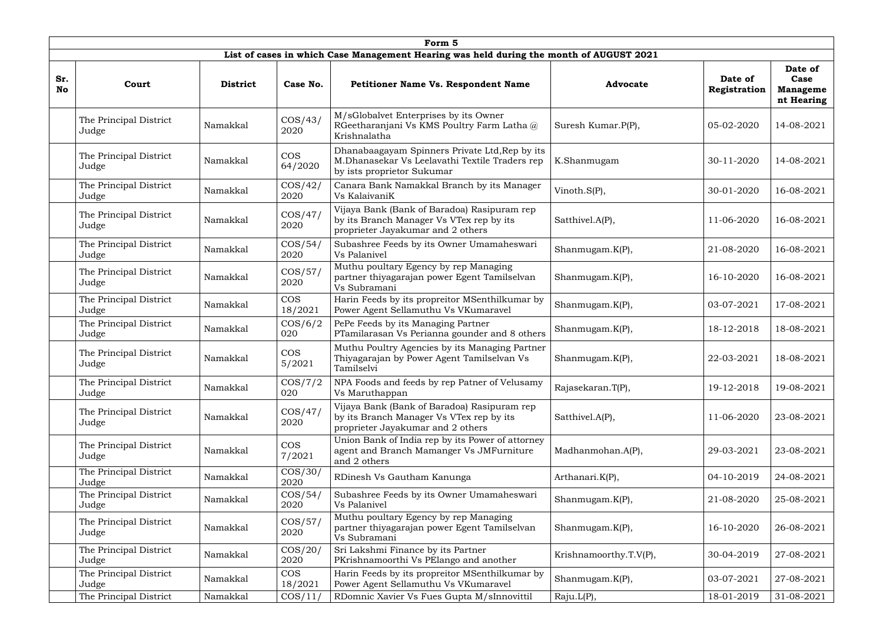| Form 5 | | | | | | | |
|---|---|---|---|---|---|---|---|
| List of cases in which Case Management Hearing was held during the month of AUGUST 2021 | | | | | | | |
| **Sr. No** | **Court** | **District** | **Case No.** | **Petitioner Name Vs. Respondent Name** | **Advocate** | **Date of Registration** | **Date of Case Management Hearing** |
| | The Principal District Judge | Namakkal | COS/43/2020 | M/sGlobalvet Enterprises by its Owner RGeetharanjani Vs KMS Poultry Farm Latha @ Krishnalatha | Suresh Kumar.P(P), | 05-02-2020 | 14-08-2021 |
| | The Principal District Judge | Namakkal | COS 64/2020 | Dhanabaagayam Spinners Private Ltd,Rep by its M.Dhanasekar Vs Leelavathi Textile Traders rep by ists proprietor Sukumar | K.Shanmugam | 30-11-2020 | 14-08-2021 |
| | The Principal District Judge | Namakkal | COS/42/2020 | Canara Bank Namakkal Branch by its Manager Vs KalaivaniK | Vinoth.S(P), | 30-01-2020 | 16-08-2021 |
| | The Principal District Judge | Namakkal | COS/47/2020 | Vijaya Bank (Bank of Baradoa) Rasipuram rep by its Branch Manager Vs VTex rep by its proprieter Jayakumar and 2 others | Satthivel.A(P), | 11-06-2020 | 16-08-2021 |
| | The Principal District Judge | Namakkal | COS/54/2020 | Subashree Feeds by its Owner Umamaheswari Vs Palanivel | Shanmugam.K(P), | 21-08-2020 | 16-08-2021 |
| | The Principal District Judge | Namakkal | COS/57/2020 | Muthu poultary Egency by rep Managing partner thiyagarajan power Egent Tamilselvan Vs Subramani | Shanmugam.K(P), | 16-10-2020 | 16-08-2021 |
| | The Principal District Judge | Namakkal | COS 18/2021 | Harin Feeds by its propreitor MSenthilkumar by Power Agent Sellamuthu Vs VKumaravel | Shanmugam.K(P), | 03-07-2021 | 17-08-2021 |
| | The Principal District Judge | Namakkal | COS/6/2020 | PePe Feeds by its Managing Partner PTamilarasan Vs Perianna gounder and 8 others | Shanmugam.K(P), | 18-12-2018 | 18-08-2021 |
| | The Principal District Judge | Namakkal | COS 5/2021 | Muthu Poultry Agencies by its Managing Partner Thiyagarajan by Power Agent Tamilselvan Vs Tamilselvi | Shanmugam.K(P), | 22-03-2021 | 18-08-2021 |
| | The Principal District Judge | Namakkal | COS/7/2020 | NPA Foods and feeds by rep Patner of Velusamy Vs Maruthappan | Rajasekaran.T(P), | 19-12-2018 | 19-08-2021 |
| | The Principal District Judge | Namakkal | COS/47/2020 | Vijaya Bank (Bank of Baradoa) Rasipuram rep by its Branch Manager Vs VTex rep by its proprieter Jayakumar and 2 others | Satthivel.A(P), | 11-06-2020 | 23-08-2021 |
| | The Principal District Judge | Namakkal | COS 7/2021 | Union Bank of India rep by its Power of attorney agent and Branch Mamanger Vs JMFurniture and 2 others | Madhanmohan.A(P), | 29-03-2021 | 23-08-2021 |
| | The Principal District Judge | Namakkal | COS/30/2020 | RDinesh Vs Gautham Kanunga | Arthanari.K(P), | 04-10-2019 | 24-08-2021 |
| | The Principal District Judge | Namakkal | COS/54/2020 | Subashree Feeds by its Owner Umamaheswari Vs Palanivel | Shanmugam.K(P), | 21-08-2020 | 25-08-2021 |
| | The Principal District Judge | Namakkal | COS/57/2020 | Muthu poultary Egency by rep Managing partner thiyagarajan power Egent Tamilselvan Vs Subramani | Shanmugam.K(P), | 16-10-2020 | 26-08-2021 |
| | The Principal District Judge | Namakkal | COS/20/2020 | Sri Lakshmi Finance by its Partner PKrishnamoorthi Vs PElango and another | Krishnamoorthy.T.V(P), | 30-04-2019 | 27-08-2021 |
| | The Principal District Judge | Namakkal | COS 18/2021 | Harin Feeds by its propreitor MSenthilkumar by Power Agent Sellamuthu Vs VKumaravel | Shanmugam.K(P), | 03-07-2021 | 27-08-2021 |
| | The Principal District | Namakkal | COS/11/ | RDomnic Xavier Vs Fues Gupta M/sInnovittil | Raju.L(P), | 18-01-2019 | 31-08-2021 |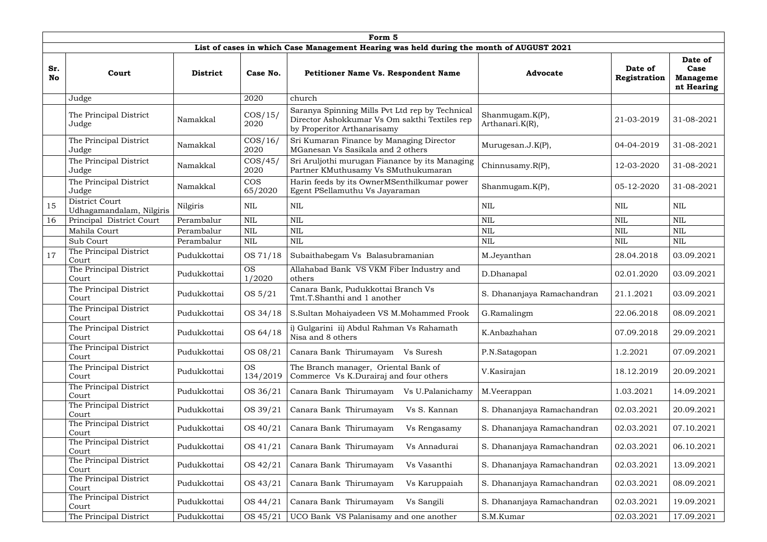| Form 5 | | | | | | | |
|---|---|---|---|---|---|---|---|
| **List of cases in which Case Management Hearing was held during the month of AUGUST 2021** | | | | | | | |
| **Sr. No** | **Court** | **District** | **Case No.** | **Petitioner Name Vs. Respondent Name** | **Advocate** | **Date of Registration** | **Date of Case Management Hearing** |
| | Judge | | 2020 | church | | | |
| | The Principal District Judge | Namakkal | COS/15/ 2020 | Saranya Spinning Mills Pvt Ltd rep by Technical Director Ashokkumar Vs Om sakthi Textiles rep by Properitor Arthanarisamy | Shanmugam.K(P), Arthanari.K(R), | 21-03-2019 | 31-08-2021 |
| | The Principal District Judge | Namakkal | COS/16/ 2020 | Sri Kumaran Finance by Managing Director MGanesan Vs Sasikala and 2 others | Murugesan.J.K(P), | 04-04-2019 | 31-08-2021 |
| | The Principal District Judge | Namakkal | COS/45/ 2020 | Sri Aruljothi murugan Fianance by its Managing Partner KMuthusamy Vs SMuthukumaran | Chinnusamy.R(P), | 12-03-2020 | 31-08-2021 |
| | The Principal District Judge | Namakkal | COS 65/2020 | Harin feeds by its OwnerMSenthilkumar power Egent PSellamuthu Vs Jayaraman | Shanmugam.K(P), | 05-12-2020 | 31-08-2021 |
| 15 | District Court Udhagamandalam, Nilgiris | Nilgiris | NIL | NIL | NIL | NIL | NIL |
| 16 | Principal District Court | Perambalur | NIL | NIL | NIL | NIL | NIL |
| | Mahila Court | Perambalur | NIL | NIL | NIL | NIL | NIL |
| | Sub Court | Perambalur | NIL | NIL | NIL | NIL | NIL |
| 17 | The Principal District Court | Pudukkottai | OS 71/18 | Subaithabegam Vs Balasubramanian | M.Jeyanthan | 28.04.2018 | 03.09.2021 |
| | The Principal District Court | Pudukkottai | OS 1/2020 | Allahabad Bank VS VKM Fiber Industry and others | D.Dhanapal | 02.01.2020 | 03.09.2021 |
| | The Principal District Court | Pudukkottai | OS 5/21 | Canara Bank, Pudukkottai Branch Vs Tmt.T.Shanthi and 1 another | S. Dhananjaya Ramachandran | 21.1.2021 | 03.09.2021 |
| | The Principal District Court | Pudukkottai | OS 34/18 | S.Sultan Mohaiyadeen VS M.Mohammed Frook | G.Ramalingm | 22.06.2018 | 08.09.2021 |
| | The Principal District Court | Pudukkottai | OS 64/18 | i) Gulgarini ii) Abdul Rahman Vs Rahamath Nisa and 8 others | K.Anbazhahan | 07.09.2018 | 29.09.2021 |
| | The Principal District Court | Pudukkottai | OS 08/21 | Canara Bank Thirumayam Vs Suresh | P.N.Satagopan | 1.2.2021 | 07.09.2021 |
| | The Principal District Court | Pudukkottai | OS 134/2019 | The Branch manager, Oriental Bank of Commerce Vs K.Durairaj and four others | V.Kasirajan | 18.12.2019 | 20.09.2021 |
| | The Principal District Court | Pudukkottai | OS 36/21 | Canara Bank Thirumayam Vs U.Palanichamy | M.Veerappan | 1.03.2021 | 14.09.2021 |
| | The Principal District Court | Pudukkottai | OS 39/21 | Canara Bank Thirumayam Vs S. Kannan | S. Dhananjaya Ramachandran | 02.03.2021 | 20.09.2021 |
| | The Principal District Court | Pudukkottai | OS 40/21 | Canara Bank Thirumayam Vs Rengasamy | S. Dhananjaya Ramachandran | 02.03.2021 | 07.10.2021 |
| | The Principal District Court | Pudukkottai | OS 41/21 | Canara Bank Thirumayam Vs Annadurai | S. Dhananjaya Ramachandran | 02.03.2021 | 06.10.2021 |
| | The Principal District Court | Pudukkottai | OS 42/21 | Canara Bank Thirumayam Vs Vasanthi | S. Dhananjaya Ramachandran | 02.03.2021 | 13.09.2021 |
| | The Principal District Court | Pudukkottai | OS 43/21 | Canara Bank Thirumayam Vs Karuppaiah | S. Dhananjaya Ramachandran | 02.03.2021 | 08.09.2021 |
| | The Principal District Court | Pudukkottai | OS 44/21 | Canara Bank Thirumayam Vs Sangili | S. Dhananjaya Ramachandran | 02.03.2021 | 19.09.2021 |
| | The Principal District | Pudukkottai | OS 45/21 | UCO Bank VS Palanisamy and one another | S.M.Kumar | 02.03.2021 | 17.09.2021 |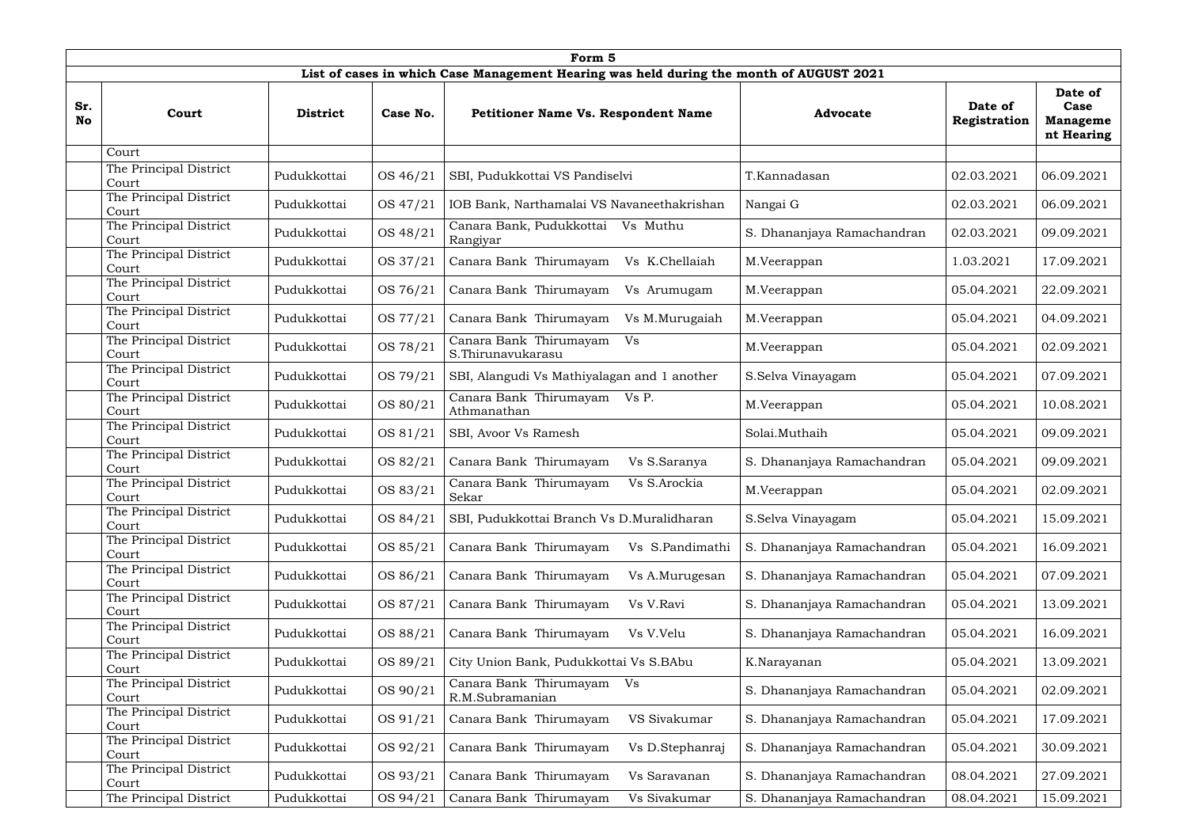| Form 5 | | | | | | | |
|---|---|---|---|---|---|---|---|
| List of cases in which Case Management Hearing was held during the month of AUGUST 2021 | | | | | | | |
| **Sr. No** | **Court** | **District** | **Case No.** | **Petitioner Name Vs. Respondent Name** | **Advocate** | **Date of Registration** | **Date of Case Management Hearing** |
| | Court | | | | | | |
| | The Principal District Court | Pudukkottai | OS 46/21 | SBI, Pudukkottai VS Pandiselvi | T.Kannadasan | 02.03.2021 | 06.09.2021 |
| | The Principal District Court | Pudukkottai | OS 47/21 | IOB Bank, Narthamalai VS Navaneethakrishan | Nangai G | 02.03.2021 | 06.09.2021 |
| | The Principal District Court | Pudukkottai | OS 48/21 | Canara Bank, Pudukkottai Vs Muthu Rangiyar | S. Dhananjaya Ramachandran | 02.03.2021 | 09.09.2021 |
| | The Principal District Court | Pudukkottai | OS 37/21 | Canara Bank Thirumayam Vs K.Chellaiah | M.Veerappan | 1.03.2021 | 17.09.2021 |
| | The Principal District Court | Pudukkottai | OS 76/21 | Canara Bank Thirumayam Vs Arumugam | M.Veerappan | 05.04.2021 | 22.09.2021 |
| | The Principal District Court | Pudukkottai | OS 77/21 | Canara Bank Thirumayam Vs M.Murugaiah | M.Veerappan | 05.04.2021 | 04.09.2021 |
| | The Principal District Court | Pudukkottai | OS 78/21 | Canara Bank Thirumayam Vs S.Thirunavukarasu | M.Veerappan | 05.04.2021 | 02.09.2021 |
| | The Principal District Court | Pudukkottai | OS 79/21 | SBI, Alangudi Vs Mathiyalagan and 1 another | S.Selva Vinayagam | 05.04.2021 | 07.09.2021 |
| | The Principal District Court | Pudukkottai | OS 80/21 | Canara Bank Thirumayam Vs P. Athmanathan | M.Veerappan | 05.04.2021 | 10.08.2021 |
| | The Principal District Court | Pudukkottai | OS 81/21 | SBI, Avoor Vs Ramesh | Solai.Muthaih | 05.04.2021 | 09.09.2021 |
| | The Principal District Court | Pudukkottai | OS 82/21 | Canara Bank Thirumayam Vs S.Saranya | S. Dhananjaya Ramachandran | 05.04.2021 | 09.09.2021 |
| | The Principal District Court | Pudukkottai | OS 83/21 | Canara Bank Thirumayam Vs S.Arockia Sekar | M.Veerappan | 05.04.2021 | 02.09.2021 |
| | The Principal District Court | Pudukkottai | OS 84/21 | SBI, Pudukkottai Branch Vs D.Muralidharan | S.Selva Vinayagam | 05.04.2021 | 15.09.2021 |
| | The Principal District Court | Pudukkottai | OS 85/21 | Canara Bank Thirumayam Vs S.Pandimathi | S. Dhananjaya Ramachandran | 05.04.2021 | 16.09.2021 |
| | The Principal District Court | Pudukkottai | OS 86/21 | Canara Bank Thirumayam Vs A.Murugesan | S. Dhananjaya Ramachandran | 05.04.2021 | 07.09.2021 |
| | The Principal District Court | Pudukkottai | OS 87/21 | Canara Bank Thirumayam Vs V.Ravi | S. Dhananjaya Ramachandran | 05.04.2021 | 13.09.2021 |
| | The Principal District Court | Pudukkottai | OS 88/21 | Canara Bank Thirumayam Vs V.Velu | S. Dhananjaya Ramachandran | 05.04.2021 | 16.09.2021 |
| | The Principal District Court | Pudukkottai | OS 89/21 | City Union Bank, Pudukkottai Vs S.BAbu | K.Narayanan | 05.04.2021 | 13.09.2021 |
| | The Principal District Court | Pudukkottai | OS 90/21 | Canara Bank Thirumayam Vs R.M.Subramanian | S. Dhananjaya Ramachandran | 05.04.2021 | 02.09.2021 |
| | The Principal District Court | Pudukkottai | OS 91/21 | Canara Bank Thirumayam VS Sivakumar | S. Dhananjaya Ramachandran | 05.04.2021 | 17.09.2021 |
| | The Principal District Court | Pudukkottai | OS 92/21 | Canara Bank Thirumayam Vs D.Stephanraj | S. Dhananjaya Ramachandran | 05.04.2021 | 30.09.2021 |
| | The Principal District Court | Pudukkottai | OS 93/21 | Canara Bank Thirumayam Vs Saravanan | S. Dhananjaya Ramachandran | 08.04.2021 | 27.09.2021 |
| | The Principal District | Pudukkottai | OS 94/21 | Canara Bank Thirumayam Vs Sivakumar | S. Dhananjaya Ramachandran | 08.04.2021 | 15.09.2021 |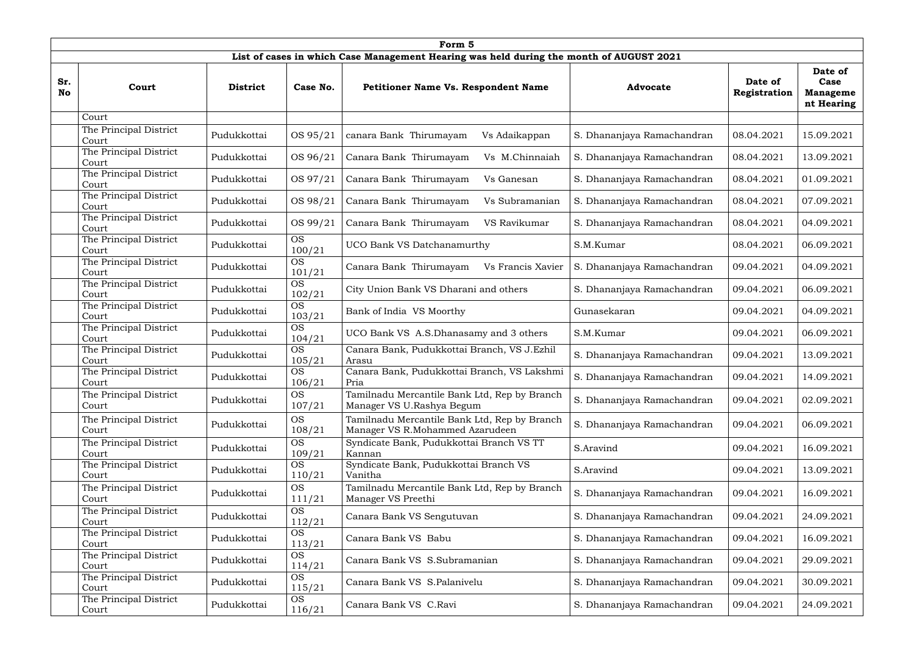| Form 5 | | | | | | | |
|---|---|---|---|---|---|---|---|
| List of cases in which Case Management Hearing was held during the month of AUGUST 2021 | | | | | | | |
| **Sr. No** | **Court** | **District** | **Case No.** | **Petitioner Name Vs. Respondent Name** | **Advocate** | **Date of Registration** | **Date of Case Management Hearing** |
| | Court | | | | | | |
| | The Principal District Court | Pudukkottai | OS 95/21 | canara Bank Thirumayam Vs Adaikappan | S. Dhananjaya Ramachandran | 08.04.2021 | 15.09.2021 |
| | The Principal District Court | Pudukkottai | OS 96/21 | Canara Bank Thirumayam Vs M.Chinnaiah | S. Dhananjaya Ramachandran | 08.04.2021 | 13.09.2021 |
| | The Principal District Court | Pudukkottai | OS 97/21 | Canara Bank Thirumayam Vs Ganesan | S. Dhananjaya Ramachandran | 08.04.2021 | 01.09.2021 |
| | The Principal District Court | Pudukkottai | OS 98/21 | Canara Bank Thirumayam Vs Subramanian | S. Dhananjaya Ramachandran | 08.04.2021 | 07.09.2021 |
| | The Principal District Court | Pudukkottai | OS 99/21 | Canara Bank Thirumayam VS Ravikumar | S. Dhananjaya Ramachandran | 08.04.2021 | 04.09.2021 |
| | The Principal District Court | Pudukkottai | OS 100/21 | UCO Bank VS Datchanamurthy | S.M.Kumar | 08.04.2021 | 06.09.2021 |
| | The Principal District Court | Pudukkottai | OS 101/21 | Canara Bank Thirumayam Vs Francis Xavier | S. Dhananjaya Ramachandran | 09.04.2021 | 04.09.2021 |
| | The Principal District Court | Pudukkottai | OS 102/21 | City Union Bank VS Dharani and others | S. Dhananjaya Ramachandran | 09.04.2021 | 06.09.2021 |
| | The Principal District Court | Pudukkottai | OS 103/21 | Bank of India VS Moorthy | Gunasekaran | 09.04.2021 | 04.09.2021 |
| | The Principal District Court | Pudukkottai | OS 104/21 | UCO Bank VS A.S.Dhanasamy and 3 others | S.M.Kumar | 09.04.2021 | 06.09.2021 |
| | The Principal District Court | Pudukkottai | OS 105/21 | Canara Bank, Pudukkottai Branch, VS J.Ezhil Arasu | S. Dhananjaya Ramachandran | 09.04.2021 | 13.09.2021 |
| | The Principal District Court | Pudukkottai | OS 106/21 | Canara Bank, Pudukkottai Branch, VS Lakshmi Pria | S. Dhananjaya Ramachandran | 09.04.2021 | 14.09.2021 |
| | The Principal District Court | Pudukkottai | OS 107/21 | Tamilnadu Mercantile Bank Ltd, Rep by Branch Manager VS U.Rashya Begum | S. Dhananjaya Ramachandran | 09.04.2021 | 02.09.2021 |
| | The Principal District Court | Pudukkottai | OS 108/21 | Tamilnadu Mercantile Bank Ltd, Rep by Branch Manager VS R.Mohammed Azarudeen | S. Dhananjaya Ramachandran | 09.04.2021 | 06.09.2021 |
| | The Principal District Court | Pudukkottai | OS 109/21 | Syndicate Bank, Pudukkottai Branch VS TT Kannan | S.Aravind | 09.04.2021 | 16.09.2021 |
| | The Principal District Court | Pudukkottai | OS 110/21 | Syndicate Bank, Pudukkottai Branch VS Vanitha | S.Aravind | 09.04.2021 | 13.09.2021 |
| | The Principal District Court | Pudukkottai | OS 111/21 | Tamilnadu Mercantile Bank Ltd, Rep by Branch Manager VS Preethi | S. Dhananjaya Ramachandran | 09.04.2021 | 16.09.2021 |
| | The Principal District Court | Pudukkottai | OS 112/21 | Canara Bank VS Sengutuvan | S. Dhananjaya Ramachandran | 09.04.2021 | 24.09.2021 |
| | The Principal District Court | Pudukkottai | OS 113/21 | Canara Bank VS Babu | S. Dhananjaya Ramachandran | 09.04.2021 | 16.09.2021 |
| | The Principal District Court | Pudukkottai | OS 114/21 | Canara Bank VS S.Subramanian | S. Dhananjaya Ramachandran | 09.04.2021 | 29.09.2021 |
| | The Principal District Court | Pudukkottai | OS 115/21 | Canara Bank VS S.Palanivelu | S. Dhananjaya Ramachandran | 09.04.2021 | 30.09.2021 |
| | The Principal District Court | Pudukkottai | OS 116/21 | Canara Bank VS C.Ravi | S. Dhananjaya Ramachandran | 09.04.2021 | 24.09.2021 |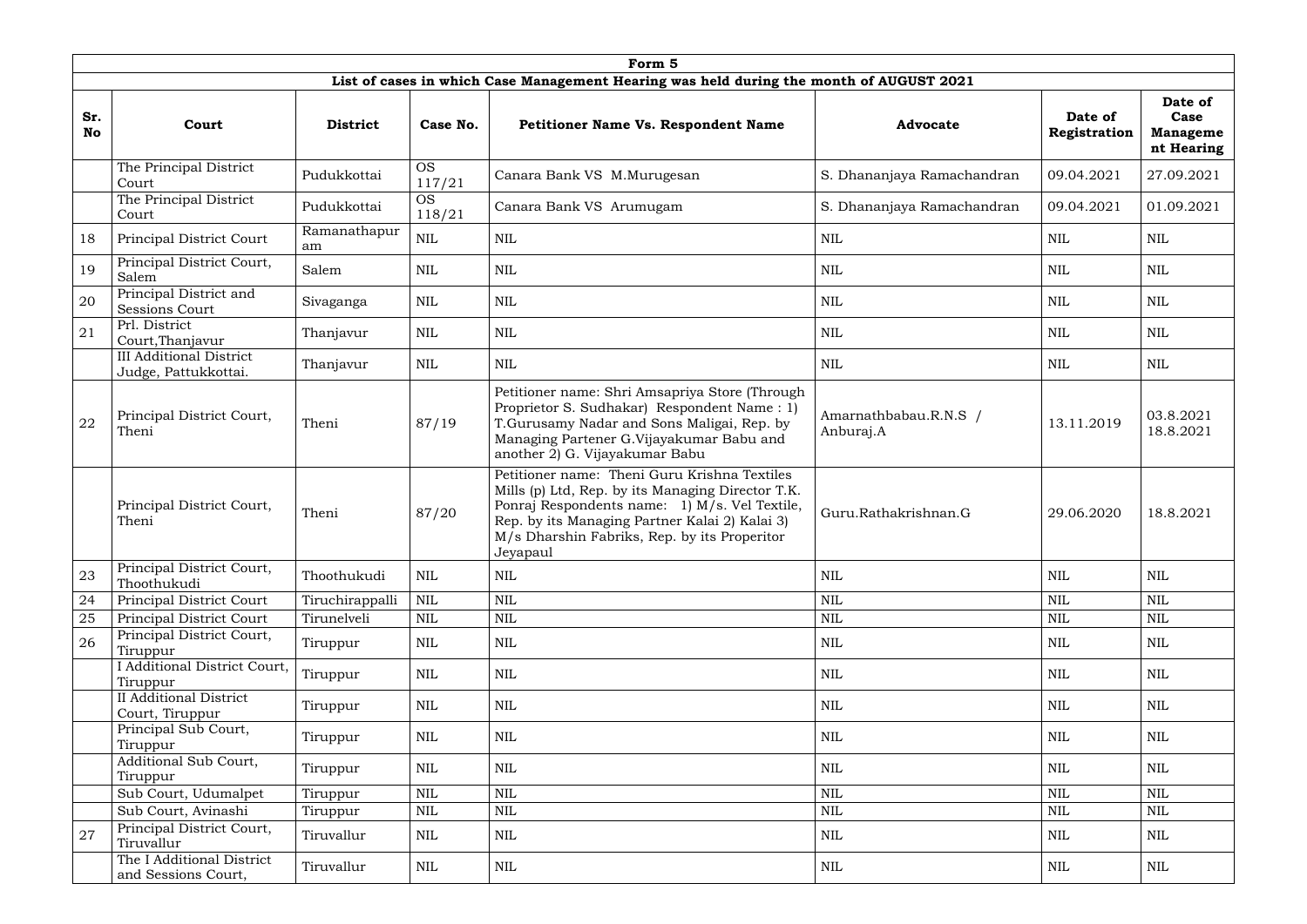| Form 5 | | | | | | | |
|---|---|---|---|---|---|---|---|
| **List of cases in which Case Management Hearing was held during the month of AUGUST 2021** | | | | | | | |
| **Sr. No** | **Court** | **District** | **Case No.** | **Petitioner Name Vs. Respondent Name** | **Advocate** | **Date of Registration** | **Date of Case Manageme nt Hearing** |
| | The Principal District Court | Pudukkottai | OS 117/21 | Canara Bank VS M.Murugesan | S. Dhananjaya Ramachandran | 09.04.2021 | 27.09.2021 |
| | The Principal District Court | Pudukkottai | OS 118/21 | Canara Bank VS Arumugam | S. Dhananjaya Ramachandran | 09.04.2021 | 01.09.2021 |
| 18 | Principal District Court | Ramanathapuram | NIL | NIL | NIL | NIL | NIL |
| 19 | Principal District Court, Salem | Salem | NIL | NIL | NIL | NIL | NIL |
| 20 | Principal District and Sessions Court | Sivaganga | NIL | NIL | NIL | NIL | NIL |
| 21 | Prl. District Court,Thanjavur | Thanjavur | NIL | NIL | NIL | NIL | NIL |
| | III Additional District Judge, Pattukkottai. | Thanjavur | NIL | NIL | NIL | NIL | NIL |
| 22 | Principal District Court, Theni | Theni | 87/19 | Petitioner name: Shri Amsapriya Store (Through Proprietor S. Sudhakar) Respondent Name : 1) T.Gurusamy Nadar and Sons Maligai, Rep. by Managing Partener G.Vijayakumar Babu and another 2) G. Vijayakumar Babu | Amarnathbabau.R.N.S / Anburaj.A | 13.11.2019 | 03.8.2021 18.8.2021 |
| | Principal District Court, Theni | Theni | 87/20 | Petitioner name: Theni Guru Krishna Textiles Mills (p) Ltd, Rep. by its Managing Director T.K. Ponraj Respondents name: 1) M/s. Vel Textile, Rep. by its Managing Partner Kalai 2) Kalai 3) M/s Dharshin Fabriks, Rep. by its Properitor Jeyapaul | Guru.Rathakrishnan.G | 29.06.2020 | 18.8.2021 |
| 23 | Principal District Court, Thoothukudi | Thoothukudi | NIL | NIL | NIL | NIL | NIL |
| 24 | Principal District Court | Tiruchirappalli | NIL | NIL | NIL | NIL | NIL |
| 25 | Principal District Court | Tirunelveli | NIL | NIL | NIL | NIL | NIL |
| 26 | Principal District Court, Tiruppur | Tiruppur | NIL | NIL | NIL | NIL | NIL |
| | I Additional District Court, Tiruppur | Tiruppur | NIL | NIL | NIL | NIL | NIL |
| | II Additional District Court, Tiruppur | Tiruppur | NIL | NIL | NIL | NIL | NIL |
| | Principal Sub Court, Tiruppur | Tiruppur | NIL | NIL | NIL | NIL | NIL |
| | Additional Sub Court, Tiruppur | Tiruppur | NIL | NIL | NIL | NIL | NIL |
| | Sub Court, Udumalpet | Tiruppur | NIL | NIL | NIL | NIL | NIL |
| | Sub Court, Avinashi | Tiruppur | NIL | NIL | NIL | NIL | NIL |
| 27 | Principal District Court, Tiruvallur | Tiruvallur | NIL | NIL | NIL | NIL | NIL |
| | The I Additional District and Sessions Court, | Tiruvallur | NIL | NIL | NIL | NIL | NIL |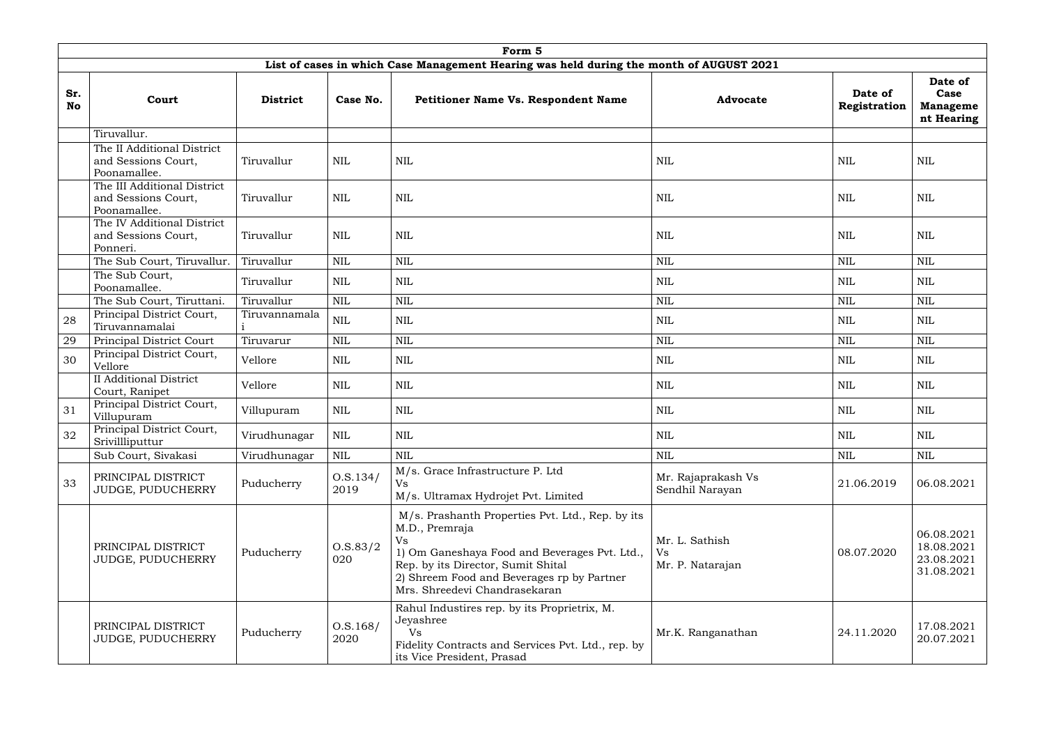| Form 5 | | | | | | | |
|---|---|---|---|---|---|---|---|
| List of cases in which Case Management Hearing was held during the month of AUGUST 2021 | | | | | | | |
| **Sr. No** | **Court** | **District** | **Case No.** | **Petitioner Name Vs. Respondent Name** | **Advocate** | **Date of Registration** | **Date of Case Manageme nt Hearing** |
| | Tiruvallur. | | | | | | |
| | The II Additional District and Sessions Court, Poonamallee. | Tiruvallur | NIL | NIL | NIL | NIL | NIL |
| | The III Additional District and Sessions Court, Poonamallee. | Tiruvallur | NIL | NIL | NIL | NIL | NIL |
| | The IV Additional District and Sessions Court, Ponneri. | Tiruvallur | NIL | NIL | NIL | NIL | NIL |
| | The Sub Court, Tiruvallur. | Tiruvallur | NIL | NIL | NIL | NIL | NIL |
| | The Sub Court, Poonamallee. | Tiruvallur | NIL | NIL | NIL | NIL | NIL |
| | The Sub Court, Tiruttani. | Tiruvallur | NIL | NIL | NIL | NIL | NIL |
| 28 | Principal District Court, Tiruvannamalai | Tiruvannamalai | NIL | NIL | NIL | NIL | NIL |
| 29 | Principal District Court | Tiruvarur | NIL | NIL | NIL | NIL | NIL |
| 30 | Principal District Court, Vellore | Vellore | NIL | NIL | NIL | NIL | NIL |
| | II Additional District Court, Ranipet | Vellore | NIL | NIL | NIL | NIL | NIL |
| 31 | Principal District Court, Villupuram | Villupuram | NIL | NIL | NIL | NIL | NIL |
| 32 | Principal District Court, Srivillliputtur | Virudhunagar | NIL | NIL | NIL | NIL | NIL |
| | Sub Court, Sivakasi | Virudhunagar | NIL | NIL | NIL | NIL | NIL |
| 33 | PRINCIPAL DISTRICT JUDGE, PUDUCHERRY | Puducherry | O.S.134/ 2019 | M/s. Grace Infrastructure P. Ltd Vs M/s. Ultramax Hydrojet Pvt. Limited | Mr. Rajaprakash Vs Sendhil Narayan | 21.06.2019 | 06.08.2021 |
| | PRINCIPAL DISTRICT JUDGE, PUDUCHERRY | Puducherry | O.S.83/2 020 | M/s. Prashanth Properties Pvt. Ltd., Rep. by its M.D., Premraja Vs 1) Om Ganeshaya Food and Beverages Pvt. Ltd., Rep. by its Director, Sumit Shital 2) Shreem Food and Beverages rp by Partner Mrs. Shreedevi Chandrasekaran | Mr. L. Sathish Vs Mr. P. Natarajan | 08.07.2020 | 06.08.2021 18.08.2021 23.08.2021 31.08.2021 |
| | PRINCIPAL DISTRICT JUDGE, PUDUCHERRY | Puducherry | O.S.168/ 2020 | Rahul Industires rep. by its Proprietrix, M. Jeyashree Vs Fidelity Contracts and Services Pvt. Ltd., rep. by its Vice President, Prasad | Mr.K. Ranganathan | 24.11.2020 | 17.08.2021 20.07.2021 |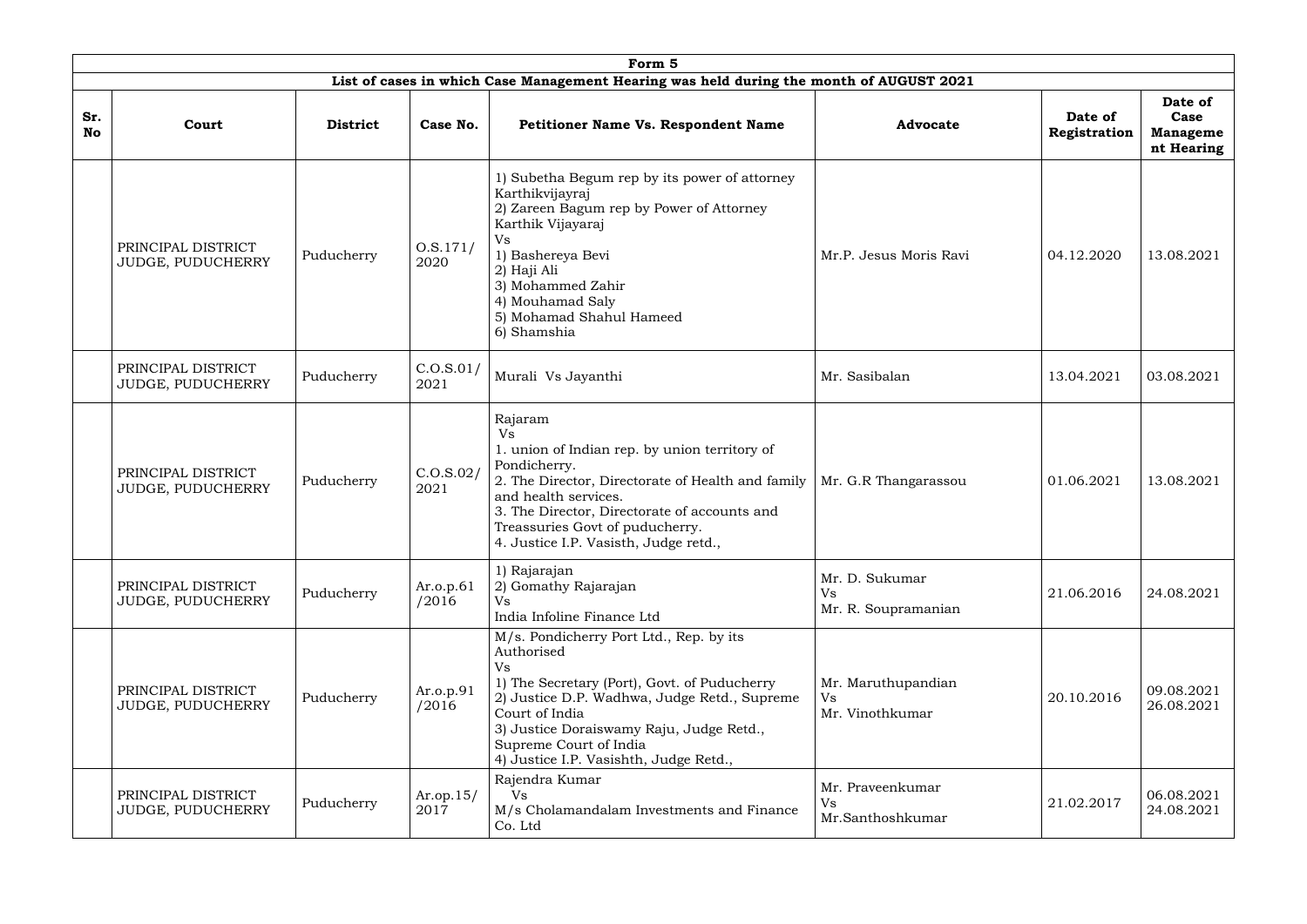| Form 5 | | | | | | | |
|---|---|---|---|---|---|---|---|
| List of cases in which Case Management Hearing was held during the month of AUGUST 2021 | | | | | | | |
| **Sr. No** | **Court** | **District** | **Case No.** | **Petitioner Name Vs. Respondent Name** | **Advocate** | **Date of Registration** | **Date of Case Management Hearing** |
| | PRINCIPAL DISTRICT JUDGE, PUDUCHERRY | Puducherry | O.S.171/ 2020 | 1) Subetha Begum rep by its power of attorney Karthikvijayraj<br>2) Zareen Bagum rep by Power of Attorney Karthik Vijayaraj<br>Vs<br>1) Bashereya Bevi<br>2) Haji Ali<br>3) Mohammed Zahir<br>4) Mouhamad Saly<br>5) Mohamad Shahul Hameed<br>6) Shamshia | Mr.P. Jesus Moris Ravi | 04.12.2020 | 13.08.2021 |
| | PRINCIPAL DISTRICT JUDGE, PUDUCHERRY | Puducherry | C.O.S.01/ 2021 | Murali Vs Jayanthi | Mr. Sasibalan | 13.04.2021 | 03.08.2021 |
| | PRINCIPAL DISTRICT JUDGE, PUDUCHERRY | Puducherry | C.O.S.02/ 2021 | Rajaram<br>Vs<br>1. union of Indian rep. by union territory of Pondicherry.<br>2. The Director, Directorate of Health and family and health services.<br>3. The Director, Directorate of accounts and Treassuries Govt of puducherry.<br>4. Justice I.P. Vasisth, Judge retd., | Mr. G.R Thangarassou | 01.06.2021 | 13.08.2021 |
| | PRINCIPAL DISTRICT JUDGE, PUDUCHERRY | Puducherry | Ar.o.p.61 /2016 | 1) Rajarajan<br>2) Gomathy Rajarajan<br>Vs<br>India Infoline Finance Ltd | Mr. D. Sukumar<br>Vs<br>Mr. R. Soupramanian | 21.06.2016 | 24.08.2021 |
| | PRINCIPAL DISTRICT JUDGE, PUDUCHERRY | Puducherry | Ar.o.p.91 /2016 | M/s. Pondicherry Port Ltd., Rep. by its Authorised<br>Vs<br>1) The Secretary (Port), Govt. of Puducherry<br>2) Justice D.P. Wadhwa, Judge Retd., Supreme Court of India<br>3) Justice Doraiswamy Raju, Judge Retd., Supreme Court of India<br>4) Justice I.P. Vasishth, Judge Retd., | Mr. Maruthupandian<br>Vs<br>Mr. Vinothkumar | 20.10.2016 | 09.08.2021<br>26.08.2021 |
| | PRINCIPAL DISTRICT JUDGE, PUDUCHERRY | Puducherry | Ar.op.15/ 2017 | Rajendra Kumar<br>Vs<br>M/s Cholamandalam Investments and Finance Co. Ltd | Mr. Praveenkumar<br>Vs<br>Mr.Santhoshkumar | 21.02.2017 | 06.08.2021<br>24.08.2021 |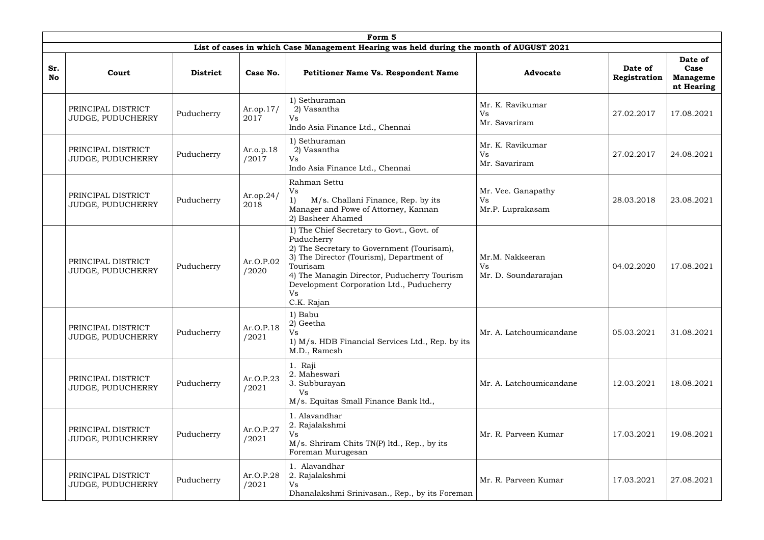| Form 5 | | | | | | | |
|---|---|---|---|---|---|---|---|
| List of cases in which Case Management Hearing was held during the month of AUGUST 2021 | | | | | | | |
| **Sr. No** | **Court** | **District** | **Case No.** | **Petitioner Name Vs. Respondent Name** | **Advocate** | **Date of Registration** | **Date of Case Management Hearing** |
| | PRINCIPAL DISTRICT JUDGE, PUDUCHERRY | Puducherry | Ar.op.17/ 2017 | 1) Sethuraman<br>2) Vasantha<br>Vs<br>Indo Asia Finance Ltd., Chennai | Mr. K. Ravikumar<br>Vs<br>Mr. Savariram | 27.02.2017 | 17.08.2021 |
| | PRINCIPAL DISTRICT JUDGE, PUDUCHERRY | Puducherry | Ar.o.p.18 /2017 | 1) Sethuraman<br>2) Vasantha<br>Vs<br>Indo Asia Finance Ltd., Chennai | Mr. K. Ravikumar<br>Vs<br>Mr. Savariram | 27.02.2017 | 24.08.2021 |
| | PRINCIPAL DISTRICT JUDGE, PUDUCHERRY | Puducherry | Ar.op.24/ 2018 | Rahman Settu<br>Vs<br>1) M/s. Challani Finance, Rep. by its Manager and Powe of Attorney, Kannan<br>2) Basheer Ahamed | Mr. Vee. Ganapathy<br>Vs<br>Mr.P. Luprakasam | 28.03.2018 | 23.08.2021 |
| | PRINCIPAL DISTRICT JUDGE, PUDUCHERRY | Puducherry | Ar.O.P.02 /2020 | 1) The Chief Secretary to Govt., Govt. of Puducherry<br>2) The Secretary to Government (Tourisam),<br>3) The Director (Tourism), Department of Tourisam<br>4) The Managin Director, Puducherry Tourism Development Corporation Ltd., Puducherry<br>Vs<br>C.K. Rajan | Mr.M. Nakkeeran<br>Vs<br>Mr. D. Soundararajan | 04.02.2020 | 17.08.2021 |
| | PRINCIPAL DISTRICT JUDGE, PUDUCHERRY | Puducherry | Ar.O.P.18 /2021 | 1) Babu<br>2) Geetha<br>Vs<br>1) M/s. HDB Financial Services Ltd., Rep. by its M.D., Ramesh | Mr. A. Latchoumicandane | 05.03.2021 | 31.08.2021 |
| | PRINCIPAL DISTRICT JUDGE, PUDUCHERRY | Puducherry | Ar.O.P.23 /2021 | 1. Raji<br>2. Maheswari<br>3. Subburayan<br>Vs<br>M/s. Equitas Small Finance Bank ltd., | Mr. A. Latchoumicandane | 12.03.2021 | 18.08.2021 |
| | PRINCIPAL DISTRICT JUDGE, PUDUCHERRY | Puducherry | Ar.O.P.27 /2021 | 1. Alavandhar<br>2. Rajalakshmi<br>Vs<br>M/s. Shriram Chits TN(P) ltd., Rep., by its Foreman Murugesan | Mr. R. Parveen Kumar | 17.03.2021 | 19.08.2021 |
| | PRINCIPAL DISTRICT JUDGE, PUDUCHERRY | Puducherry | Ar.O.P.28 /2021 | 1. Alavandhar<br>2. Rajalakshmi<br>Vs<br>Dhanalakshmi Srinivasan., Rep., by its Foreman | Mr. R. Parveen Kumar | 17.03.2021 | 27.08.2021 |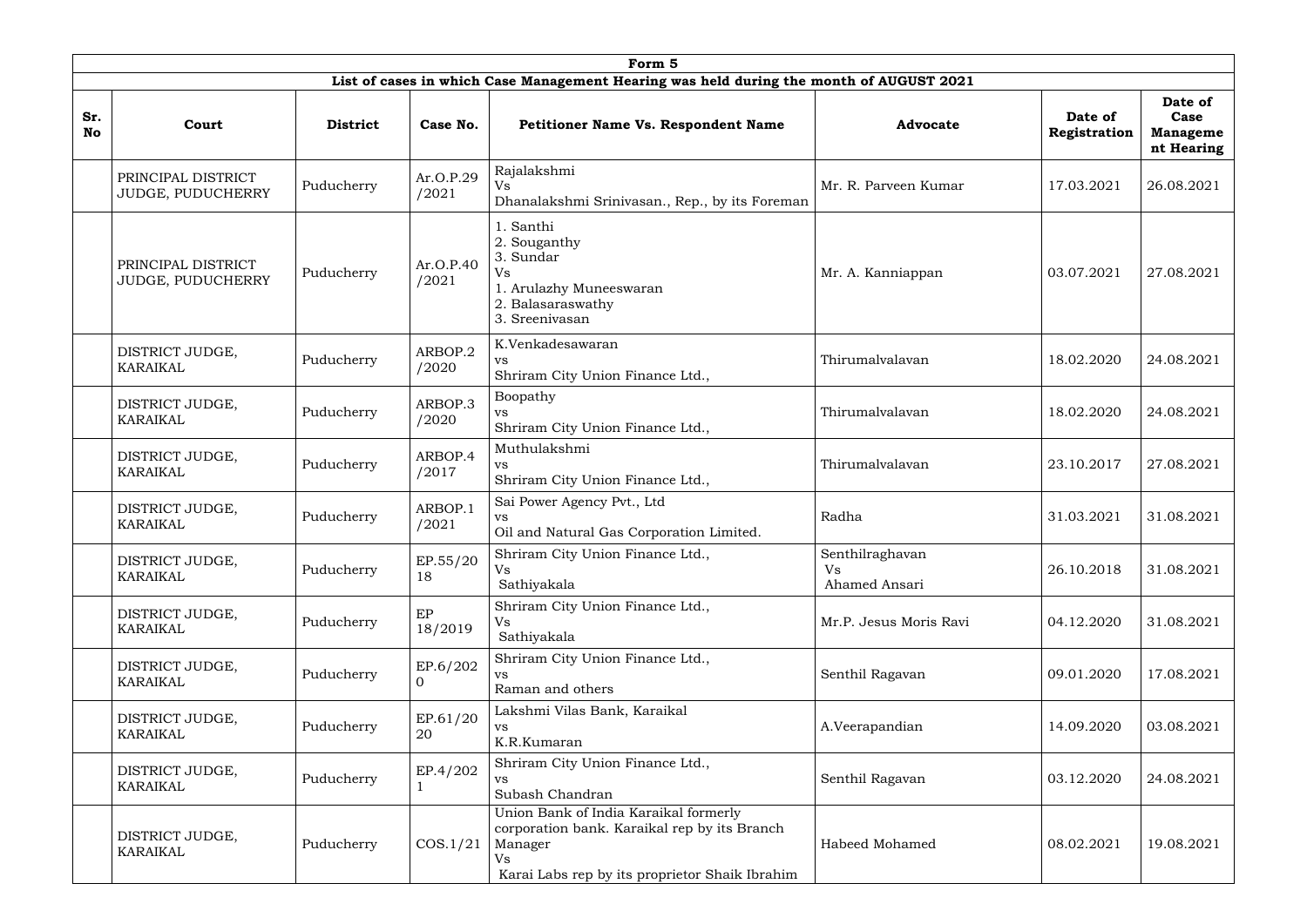# Form 5

## List of cases in which Case Management Hearing was held during the month of AUGUST 2021

| Sr. No | Court | District | Case No. | Petitioner Name Vs. Respondent Name | Advocate | Date of Registration | Date of Case Management Hearing |
|---|---|---|---|---|---|---|---|
| | PRINCIPAL DISTRICT JUDGE, PUDUCHERRY | Puducherry | Ar.O.P.29 /2021 | Rajalakshmi Vs Dhanalakshmi Srinivasan., Rep., by its Foreman | Mr. R. Parveen Kumar | 17.03.2021 | 26.08.2021 |
| | PRINCIPAL DISTRICT JUDGE, PUDUCHERRY | Puducherry | Ar.O.P.40 /2021 | 1. Santhi 2. Souganthy 3. Sundar Vs 1. Arulazhy Muneeswaran 2. Balasaraswathy 3. Sreenivasan | Mr. A. Kanniappan | 03.07.2021 | 27.08.2021 |
| | DISTRICT JUDGE, KARAIKAL | Puducherry | ARBOP.2 /2020 | K.Venkadesawaran vs Shriram City Union Finance Ltd., | Thirumalvalavan | 18.02.2020 | 24.08.2021 |
| | DISTRICT JUDGE, KARAIKAL | Puducherry | ARBOP.3 /2020 | Boopathy vs Shriram City Union Finance Ltd., | Thirumalvalavan | 18.02.2020 | 24.08.2021 |
| | DISTRICT JUDGE, KARAIKAL | Puducherry | ARBOP.4 /2017 | Muthulakshmi vs Shriram City Union Finance Ltd., | Thirumalvalavan | 23.10.2017 | 27.08.2021 |
| | DISTRICT JUDGE, KARAIKAL | Puducherry | ARBOP.1 /2021 | Sai Power Agency Pvt., Ltd vs Oil and Natural Gas Corporation Limited. | Radha | 31.03.2021 | 31.08.2021 |
| | DISTRICT JUDGE, KARAIKAL | Puducherry | EP.55/2018 | Shriram City Union Finance Ltd., Vs Sathiyakala | Senthilraghavan Vs Ahamed Ansari | 26.10.2018 | 31.08.2021 |
| | DISTRICT JUDGE, KARAIKAL | Puducherry | EP 18/2019 | Shriram City Union Finance Ltd., Vs Sathiyakala | Mr.P. Jesus Moris Ravi | 04.12.2020 | 31.08.2021 |
| | DISTRICT JUDGE, KARAIKAL | Puducherry | EP.6/2020 | Shriram City Union Finance Ltd., vs Raman and others | Senthil Ragavan | 09.01.2020 | 17.08.2021 |
| | DISTRICT JUDGE, KARAIKAL | Puducherry | EP.61/2020 | Lakshmi Vilas Bank, Karaikal vs K.R.Kumaran | A.Veerapandian | 14.09.2020 | 03.08.2021 |
| | DISTRICT JUDGE, KARAIKAL | Puducherry | EP.4/2021 | Shriram City Union Finance Ltd., vs Subash Chandran | Senthil Ragavan | 03.12.2020 | 24.08.2021 |
| | DISTRICT JUDGE, KARAIKAL | Puducherry | COS.1/21 | Union Bank of India Karaikal formerly corporation bank. Karaikal rep by its Branch Manager Vs Karai Labs rep by its proprietor Shaik Ibrahim | Habeed Mohamed | 08.02.2021 | 19.08.2021 |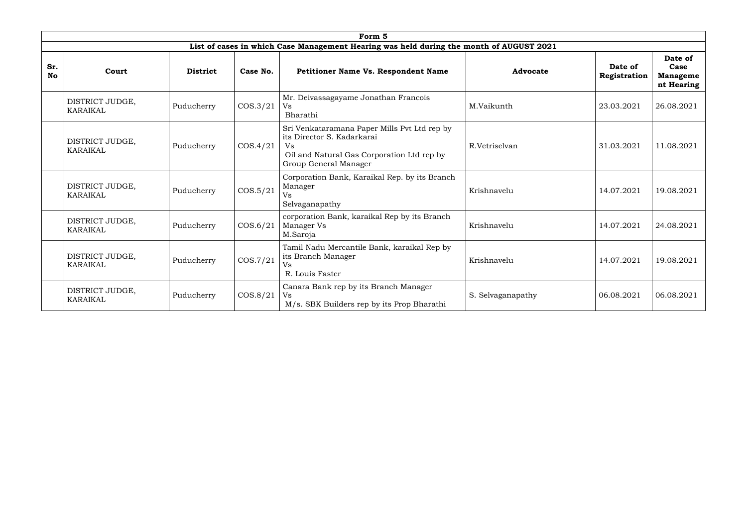| Form 5 | | | | | | | |
|---|---|---|---|---|---|---|---|
| **List of cases in which Case Management Hearing was held during the month of AUGUST 2021** | | | | | | | |
| **Sr. No** | **Court** | **District** | **Case No.** | **Petitioner Name Vs. Respondent Name** | **Advocate** | **Date of Registration** | **Date of Case Manageme nt Hearing** |
| | DISTRICT JUDGE, KARAIKAL | Puducherry | COS.3/21 | Mr. Deivassagayame Jonathan Francois Vs Bharathi | M.Vaikunth | 23.03.2021 | 26.08.2021 |
| | DISTRICT JUDGE, KARAIKAL | Puducherry | COS.4/21 | Sri Venkataramana Paper Mills Pvt Ltd rep by its Director S. Kadarkarai Vs Oil and Natural Gas Corporation Ltd rep by Group General Manager | R.Vetriselvan | 31.03.2021 | 11.08.2021 |
| | DISTRICT JUDGE, KARAIKAL | Puducherry | COS.5/21 | Corporation Bank, Karaikal Rep. by its Branch Manager Vs Selvaganapathy | Krishnavelu | 14.07.2021 | 19.08.2021 |
| | DISTRICT JUDGE, KARAIKAL | Puducherry | COS.6/21 | corporation Bank, karaikal Rep by its Branch Manager Vs M.Saroja | Krishnavelu | 14.07.2021 | 24.08.2021 |
| | DISTRICT JUDGE, KARAIKAL | Puducherry | COS.7/21 | Tamil Nadu Mercantile Bank, karaikal Rep by its Branch Manager Vs R. Louis Faster | Krishnavelu | 14.07.2021 | 19.08.2021 |
| | DISTRICT JUDGE, KARAIKAL | Puducherry | COS.8/21 | Canara Bank rep by its Branch Manager Vs M/s. SBK Builders rep by its Prop Bharathi | S. Selvaganapathy | 06.08.2021 | 06.08.2021 |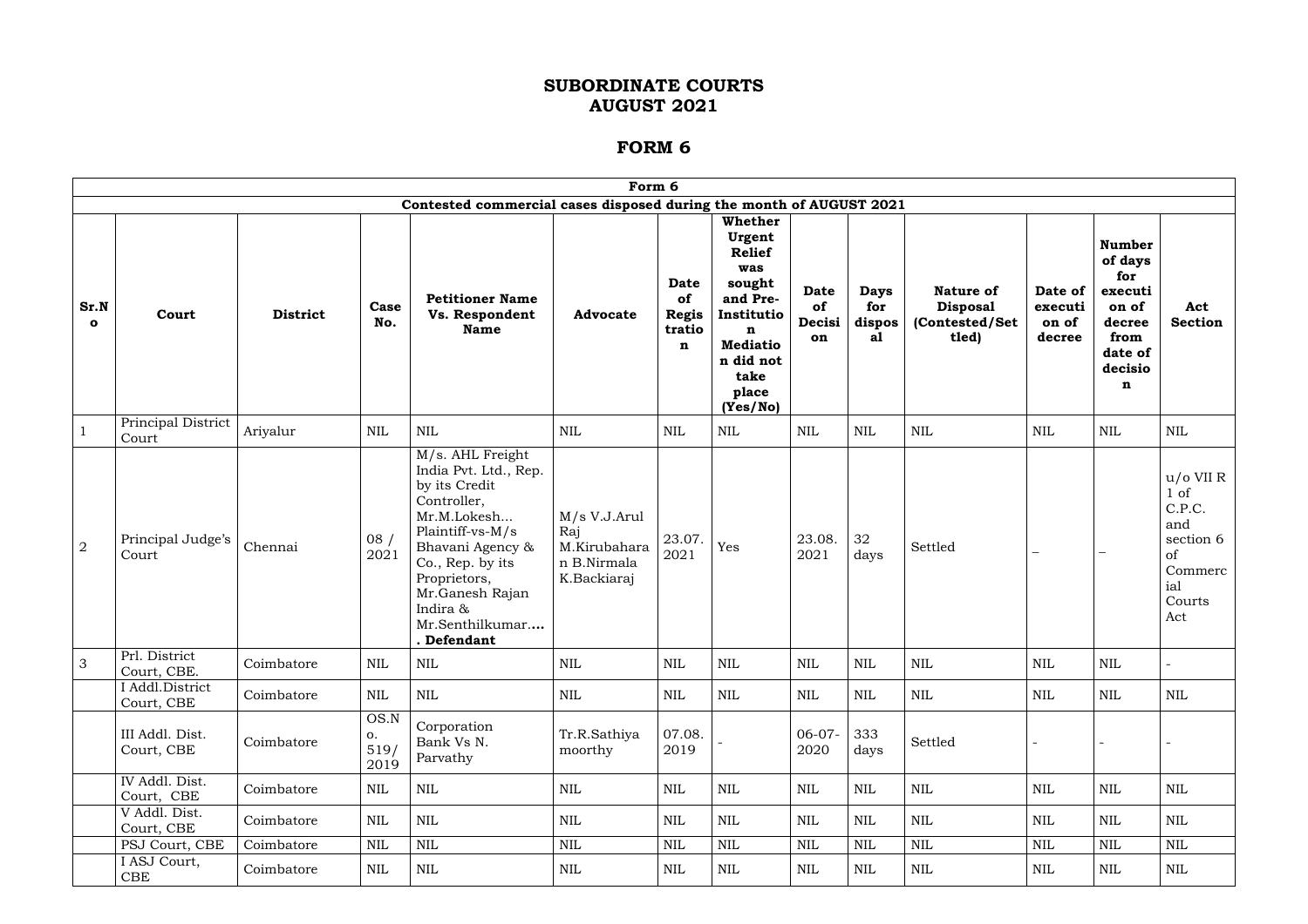# SUBORDINATE COURTS
# AUGUST 2021

# FORM 6

| Form 6 | | | | | | | | | | | | | |
|---|---|---|---|---|---|---|---|---|---|---|---|---|---|
| Contested commercial cases disposed during the month of AUGUST 2021 | | | | | | | | | | | | | |
| **Sr.No** | **Court** | **District** | **Case No.** | **Petitioner Name Vs. Respondent Name** | **Advocate** | **Date of Registration** | **Whether Urgent Relief was sought and Pre-Institution Mediation did not take place (Yes/No)** | **Date of Decision** | **Days for disposal** | **Nature of Disposal (Contested/Settled)** | **Date of execution of decree** | **Number of days for execution of decree from date of decision** | **Act Section** |
| 1 | Principal District Court | Ariyalur | NIL | NIL | NIL | NIL | NIL | NIL | NIL | NIL | NIL | NIL | NIL |
| 2 | Principal Judge's Court | Chennai | 08 / 2021 | M/s. AHL Freight India Pvt. Ltd., Rep. by its Credit Controller, Mr.M.Lokesh... Plaintiff-vs-M/s Bhavani Agency & Co., Rep. by its Proprietors, Mr.Ganesh Rajan Indira & Mr.Senthilkumar.... **. Defendant** | M/s V.J.Arul Raj M.Kirubaharan B.Nirmala K.Backiaraj | 23.07.2021 | Yes | 23.08.2021 | 32 days | Settled | – | – | u/o VII R 1 of C.P.C. and section 6 of Commercial Courts Act |
| 3 | Prl. District Court, CBE. | Coimbatore | NIL | NIL | NIL | NIL | NIL | NIL | NIL | NIL | NIL | NIL | - |
| | I Addl.District Court, CBE | Coimbatore | NIL | NIL | NIL | NIL | NIL | NIL | NIL | NIL | NIL | NIL | NIL |
| | III Addl. Dist. Court, CBE | Coimbatore | OS.No. 519/2019 | Corporation Bank Vs N. Parvathy | Tr.R.Sathiyamoorthy | 07.08.2019 | - | 06-07-2020 | 333 days | Settled | - | - | - |
| | IV Addl. Dist. Court, CBE | Coimbatore | NIL | NIL | NIL | NIL | NIL | NIL | NIL | NIL | NIL | NIL | NIL |
| | V Addl. Dist. Court, CBE | Coimbatore | NIL | NIL | NIL | NIL | NIL | NIL | NIL | NIL | NIL | NIL | NIL |
| | PSJ Court, CBE | Coimbatore | NIL | NIL | NIL | NIL | NIL | NIL | NIL | NIL | NIL | NIL | NIL |
| | I ASJ Court, CBE | Coimbatore | NIL | NIL | NIL | NIL | NIL | NIL | NIL | NIL | NIL | NIL | NIL |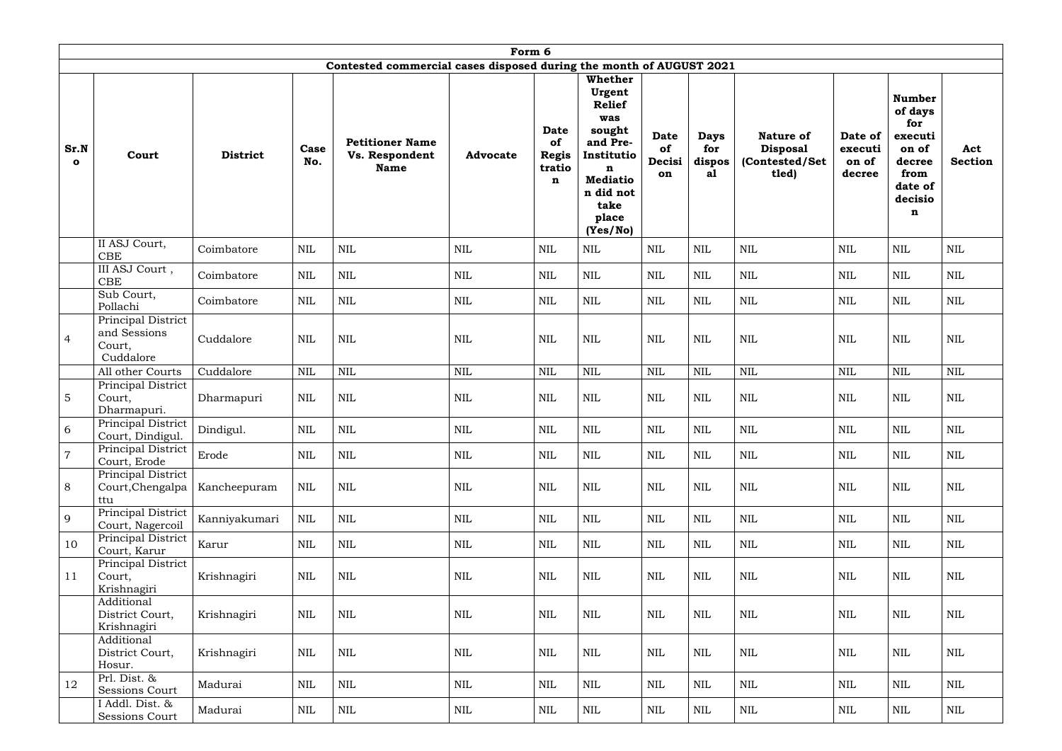| Form 6 | | | | | | | | | | | | | |
|---|---|---|---|---|---|---|---|---|---|---|---|---|---|
| Contested commercial cases disposed during the month of AUGUST 2021 | | | | | | | | | | | | | |
| **Sr.No** | **Court** | **District** | **Case No.** | **Petitioner Name Vs. Respondent Name** | **Advocate** | **Date of Registration** | **Whether Urgent Relief was sought and Pre-Institution Mediation did not take place (Yes/No)** | **Date of Decision** | **Days for disposal** | **Nature of Disposal (Contested/Settled)** | **Date of execution of decree** | **Number of days for execution of decree from date of decision** | **Act Section** |
| | II ASJ Court, CBE | Coimbatore | NIL | NIL | NIL | NIL | NIL | NIL | NIL | NIL | NIL | NIL | NIL |
| | III ASJ Court , CBE | Coimbatore | NIL | NIL | NIL | NIL | NIL | NIL | NIL | NIL | NIL | NIL | NIL |
| | Sub Court, Pollachi | Coimbatore | NIL | NIL | NIL | NIL | NIL | NIL | NIL | NIL | NIL | NIL | NIL |
| 4 | Principal District and Sessions Court, Cuddalore | Cuddalore | NIL | NIL | NIL | NIL | NIL | NIL | NIL | NIL | NIL | NIL | NIL |
| | All other Courts | Cuddalore | NIL | NIL | NIL | NIL | NIL | NIL | NIL | NIL | NIL | NIL | NIL |
| 5 | Principal District Court, Dharmapuri. | Dharmapuri | NIL | NIL | NIL | NIL | NIL | NIL | NIL | NIL | NIL | NIL | NIL |
| 6 | Principal District Court, Dindigul. | Dindigul. | NIL | NIL | NIL | NIL | NIL | NIL | NIL | NIL | NIL | NIL | NIL |
| 7 | Principal District Court, Erode | Erode | NIL | NIL | NIL | NIL | NIL | NIL | NIL | NIL | NIL | NIL | NIL |
| 8 | Principal District Court,Chengalpattu | Kancheepuram | NIL | NIL | NIL | NIL | NIL | NIL | NIL | NIL | NIL | NIL | NIL |
| 9 | Principal District Court, Nagercoil | Kanniyakumari | NIL | NIL | NIL | NIL | NIL | NIL | NIL | NIL | NIL | NIL | NIL |
| 10 | Principal District Court, Karur | Karur | NIL | NIL | NIL | NIL | NIL | NIL | NIL | NIL | NIL | NIL | NIL |
| 11 | Principal District Court, Krishnagiri | Krishnagiri | NIL | NIL | NIL | NIL | NIL | NIL | NIL | NIL | NIL | NIL | NIL |
| | Additional District Court, Krishnagiri | Krishnagiri | NIL | NIL | NIL | NIL | NIL | NIL | NIL | NIL | NIL | NIL | NIL |
| | Additional District Court, Hosur. | Krishnagiri | NIL | NIL | NIL | NIL | NIL | NIL | NIL | NIL | NIL | NIL | NIL |
| 12 | Prl. Dist. & Sessions Court | Madurai | NIL | NIL | NIL | NIL | NIL | NIL | NIL | NIL | NIL | NIL | NIL |
| | I Addl. Dist. & Sessions Court | Madurai | NIL | NIL | NIL | NIL | NIL | NIL | NIL | NIL | NIL | NIL | NIL |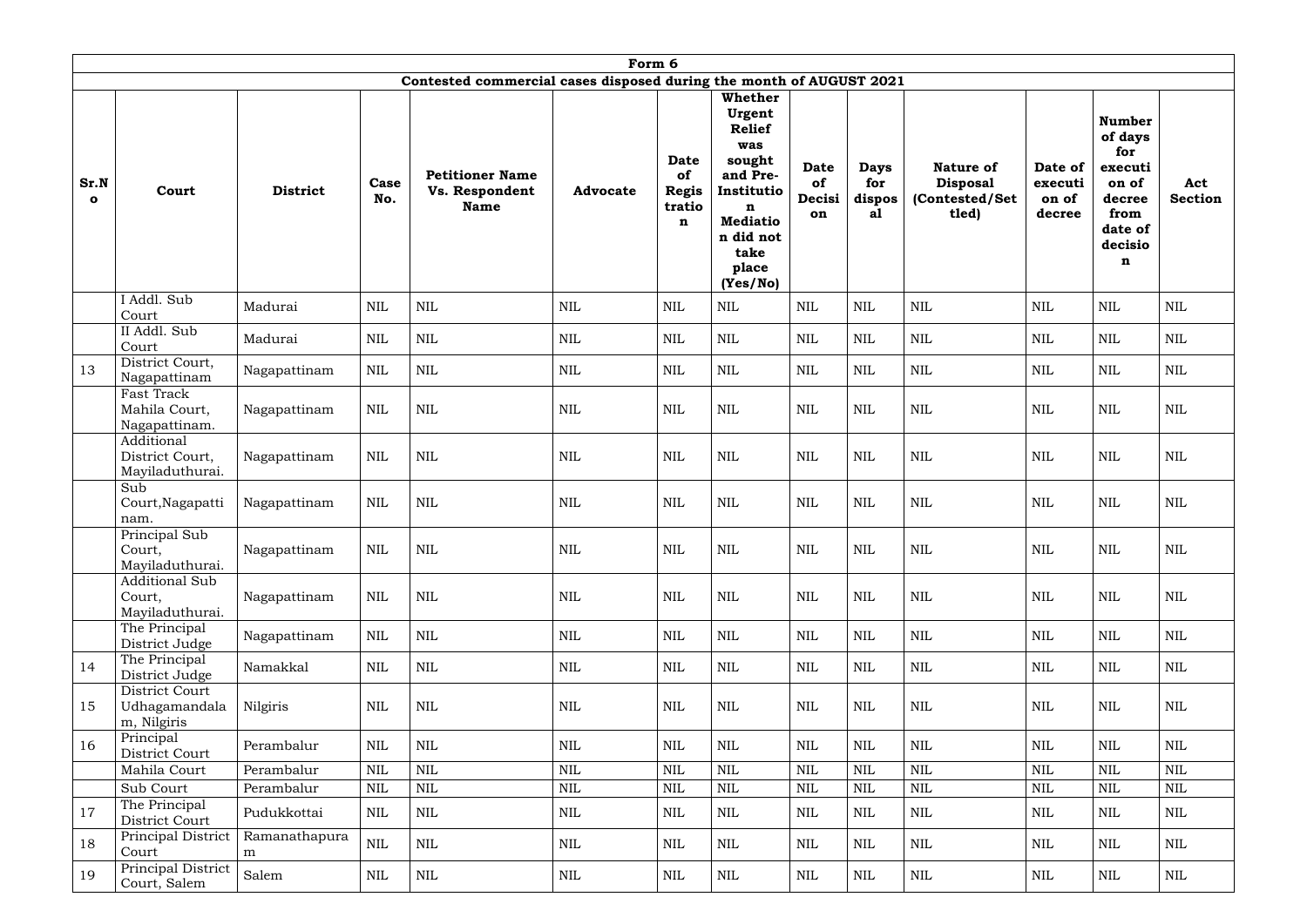| Form 6 | | | | | | | | | | | | | |
|---|---|---|---|---|---|---|---|---|---|---|---|---|---|
| Contested commercial cases disposed during the month of AUGUST 2021 | | | | | | | | | | | | | |
| Sr.No | Court | District | Case No. | Petitioner Name Vs. Respondent Name | Advocate | Date of Registration | Whether Urgent Relief was sought and Pre-Institution Mediation did not take place (Yes/No) | Date of Decision | Days for disposal | Nature of Disposal (Contested/Settled) | Date of execution of decree | Number of days for execution of decree from date of decision | Act Section |
| | I Addl. Sub Court | Madurai | NIL | NIL | NIL | NIL | NIL | NIL | NIL | NIL | NIL | NIL | NIL |
| | II Addl. Sub Court | Madurai | NIL | NIL | NIL | NIL | NIL | NIL | NIL | NIL | NIL | NIL | NIL |
| 13 | District Court, Nagapattinam | Nagapattinam | NIL | NIL | NIL | NIL | NIL | NIL | NIL | NIL | NIL | NIL | NIL |
| | Fast Track Mahila Court, Nagapattinam. | Nagapattinam | NIL | NIL | NIL | NIL | NIL | NIL | NIL | NIL | NIL | NIL | NIL |
| | Additional District Court, Mayiladuthurai. | Nagapattinam | NIL | NIL | NIL | NIL | NIL | NIL | NIL | NIL | NIL | NIL | NIL |
| | Sub Court,Nagapattinam. | Nagapattinam | NIL | NIL | NIL | NIL | NIL | NIL | NIL | NIL | NIL | NIL | NIL |
| | Principal Sub Court, Mayiladuthurai. | Nagapattinam | NIL | NIL | NIL | NIL | NIL | NIL | NIL | NIL | NIL | NIL | NIL |
| | Additional Sub Court, Mayiladuthurai. | Nagapattinam | NIL | NIL | NIL | NIL | NIL | NIL | NIL | NIL | NIL | NIL | NIL |
| | The Principal District Judge | Nagapattinam | NIL | NIL | NIL | NIL | NIL | NIL | NIL | NIL | NIL | NIL | NIL |
| 14 | The Principal District Judge | Namakkal | NIL | NIL | NIL | NIL | NIL | NIL | NIL | NIL | NIL | NIL | NIL |
| 15 | District Court Udhagamandalam, Nilgiris | Nilgiris | NIL | NIL | NIL | NIL | NIL | NIL | NIL | NIL | NIL | NIL | NIL |
| 16 | Principal District Court | Perambalur | NIL | NIL | NIL | NIL | NIL | NIL | NIL | NIL | NIL | NIL | NIL |
| | Mahila Court | Perambalur | NIL | NIL | NIL | NIL | NIL | NIL | NIL | NIL | NIL | NIL | NIL |
| | Sub Court | Perambalur | NIL | NIL | NIL | NIL | NIL | NIL | NIL | NIL | NIL | NIL | NIL |
| 17 | The Principal District Court | Pudukkottai | NIL | NIL | NIL | NIL | NIL | NIL | NIL | NIL | NIL | NIL | NIL |
| 18 | Principal District Court | Ramanathapuram | NIL | NIL | NIL | NIL | NIL | NIL | NIL | NIL | NIL | NIL | NIL |
| 19 | Principal District Court, Salem | Salem | NIL | NIL | NIL | NIL | NIL | NIL | NIL | NIL | NIL | NIL | NIL |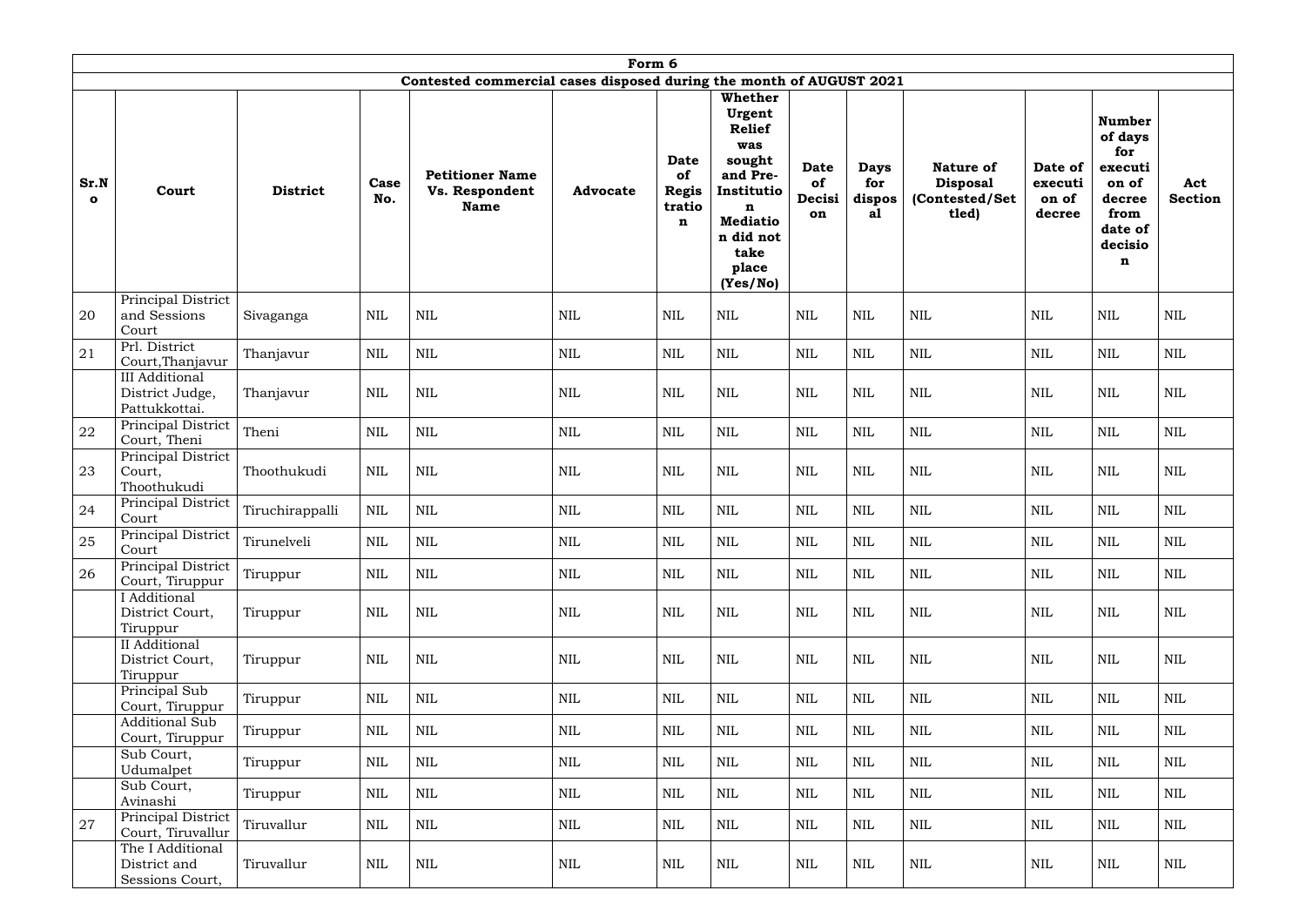| Form 6 | | | | | | | | | | | | | |
|---|---|---|---|---|---|---|---|---|---|---|---|---|---|
| Contested commercial cases disposed during the month of AUGUST 2021 | | | | | | | | | | | | | |
| **Sr.No** | **Court** | **District** | **Case No.** | **Petitioner Name Vs. Respondent Name** | **Advocate** | **Date of Registration** | **Whether Urgent Relief was sought and Pre-Institution Mediation did not take place (Yes/No)** | **Date of Decision** | **Days for disposal** | **Nature of Disposal (Contested/Settled)** | **Date of execution of decree** | **Number of days for execution of decree from date of decision** | **Act Section** |
| 20 | Principal District and Sessions Court | Sivaganga | NIL | NIL | NIL | NIL | NIL | NIL | NIL | NIL | NIL | NIL | NIL |
| 21 | Prl. District Court,Thanjavur | Thanjavur | NIL | NIL | NIL | NIL | NIL | NIL | NIL | NIL | NIL | NIL | NIL |
| | III Additional District Judge, Pattukkottai. | Thanjavur | NIL | NIL | NIL | NIL | NIL | NIL | NIL | NIL | NIL | NIL | NIL |
| 22 | Principal District Court, Theni | Theni | NIL | NIL | NIL | NIL | NIL | NIL | NIL | NIL | NIL | NIL | NIL |
| 23 | Principal District Court, Thoothukudi | Thoothukudi | NIL | NIL | NIL | NIL | NIL | NIL | NIL | NIL | NIL | NIL | NIL |
| 24 | Principal District Court | Tiruchirappalli | NIL | NIL | NIL | NIL | NIL | NIL | NIL | NIL | NIL | NIL | NIL |
| 25 | Principal District Court | Tirunelveli | NIL | NIL | NIL | NIL | NIL | NIL | NIL | NIL | NIL | NIL | NIL |
| 26 | Principal District Court, Tiruppur | Tiruppur | NIL | NIL | NIL | NIL | NIL | NIL | NIL | NIL | NIL | NIL | NIL |
| | I Additional District Court, Tiruppur | Tiruppur | NIL | NIL | NIL | NIL | NIL | NIL | NIL | NIL | NIL | NIL | NIL |
| | II Additional District Court, Tiruppur | Tiruppur | NIL | NIL | NIL | NIL | NIL | NIL | NIL | NIL | NIL | NIL | NIL |
| | Principal Sub Court, Tiruppur | Tiruppur | NIL | NIL | NIL | NIL | NIL | NIL | NIL | NIL | NIL | NIL | NIL |
| | Additional Sub Court, Tiruppur | Tiruppur | NIL | NIL | NIL | NIL | NIL | NIL | NIL | NIL | NIL | NIL | NIL |
| | Sub Court, Udumalpet | Tiruppur | NIL | NIL | NIL | NIL | NIL | NIL | NIL | NIL | NIL | NIL | NIL |
| | Sub Court, Avinashi | Tiruppur | NIL | NIL | NIL | NIL | NIL | NIL | NIL | NIL | NIL | NIL | NIL |
| 27 | Principal District Court, Tiruvallur | Tiruvallur | NIL | NIL | NIL | NIL | NIL | NIL | NIL | NIL | NIL | NIL | NIL |
| | The I Additional District and Sessions Court, | Tiruvallur | NIL | NIL | NIL | NIL | NIL | NIL | NIL | NIL | NIL | NIL | NIL |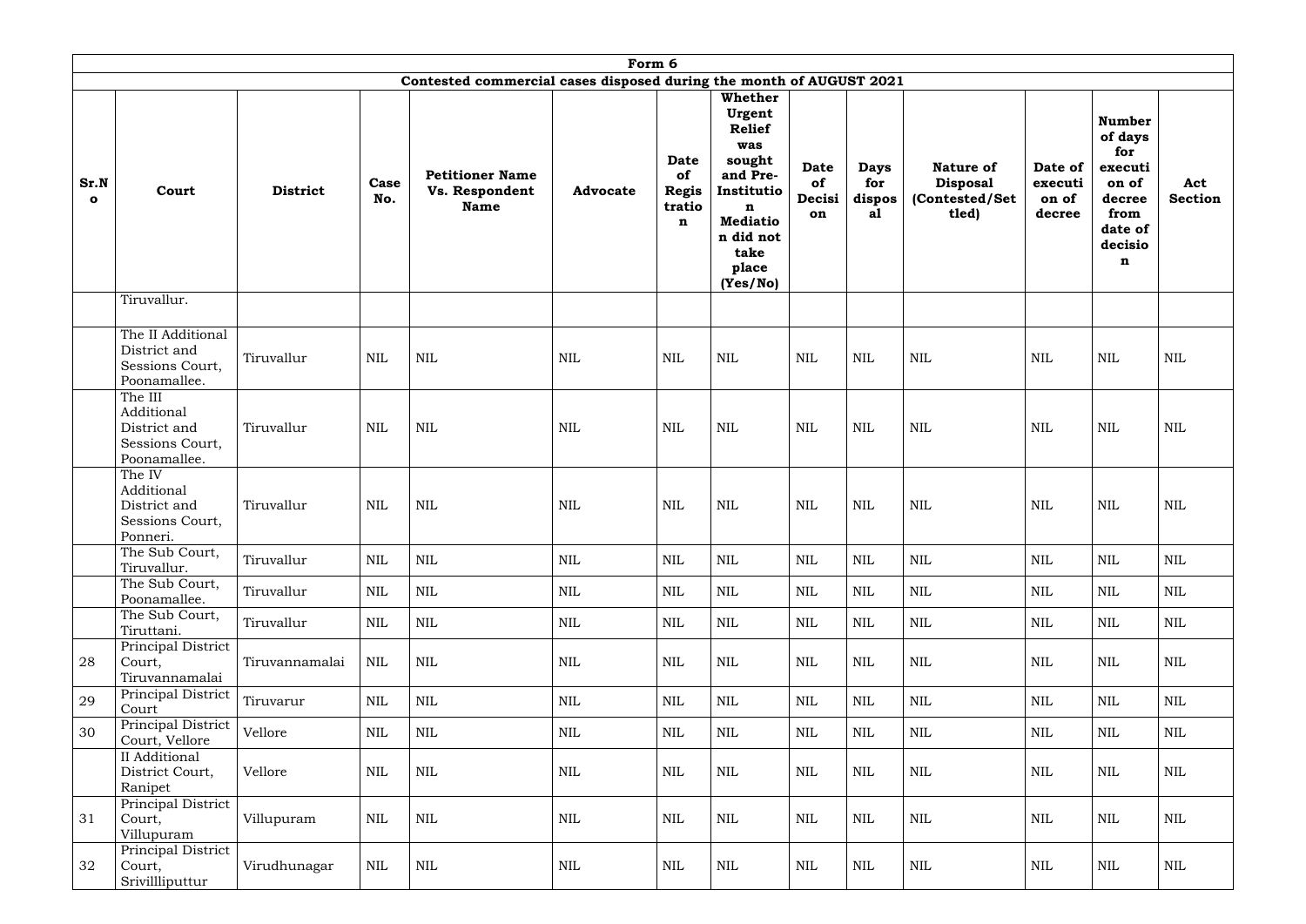| Form 6 | | | | | | | | | | | | | |
|---|---|---|---|---|---|---|---|---|---|---|---|---|---|
| Contested commercial cases disposed during the month of AUGUST 2021 | | | | | | | | | | | | | |
| **Sr.No** | **Court** | **District** | **Case No.** | **Petitioner Name Vs. Respondent Name** | **Advocate** | **Date of Registration** | **Whether Urgent Relief was sought and Pre-Institution Mediation did not take place (Yes/No)** | **Date of Decision** | **Days for disposal** | **Nature of Disposal (Contested/Settled)** | **Date of execution of decree** | **Number of days for execution of decree from date of decision** | **Act Section** |
| | Tiruvallur. | | | | | | | | | | | | |
| | The II Additional District and Sessions Court, Poonamallee. | Tiruvallur | NIL | NIL | NIL | NIL | NIL | NIL | NIL | NIL | NIL | NIL | NIL |
| | The III Additional District and Sessions Court, Poonamallee. | Tiruvallur | NIL | NIL | NIL | NIL | NIL | NIL | NIL | NIL | NIL | NIL | NIL |
| | The IV Additional District and Sessions Court, Ponneri. | Tiruvallur | NIL | NIL | NIL | NIL | NIL | NIL | NIL | NIL | NIL | NIL | NIL |
| | The Sub Court, Tiruvallur. | Tiruvallur | NIL | NIL | NIL | NIL | NIL | NIL | NIL | NIL | NIL | NIL | NIL |
| | The Sub Court, Poonamallee. | Tiruvallur | NIL | NIL | NIL | NIL | NIL | NIL | NIL | NIL | NIL | NIL | NIL |
| | The Sub Court, Tiruttani. | Tiruvallur | NIL | NIL | NIL | NIL | NIL | NIL | NIL | NIL | NIL | NIL | NIL |
| 28 | Principal District Court, Tiruvannamalai | Tiruvannamalai | NIL | NIL | NIL | NIL | NIL | NIL | NIL | NIL | NIL | NIL | NIL |
| 29 | Principal District Court | Tiruvarur | NIL | NIL | NIL | NIL | NIL | NIL | NIL | NIL | NIL | NIL | NIL |
| 30 | Principal District Court, Vellore | Vellore | NIL | NIL | NIL | NIL | NIL | NIL | NIL | NIL | NIL | NIL | NIL |
| | II Additional District Court, Ranipet | Vellore | NIL | NIL | NIL | NIL | NIL | NIL | NIL | NIL | NIL | NIL | NIL |
| 31 | Principal District Court, Villupuram | Villupuram | NIL | NIL | NIL | NIL | NIL | NIL | NIL | NIL | NIL | NIL | NIL |
| 32 | Principal District Court, Srivillliputtur | Virudhunagar | NIL | NIL | NIL | NIL | NIL | NIL | NIL | NIL | NIL | NIL | NIL |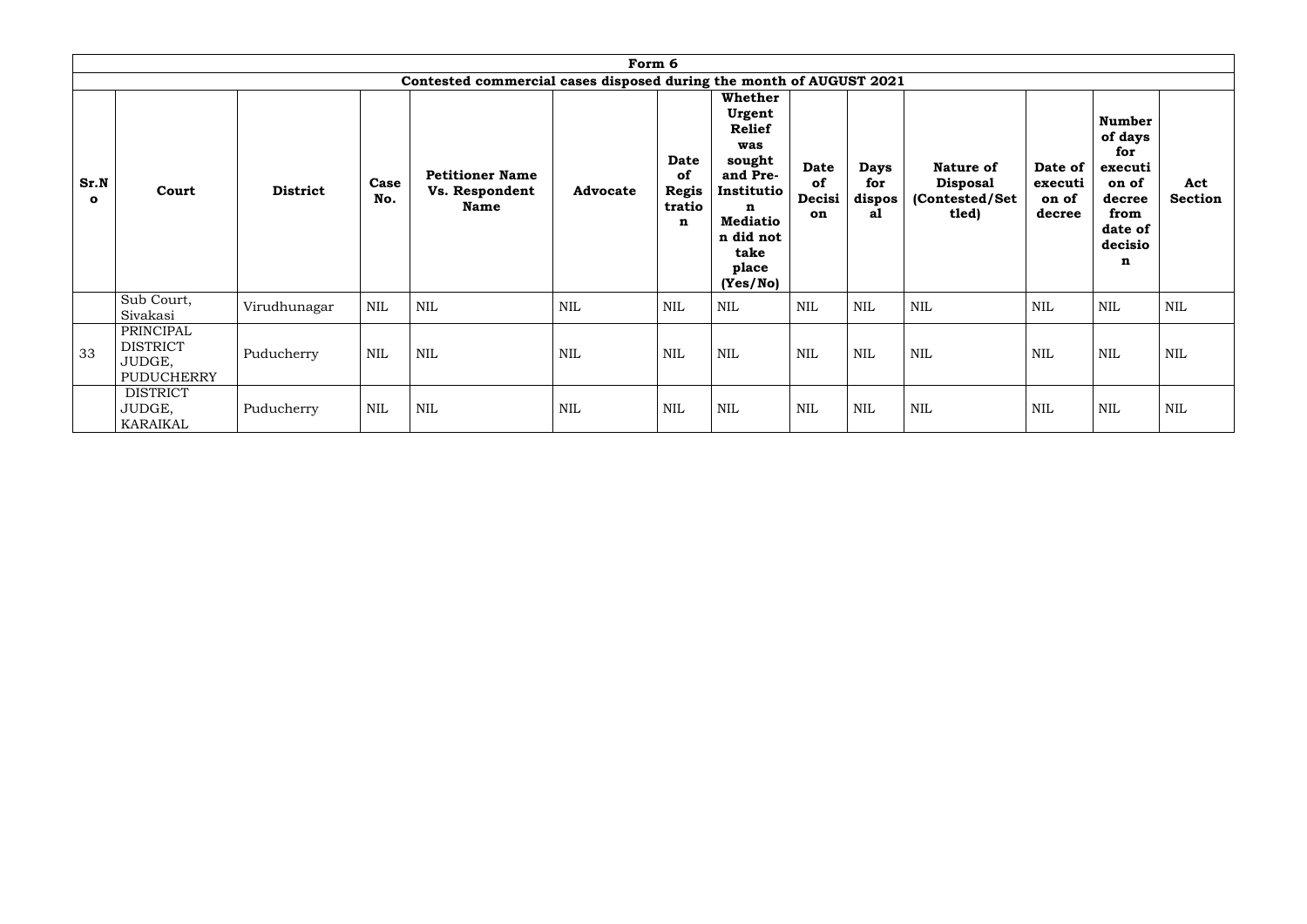| Form 6 | | | | | | | | | | | | | |
|---|---|---|---|---|---|---|---|---|---|---|---|---|---|
| Contested commercial cases disposed during the month of AUGUST 2021 | | | | | | | | | | | | | |
| **Sr.No** | **Court** | **District** | **Case No.** | **Petitioner Name Vs. Respondent Name** | **Advocate** | **Date of Registration** | **Whether Urgent Relief was sought and Pre-Institution Mediation did not take place (Yes/No)** | **Date of Decision** | **Days for disposal** | **Nature of Disposal (Contested/Settled)** | **Date of execution of decree** | **Number of days for execution of decree from date of decision** | **Act Section** |
| | Sub Court, Sivakasi | Virudhunagar | NIL | NIL | NIL | NIL | NIL | NIL | NIL | NIL | NIL | NIL | NIL |
| 33 | PRINCIPAL DISTRICT JUDGE, PUDUCHERRY | Puducherry | NIL | NIL | NIL | NIL | NIL | NIL | NIL | NIL | NIL | NIL | NIL |
| | DISTRICT JUDGE, KARAIKAL | Puducherry | NIL | NIL | NIL | NIL | NIL | NIL | NIL | NIL | NIL | NIL | NIL |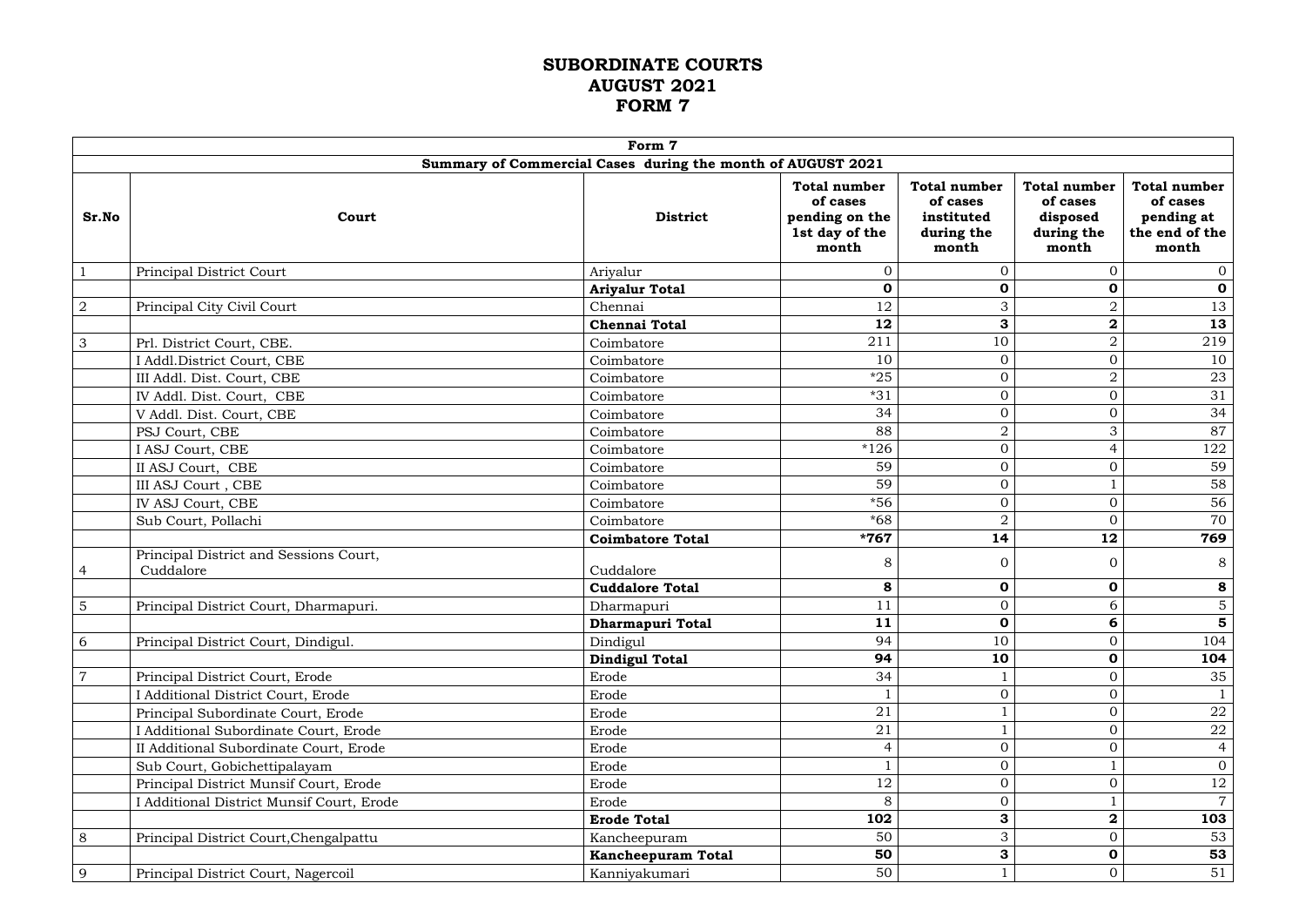# SUBORDINATE COURTS
# AUGUST 2021
# FORM 7

| Form 7 | | | | | | |
|---|---|---|---|---|---|---|
| **Summary of Commercial Cases during the month of AUGUST 2021** | | | | | | |
| **Sr.No** | **Court** | **District** | **Total number of cases pending on the 1st day of the month** | **Total number of cases instituted during the month** | **Total number of cases disposed during the month** | **Total number of cases pending at the end of the month** |
| 1 | Principal District Court | Ariyalur | 0 | 0 | 0 | 0 |
| | | **Ariyalur Total** | **0** | **0** | **0** | **0** |
| 2 | Principal City Civil Court | Chennai | 12 | 3 | 2 | 13 |
| | | **Chennai Total** | **12** | **3** | **2** | **13** |
| 3 | Prl. District Court, CBE. | Coimbatore | 211 | 10 | 2 | 219 |
| | I Addl.District Court, CBE | Coimbatore | 10 | 0 | 0 | 10 |
| | III Addl. Dist. Court, CBE | Coimbatore | *25 | 0 | 2 | 23 |
| | IV Addl. Dist. Court, CBE | Coimbatore | *31 | 0 | 0 | 31 |
| | V Addl. Dist. Court, CBE | Coimbatore | 34 | 0 | 0 | 34 |
| | PSJ Court, CBE | Coimbatore | 88 | 2 | 3 | 87 |
| | I ASJ Court, CBE | Coimbatore | *126 | 0 | 4 | 122 |
| | II ASJ Court, CBE | Coimbatore | 59 | 0 | 0 | 59 |
| | III ASJ Court , CBE | Coimbatore | 59 | 0 | 1 | 58 |
| | IV ASJ Court, CBE | Coimbatore | *56 | 0 | 0 | 56 |
| | Sub Court, Pollachi | Coimbatore | *68 | 2 | 0 | 70 |
| | | **Coimbatore Total** | ***767** | **14** | **12** | **769** |
| 4 | Principal District and Sessions Court, Cuddalore | Cuddalore | 8 | 0 | 0 | 8 |
| | | **Cuddalore Total** | **8** | **0** | **0** | **8** |
| 5 | Principal District Court, Dharmapuri. | Dharmapuri | 11 | 0 | 6 | 5 |
| | | **Dharmapuri Total** | **11** | **0** | **6** | **5** |
| 6 | Principal District Court, Dindigul. | Dindigul | 94 | 10 | 0 | 104 |
| | | **Dindigul Total** | **94** | **10** | **0** | **104** |
| 7 | Principal District Court, Erode | Erode | 34 | 1 | 0 | 35 |
| | I Additional District Court, Erode | Erode | 1 | 0 | 0 | 1 |
| | Principal Subordinate Court, Erode | Erode | 21 | 1 | 0 | 22 |
| | I Additional Subordinate Court, Erode | Erode | 21 | 1 | 0 | 22 |
| | II Additional Subordinate Court, Erode | Erode | 4 | 0 | 0 | 4 |
| | Sub Court, Gobichettipalayam | Erode | 1 | 0 | 1 | 0 |
| | Principal District Munsif Court, Erode | Erode | 12 | 0 | 0 | 12 |
| | I Additional District Munsif Court, Erode | Erode | 8 | 0 | 1 | 7 |
| | | **Erode Total** | **102** | **3** | **2** | **103** |
| 8 | Principal District Court,Chengalpattu | Kancheepuram | 50 | 3 | 0 | 53 |
| | | **Kancheepuram Total** | **50** | **3** | **0** | **53** |
| 9 | Principal District Court, Nagercoil | Kanniyakumari | 50 | 1 | 0 | 51 |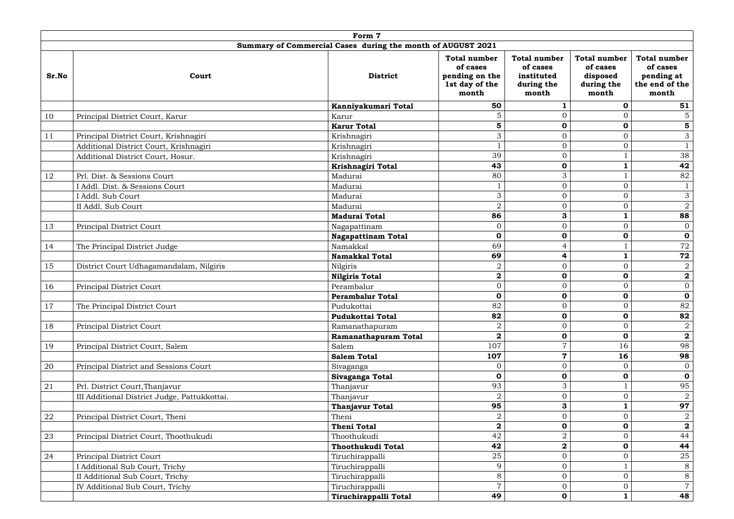| Form 7 | | | | | | |
|---|---|---|---|---|---|---|
| Summary of Commercial Cases during the month of AUGUST 2021 | | | | | | |
| **Sr.No** | **Court** | **District** | **Total number of cases pending on the 1st day of the month** | **Total number of cases instituted during the month** | **Total number of cases disposed during the month** | **Total number of cases pending at the end of the month** |
| | | **Kanniyakumari Total** | **50** | **1** | **0** | **51** |
| 10 | Principal District Court, Karur | Karur | 5 | 0 | 0 | 5 |
| | | **Karur Total** | **5** | **0** | **0** | **5** |
| 11 | Principal District Court, Krishnagiri | Krishnagiri | 3 | 0 | 0 | 3 |
| | Additional District Court, Krishnagiri | Krishnagiri | 1 | 0 | 0 | 1 |
| | Additional District Court, Hosur. | Krishnagiri | 39 | 0 | 1 | 38 |
| | | **Krishnagiri Total** | **43** | **0** | **1** | **42** |
| 12 | Prl. Dist. & Sessions Court | Madurai | 80 | 3 | 1 | 82 |
| | I Addl. Dist. & Sessions Court | Madurai | 1 | 0 | 0 | 1 |
| | I Addl. Sub Court | Madurai | 3 | 0 | 0 | 3 |
| | II Addl. Sub Court | Madurai | 2 | 0 | 0 | 2 |
| | | **Madurai Total** | **86** | **3** | **1** | **88** |
| 13 | Principal District Court | Nagapattinam | 0 | 0 | 0 | 0 |
| | | **Nagapattinam Total** | **0** | **0** | **0** | **0** |
| 14 | The Principal District Judge | Namakkal | 69 | 4 | 1 | 72 |
| | | **Namakkal Total** | **69** | **4** | **1** | **72** |
| 15 | District Court Udhagamandalam, Nilgiris | Nilgiris | 2 | 0 | 0 | 2 |
| | | **Nilgiris Total** | **2** | **0** | **0** | **2** |
| 16 | Principal District Court | Perambalur | 0 | 0 | 0 | 0 |
| | | **Perambalur Total** | **0** | **0** | **0** | **0** |
| 17 | The Principal District Court | Pudukottai | 82 | 0 | 0 | 82 |
| | | **Pudukottai Total** | **82** | **0** | **0** | **82** |
| 18 | Principal District Court | Ramanathapuram | 2 | 0 | 0 | 2 |
| | | **Ramanathapuram Total** | **2** | **0** | **0** | **2** |
| 19 | Principal District Court, Salem | Salem | 107 | 7 | 16 | 98 |
| | | **Salem Total** | **107** | **7** | **16** | **98** |
| 20 | Principal District and Sessions Court | Sivaganga | 0 | 0 | 0 | 0 |
| | | **Sivaganga Total** | **0** | **0** | **0** | **0** |
| 21 | Prl. District Court,Thanjavur | Thanjavur | 93 | 3 | 1 | 95 |
| | III Additional District Judge, Pattukkottai. | Thanjavur | 2 | 0 | 0 | 2 |
| | | **Thanjavur Total** | **95** | **3** | **1** | **97** |
| 22 | Principal District Court, Theni | Theni | 2 | 0 | 0 | 2 |
| | | **Theni Total** | **2** | **0** | **0** | **2** |
| 23 | Principal District Court, Thoothukudi | Thoothukudi | 42 | 2 | 0 | 44 |
| | | **Thoothukudi Total** | **42** | **2** | **0** | **44** |
| 24 | Principal District Court | Tiruchirappalli | 25 | 0 | 0 | 25 |
| | I Additional Sub Court, Trichy | Tiruchirappalli | 9 | 0 | 1 | 8 |
| | II Additional Sub Court, Trichy | Tiruchirappalli | 8 | 0 | 0 | 8 |
| | IV Additional Sub Court, Trichy | Tiruchirappalli | 7 | 0 | 0 | 7 |
| | | **Tiruchirappalli Total** | **49** | **0** | **1** | **48** |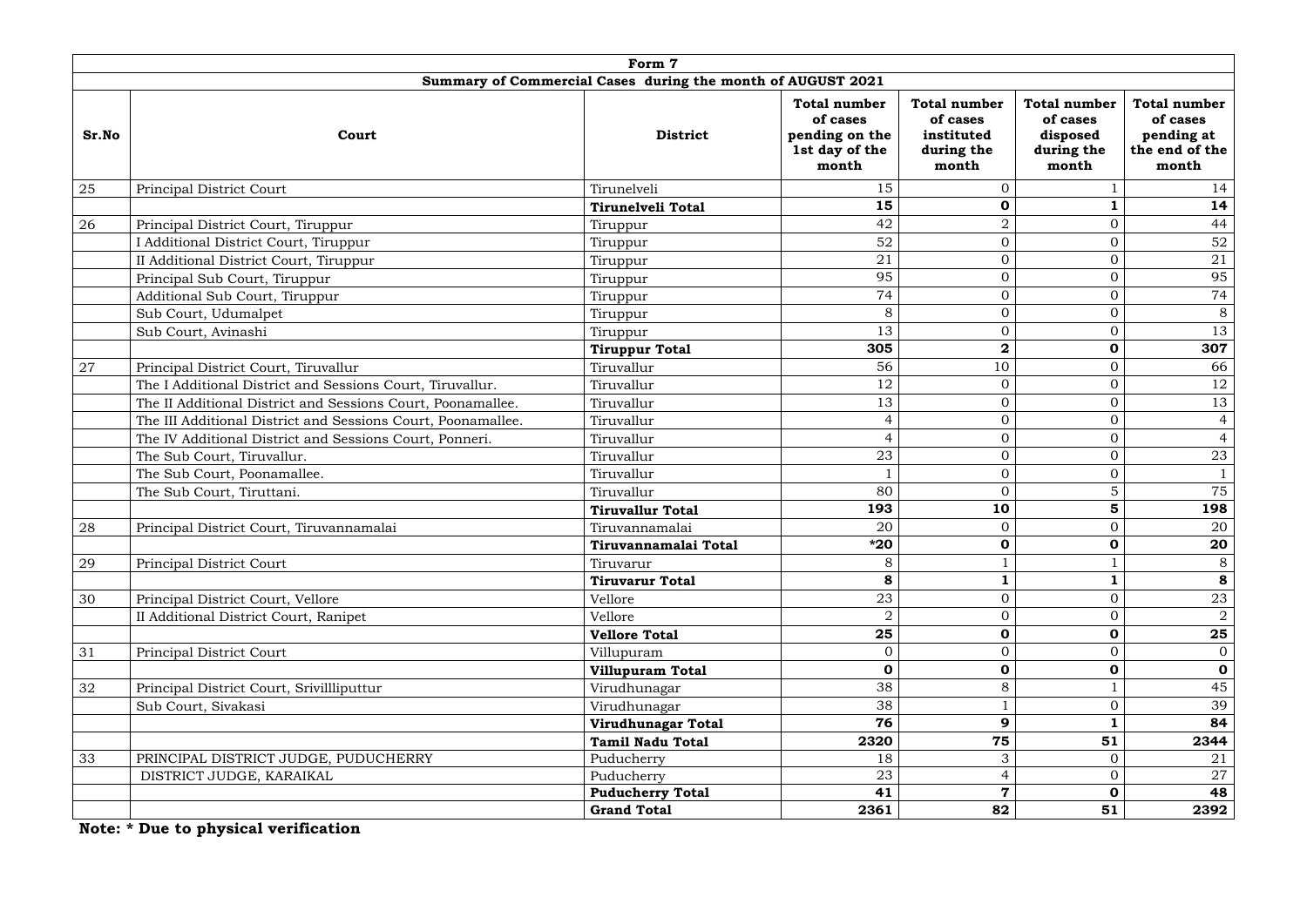| Form 7 | | | | | | |
|---|---|---|---|---|---|---|
| **Summary of Commercial Cases during the month of AUGUST 2021** | | | | | | |
| **Sr.No** | **Court** | **District** | **Total number of cases pending on the 1st day of the month** | **Total number of cases instituted during the month** | **Total number of cases disposed during the month** | **Total number of cases pending at the end of the month** |
| 25 | Principal District Court | Tirunelveli | 15 | 0 | 1 | 14 |
| | | **Tirunelveli Total** | **15** | **0** | **1** | **14** |
| 26 | Principal District Court, Tiruppur | Tiruppur | 42 | 2 | 0 | 44 |
| | I Additional District Court, Tiruppur | Tiruppur | 52 | 0 | 0 | 52 |
| | II Additional District Court, Tiruppur | Tiruppur | 21 | 0 | 0 | 21 |
| | Principal Sub Court, Tiruppur | Tiruppur | 95 | 0 | 0 | 95 |
| | Additional Sub Court, Tiruppur | Tiruppur | 74 | 0 | 0 | 74 |
| | Sub Court, Udumalpet | Tiruppur | 8 | 0 | 0 | 8 |
| | Sub Court, Avinashi | Tiruppur | 13 | 0 | 0 | 13 |
| | | **Tiruppur Total** | **305** | **2** | **0** | **307** |
| 27 | Principal District Court, Tiruvallur | Tiruvallur | 56 | 10 | 0 | 66 |
| | The I Additional District and Sessions Court, Tiruvallur. | Tiruvallur | 12 | 0 | 0 | 12 |
| | The II Additional District and Sessions Court, Poonamallee. | Tiruvallur | 13 | 0 | 0 | 13 |
| | The III Additional District and Sessions Court, Poonamallee. | Tiruvallur | 4 | 0 | 0 | 4 |
| | The IV Additional District and Sessions Court, Ponneri. | Tiruvallur | 4 | 0 | 0 | 4 |
| | The Sub Court, Tiruvallur. | Tiruvallur | 23 | 0 | 0 | 23 |
| | The Sub Court, Poonamallee. | Tiruvallur | 1 | 0 | 0 | 1 |
| | The Sub Court, Tiruttani. | Tiruvallur | 80 | 0 | 5 | 75 |
| | | **Tiruvallur Total** | **193** | **10** | **5** | **198** |
| 28 | Principal District Court, Tiruvannamalai | Tiruvannamalai | 20 | 0 | 0 | 20 |
| | | **Tiruvannamalai Total** | **\*20** | **0** | **0** | **20** |
| 29 | Principal District Court | Tiruvarur | 8 | 1 | 1 | 8 |
| | | **Tiruvarur Total** | **8** | **1** | **1** | **8** |
| 30 | Principal District Court, Vellore | Vellore | 23 | 0 | 0 | 23 |
| | II Additional District Court, Ranipet | Vellore | 2 | 0 | 0 | 2 |
| | | **Vellore Total** | **25** | **0** | **0** | **25** |
| 31 | Principal District Court | Villupuram | 0 | 0 | 0 | 0 |
| | | **Villupuram Total** | **0** | **0** | **0** | **0** |
| 32 | Principal District Court, Srivillliputtur | Virudhunagar | 38 | 8 | 1 | 45 |
| | Sub Court, Sivakasi | Virudhunagar | 38 | 1 | 0 | 39 |
| | | **Virudhunagar Total** | **76** | **9** | **1** | **84** |
| | | **Tamil Nadu Total** | **2320** | **75** | **51** | **2344** |
| 33 | PRINCIPAL DISTRICT JUDGE, PUDUCHERRY | Puducherry | 18 | 3 | 0 | 21 |
| | DISTRICT JUDGE, KARAIKAL | Puducherry | 23 | 4 | 0 | 27 |
| | | **Puducherry Total** | **41** | **7** | **0** | **48** |
| | | **Grand Total** | **2361** | **82** | **51** | **2392** |

**Note: * Due to physical verification**